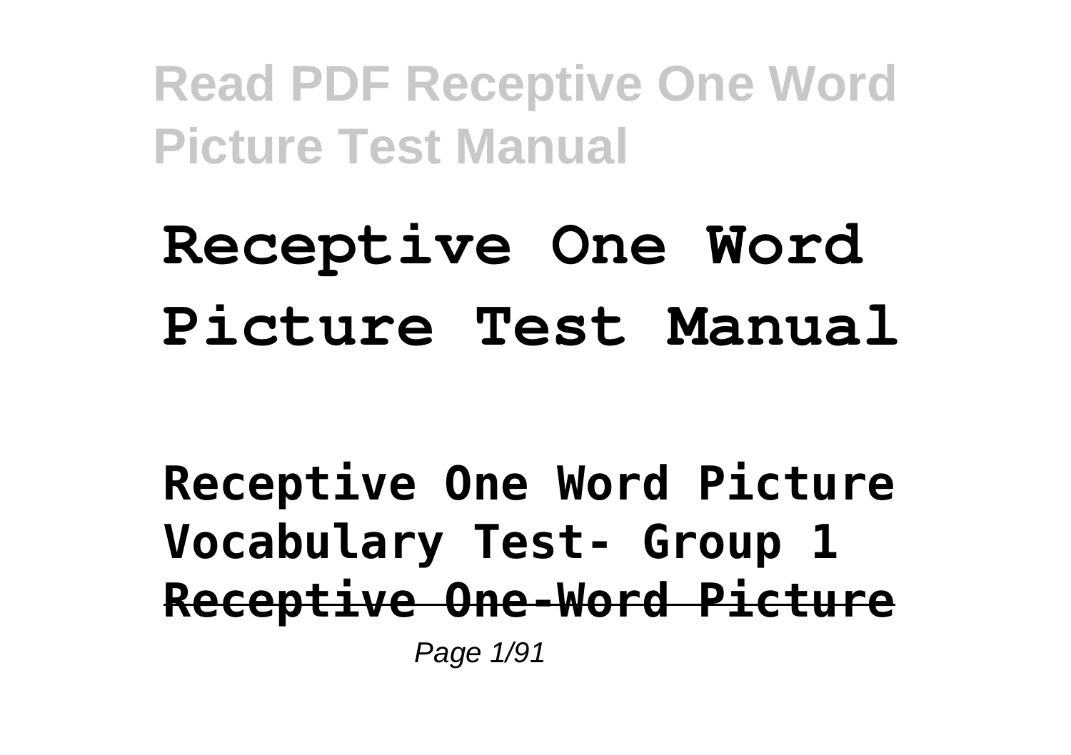# Receptive One Word Picture Test Manual

**Receptive One Word Picture Vocabulary Test- Group 1**

~~**Receptive One-Word Picture**~~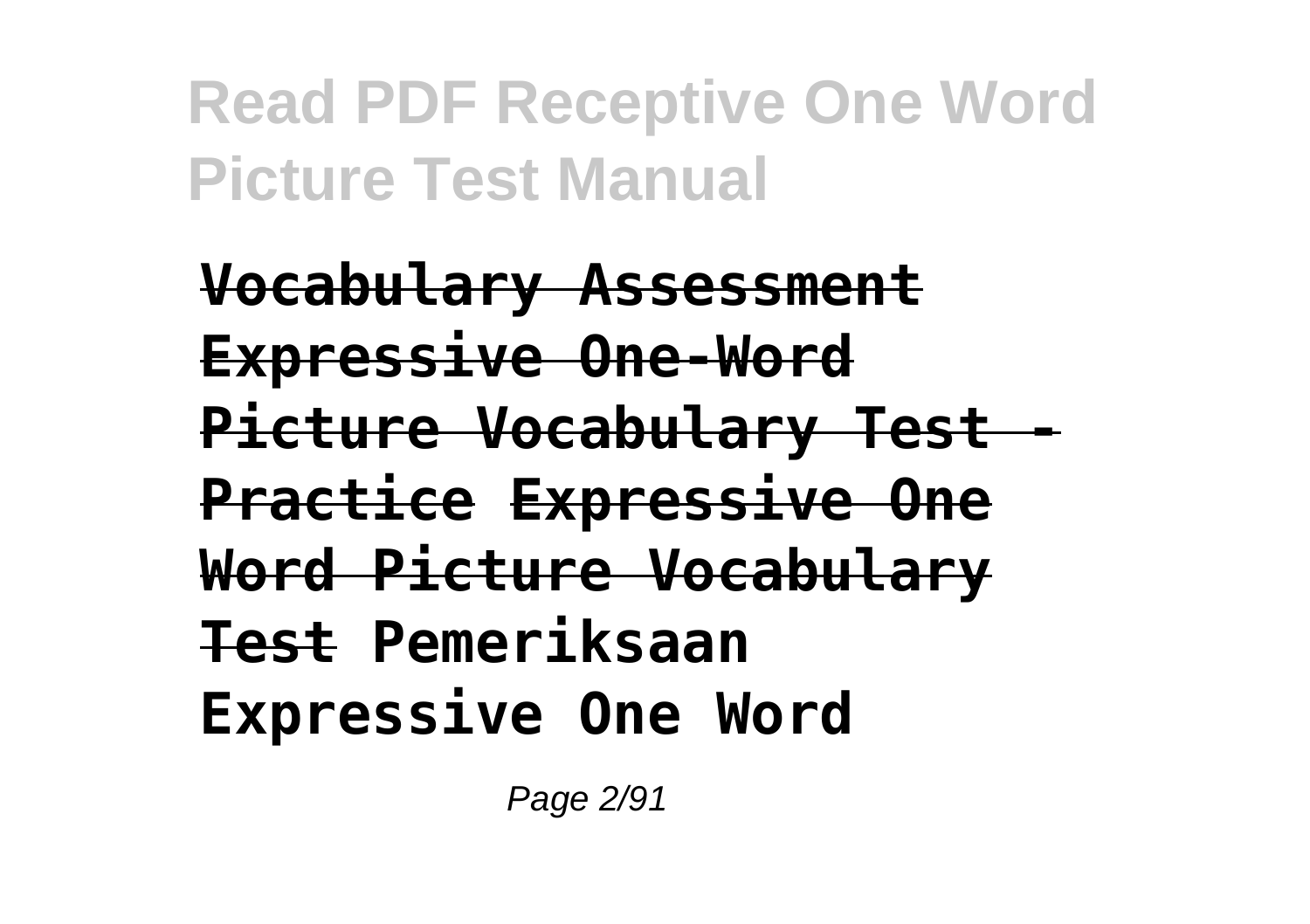**Vocabulary Assessment Expressive One-Word Picture Vocabulary Test - Practice Expressive One Word Picture Vocabulary Test Pemeriksaan Expressive One Word**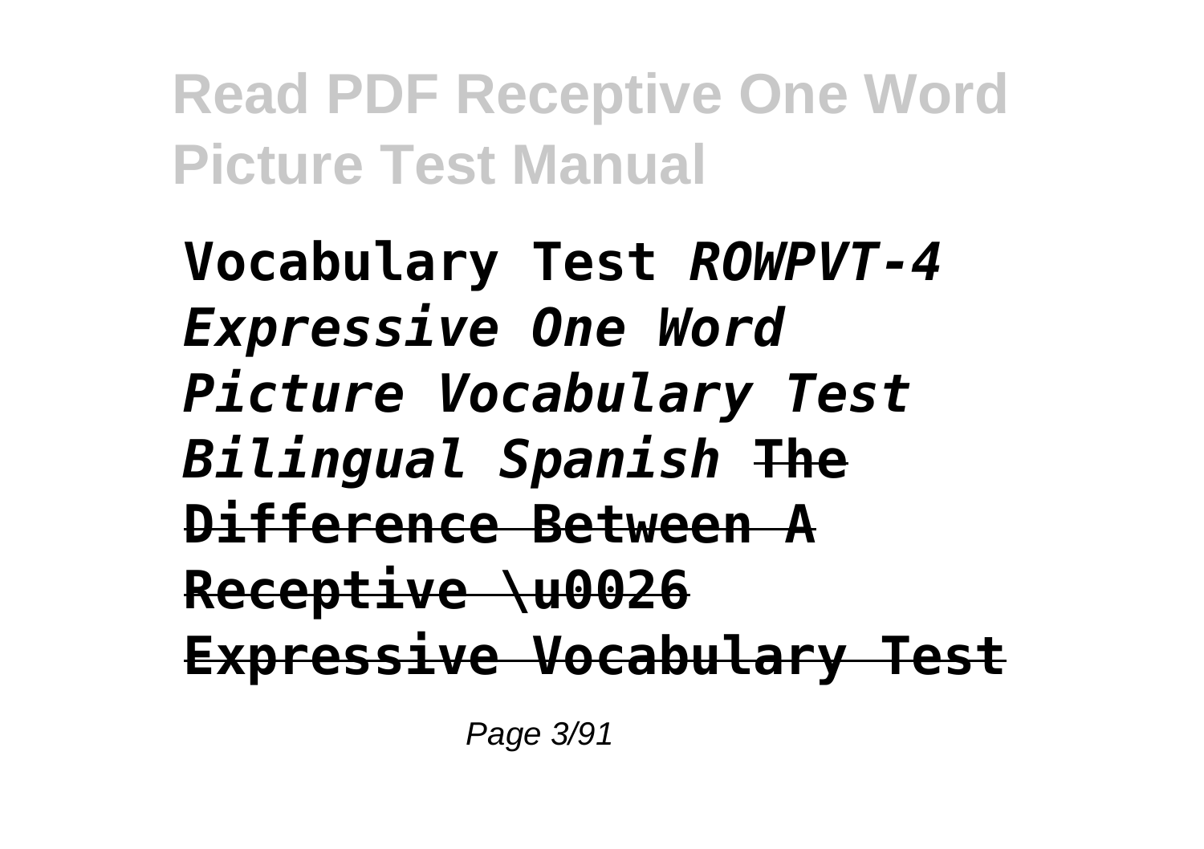**Vocabulary Test** *ROWPVT-4 Expressive One Word Picture Vocabulary Test Bilingual Spanish* ~~**The Difference Between A Receptive \u0026 Expressive Vocabulary Test**~~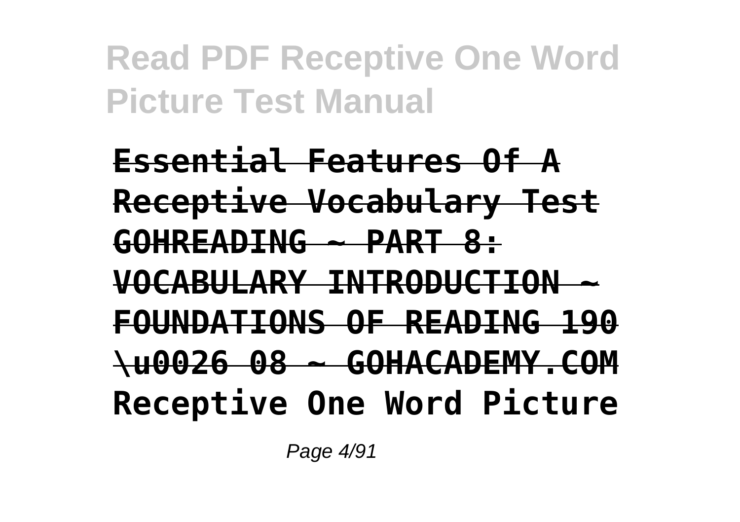**Essential Features Of A Receptive Vocabulary Test**

~~**GOHREADING ~ PART 8: VOCABULARY INTRODUCTION ~ FOUNDATIONS OF READING 190 \u0026 08 ~ GOHACADEMY.COM**~~

**Receptive One Word Picture**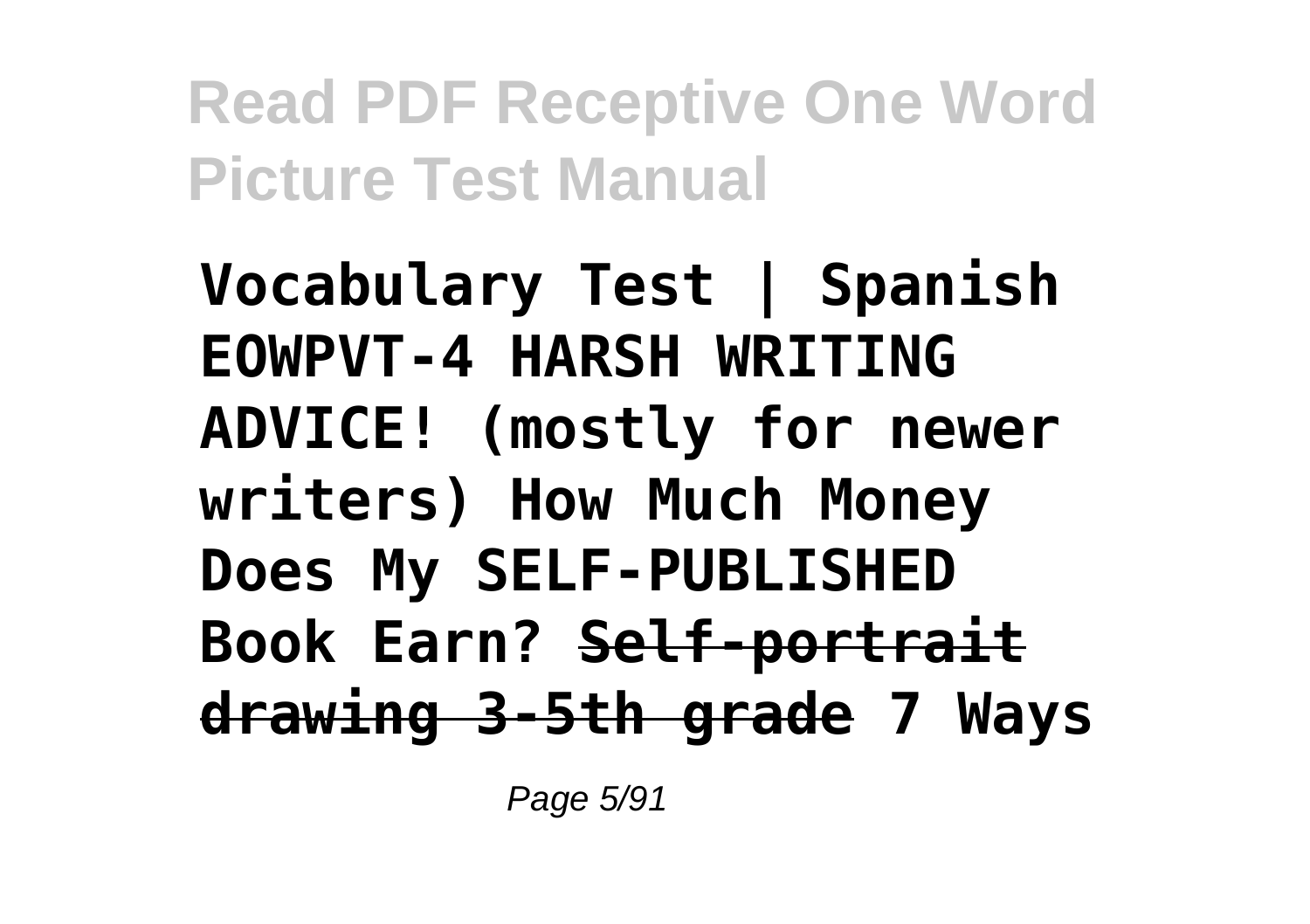**Vocabulary Test | Spanish EOWPVT-4 HARSH WRITING ADVICE! (mostly for newer writers) How Much Money Does My SELF-PUBLISHED Book Earn? ~~Self-portrait drawing 3-5th grade~~ 7 Ways**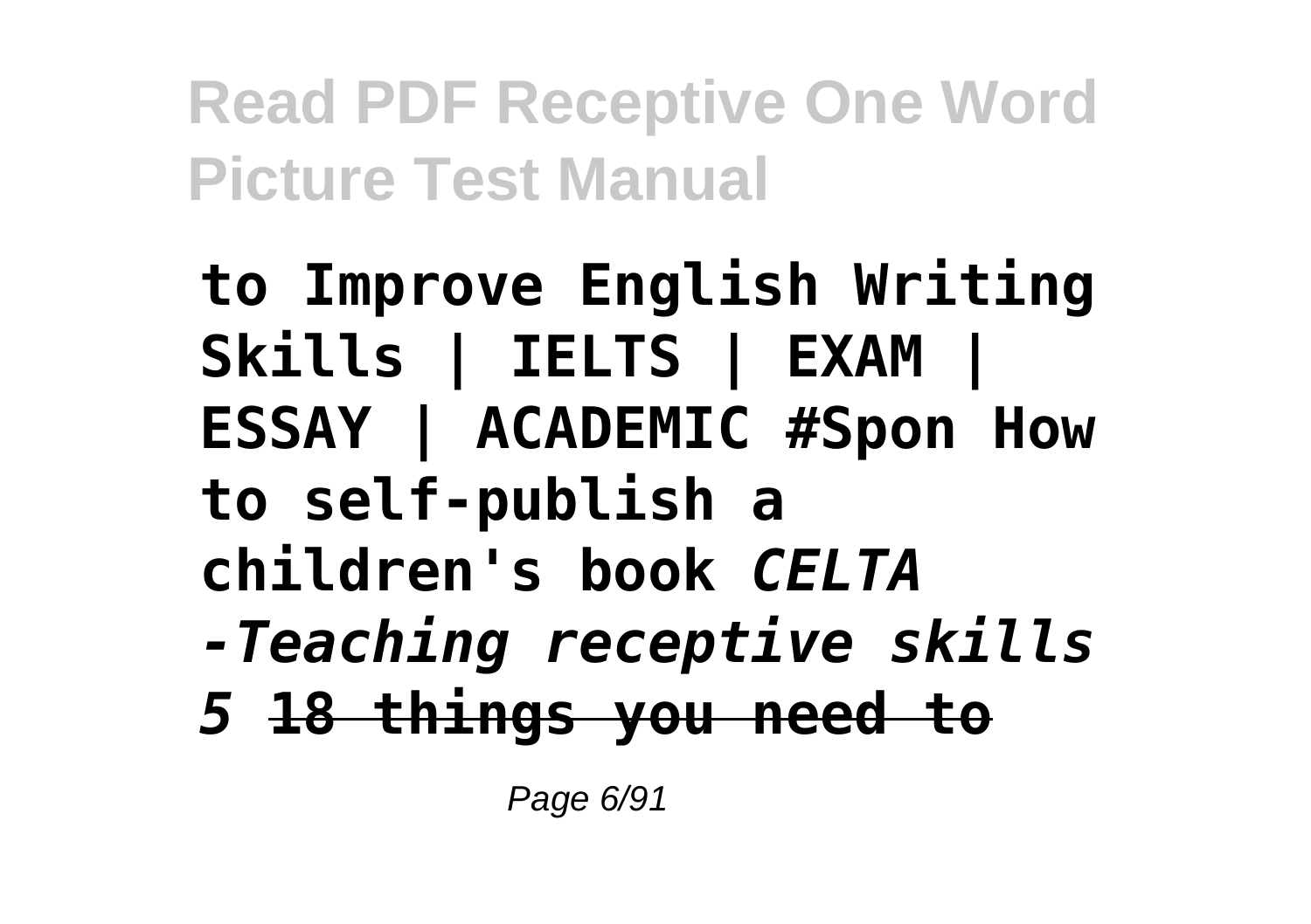**to Improve English Writing Skills | IELTS | EXAM | ESSAY | ACADEMIC #Spon How to self-publish a children's book** ***CELTA -Teaching receptive skills 5*** **~~18 things you need to~~**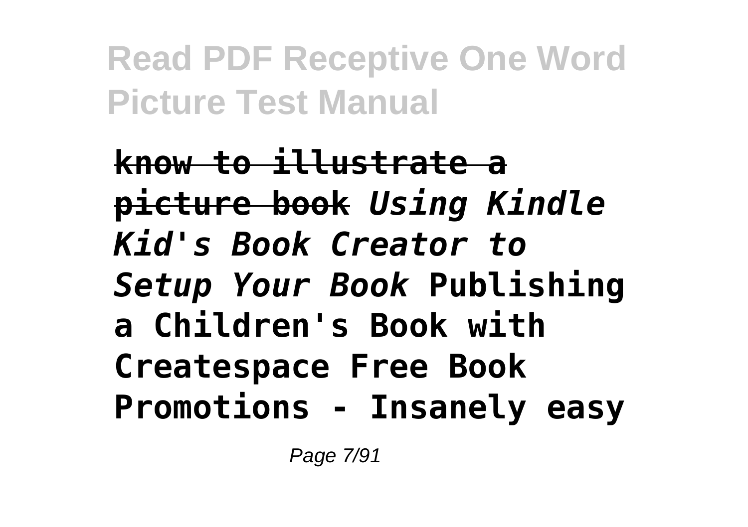~~**know to illustrate a picture book**~~ *Using Kindle Kid's Book Creator to Setup Your Book* **Publishing a Children's Book with Createspace Free Book Promotions - Insanely easy**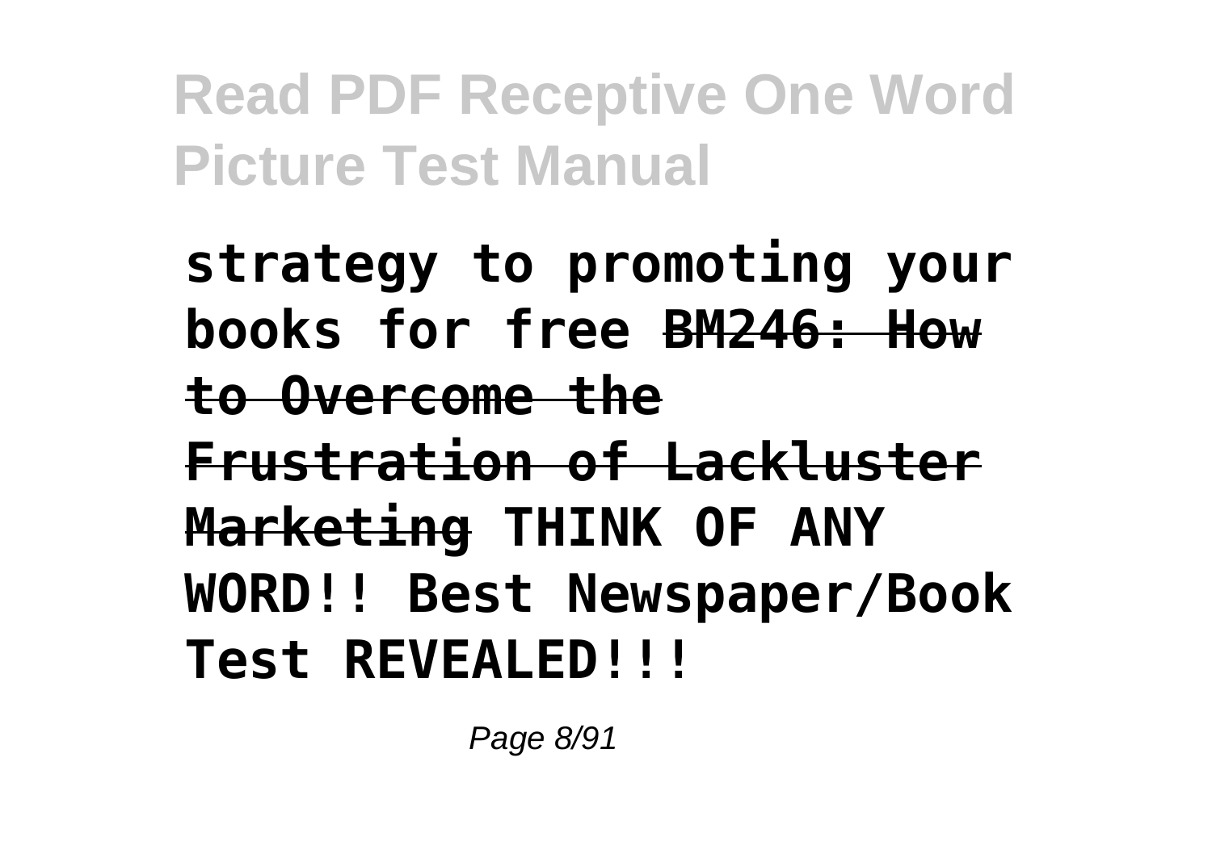**strategy to promoting your books for free ~~BM246: How to Overcome the Frustration of Lackluster Marketing~~ THINK OF ANY WORD!! Best Newspaper/Book Test REVEALED!!!**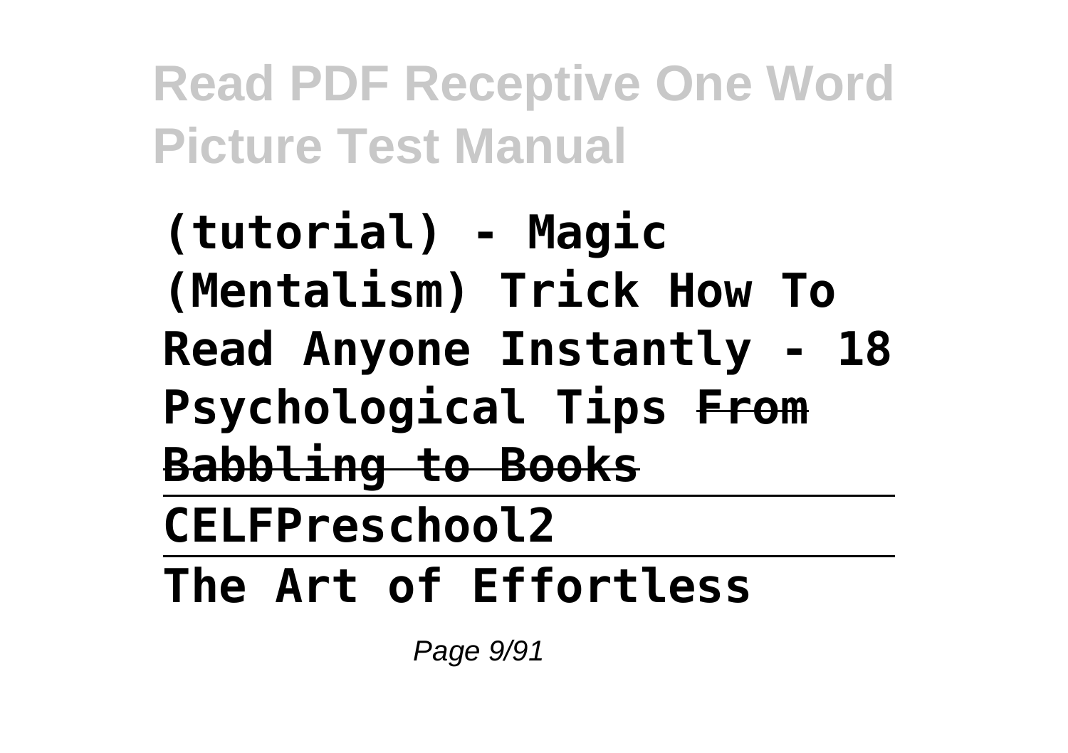**(tutorial) - Magic (Mentalism) Trick How To Read Anyone Instantly - 18 Psychological Tips** ~~**From Babbling to Books**~~

**CELFPreschool2**

**The Art of Effortless**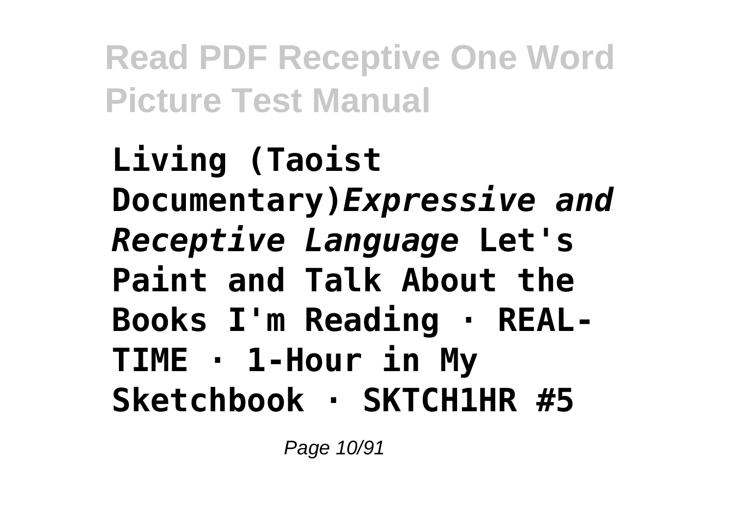**Living (Taoist Documentary)***Expressive and Receptive Language* **Let's Paint and Talk About the Books I'm Reading · REAL-TIME · 1-Hour in My Sketchbook · SKTCH1HR #5**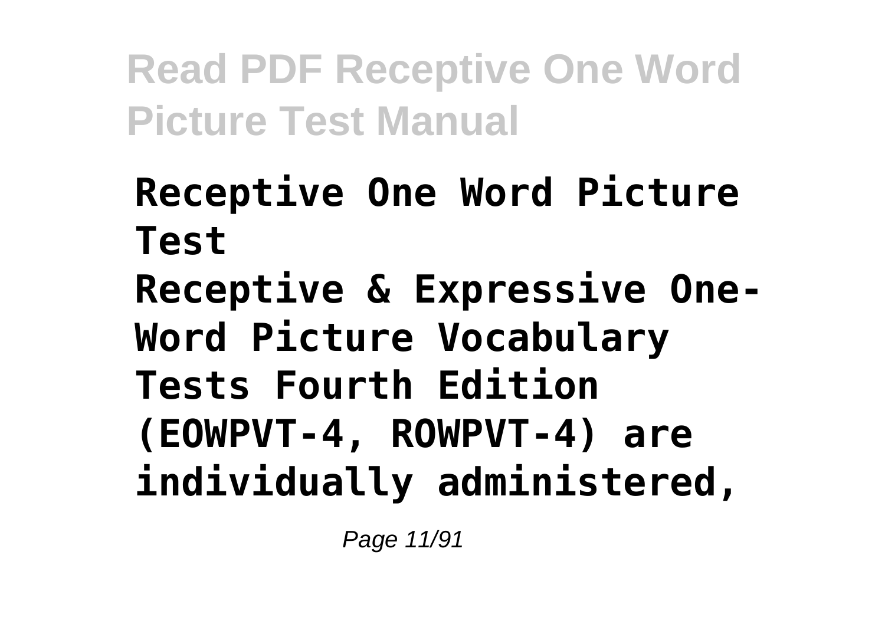**Receptive One Word Picture Test**

**Receptive & Expressive One-Word Picture Vocabulary Tests Fourth Edition (EOWPVT-4, ROWPVT-4) are individually administered,**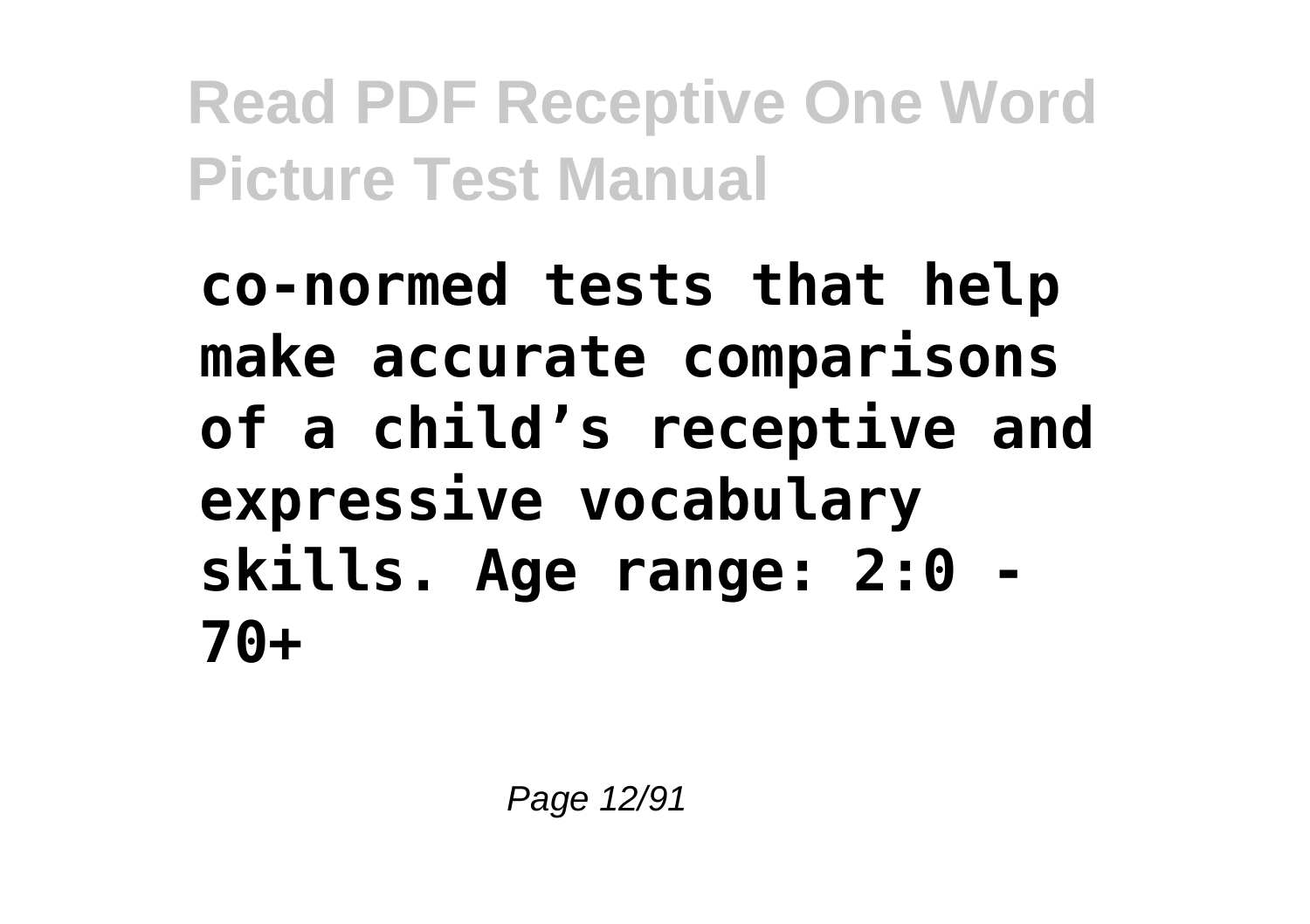**co-normed tests that help make accurate comparisons of a child's receptive and expressive vocabulary skills. Age range: 2:0 - 70+**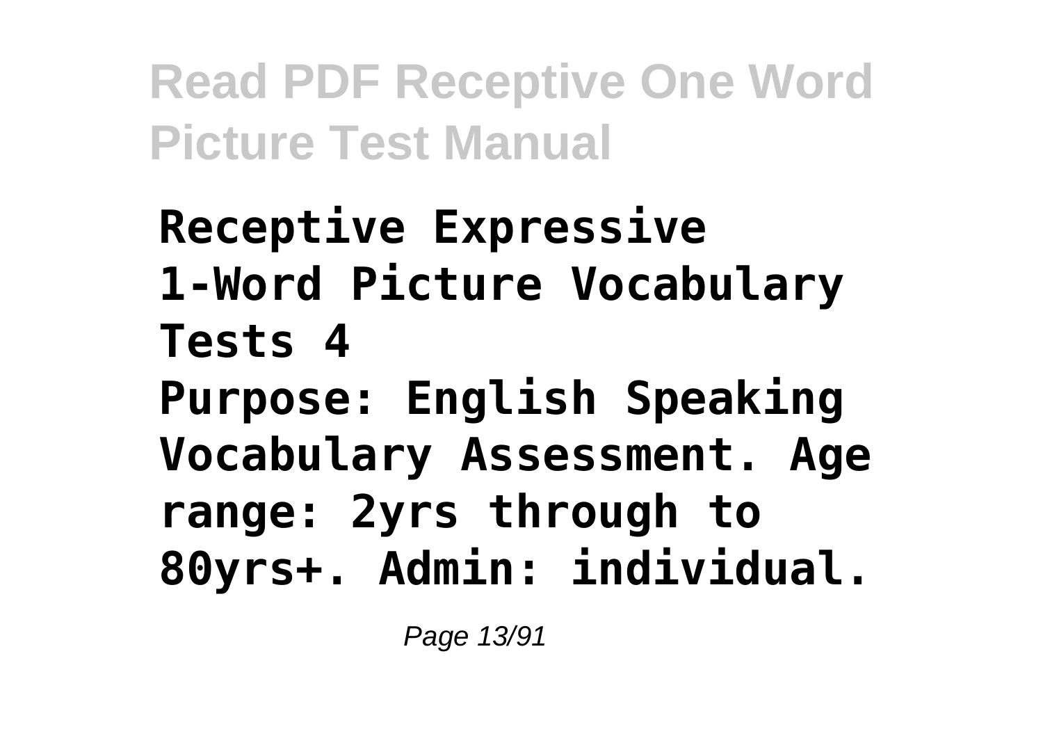**Receptive Expressive 1-Word Picture Vocabulary Tests 4 Purpose: English Speaking Vocabulary Assessment. Age range: 2yrs through to 80yrs+. Admin: individual.**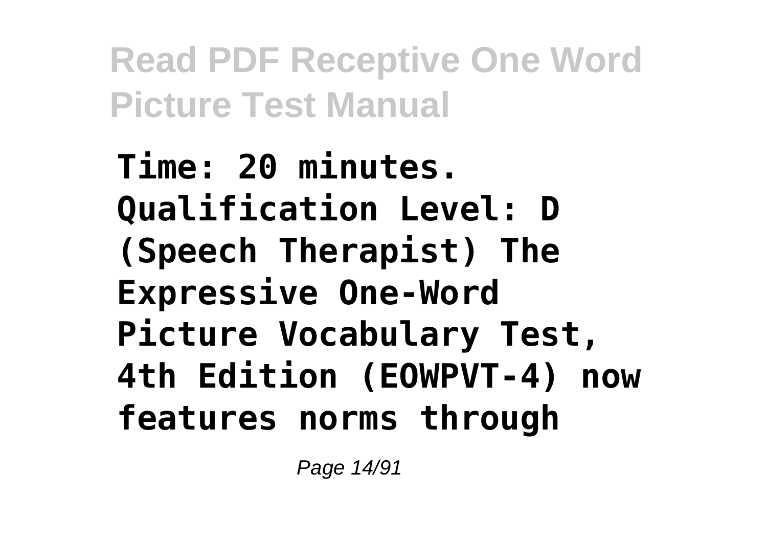**Time: 20 minutes. Qualification Level: D (Speech Therapist) The Expressive One-Word Picture Vocabulary Test, 4th Edition (EOWPVT-4) now features norms through**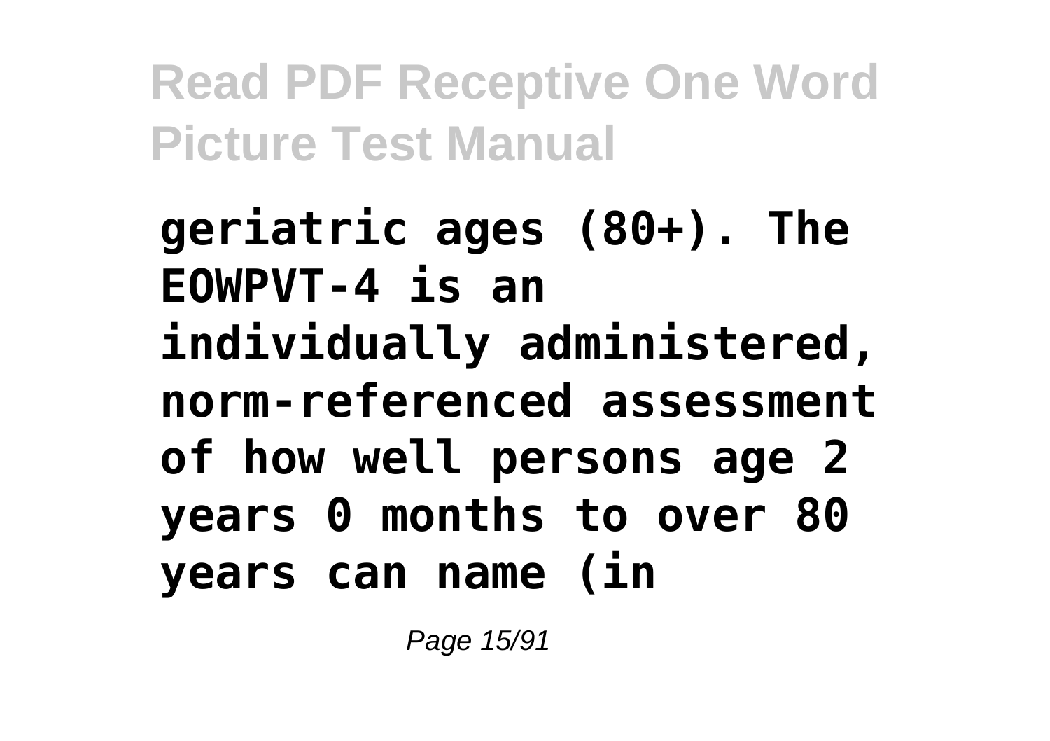**geriatric ages (80+). The EOWPVT-4 is an individually administered, norm-referenced assessment of how well persons age 2 years 0 months to over 80 years can name (in**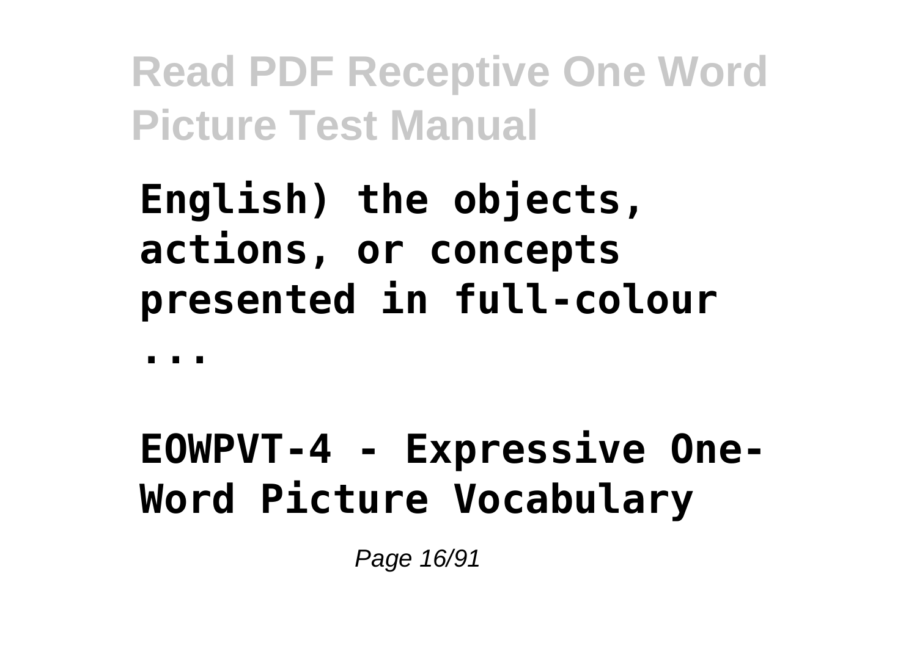**English) the objects, actions, or concepts presented in full-colour ...**

**EOWPVT-4 - Expressive One-Word Picture Vocabulary**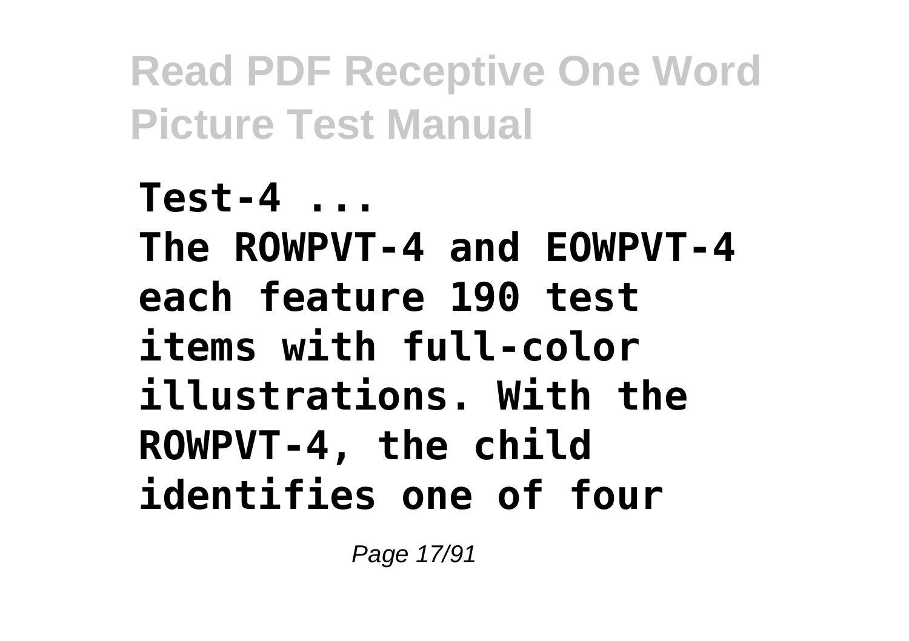**Test-4 ...**
**The ROWPVT-4 and EOWPVT-4 each feature 190 test items with full-color illustrations. With the ROWPVT-4, the child identifies one of four**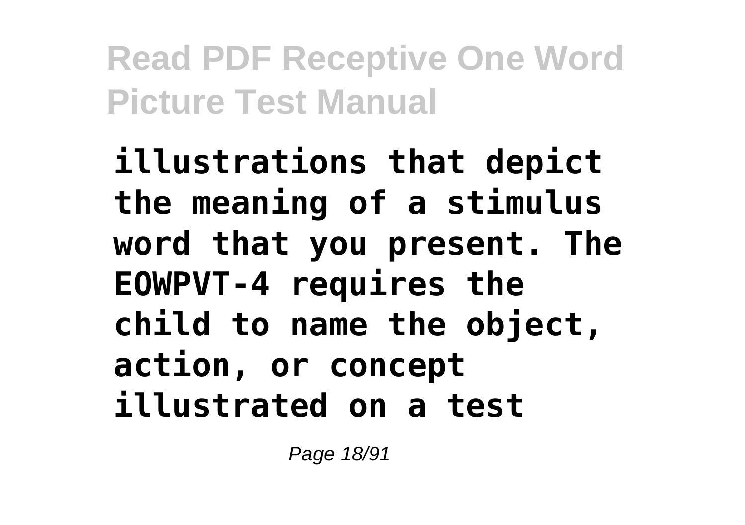**illustrations that depict the meaning of a stimulus word that you present. The EOWPVT-4 requires the child to name the object, action, or concept illustrated on a test**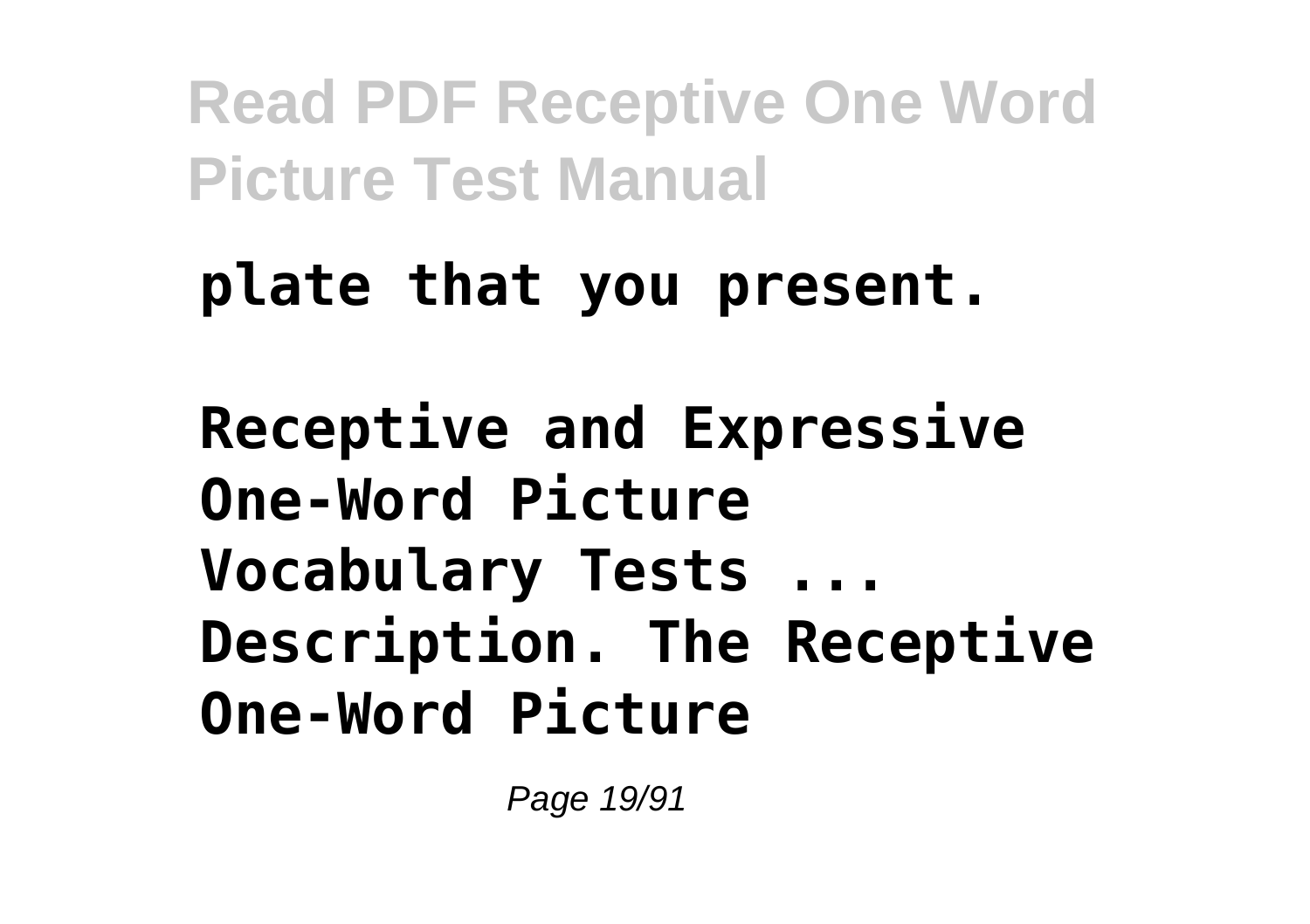**plate that you present.**

**Receptive and Expressive One-Word Picture Vocabulary Tests ... Description. The Receptive One-Word Picture**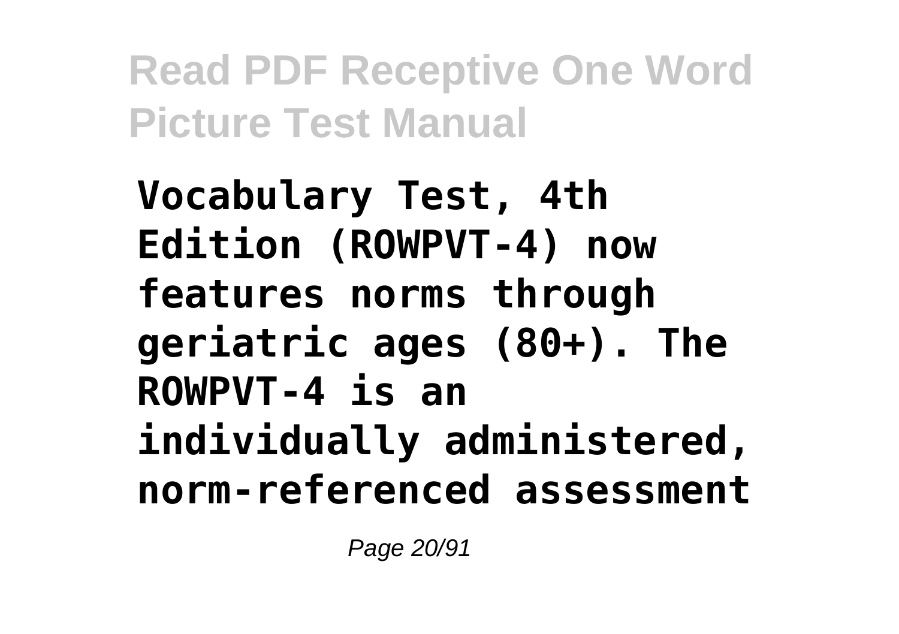**Vocabulary Test, 4th Edition (ROWPVT-4) now features norms through geriatric ages (80+). The ROWPVT-4 is an individually administered, norm-referenced assessment**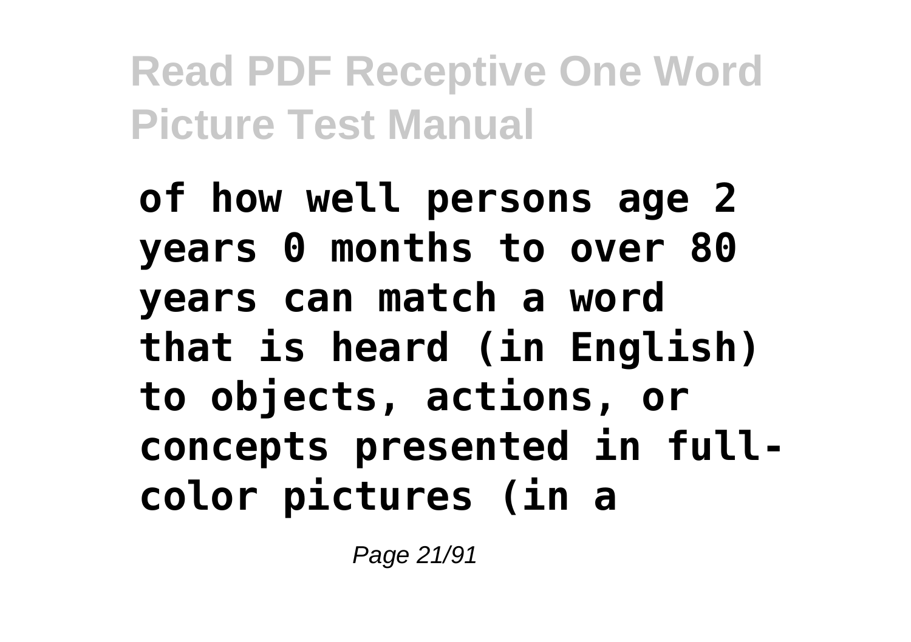**of how well persons age 2 years 0 months to over 80 years can match a word that is heard (in English) to objects, actions, or concepts presented in full-color pictures (in a**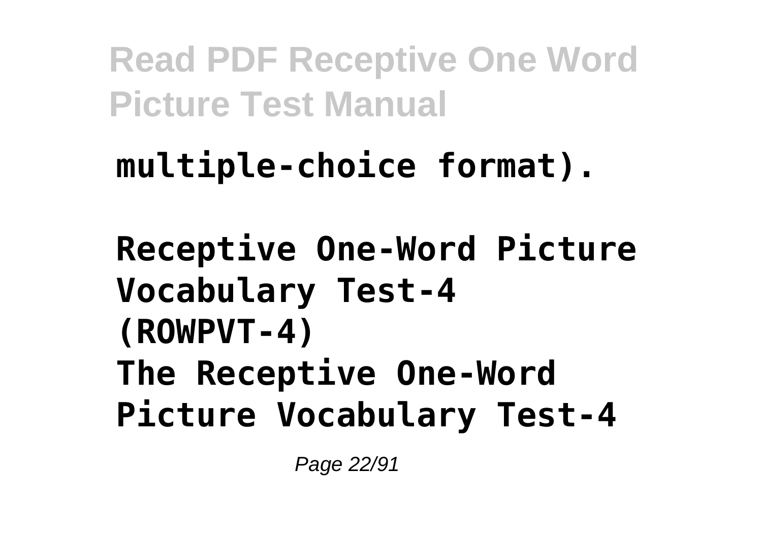**multiple-choice format).**

**Receptive One-Word Picture Vocabulary Test-4 (ROWPVT-4)**

**The Receptive One-Word Picture Vocabulary Test-4**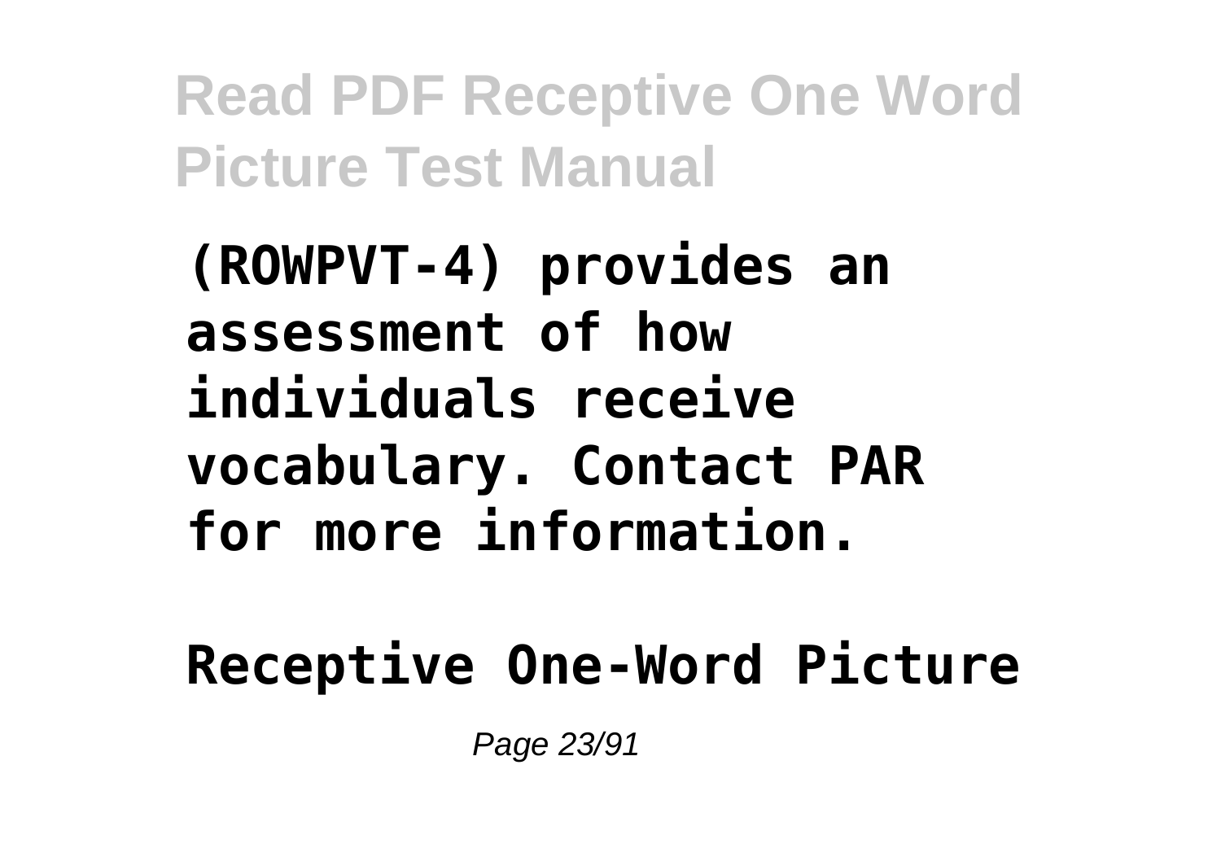**(ROWPVT-4) provides an assessment of how individuals receive vocabulary. Contact PAR for more information.**

**Receptive One-Word Picture**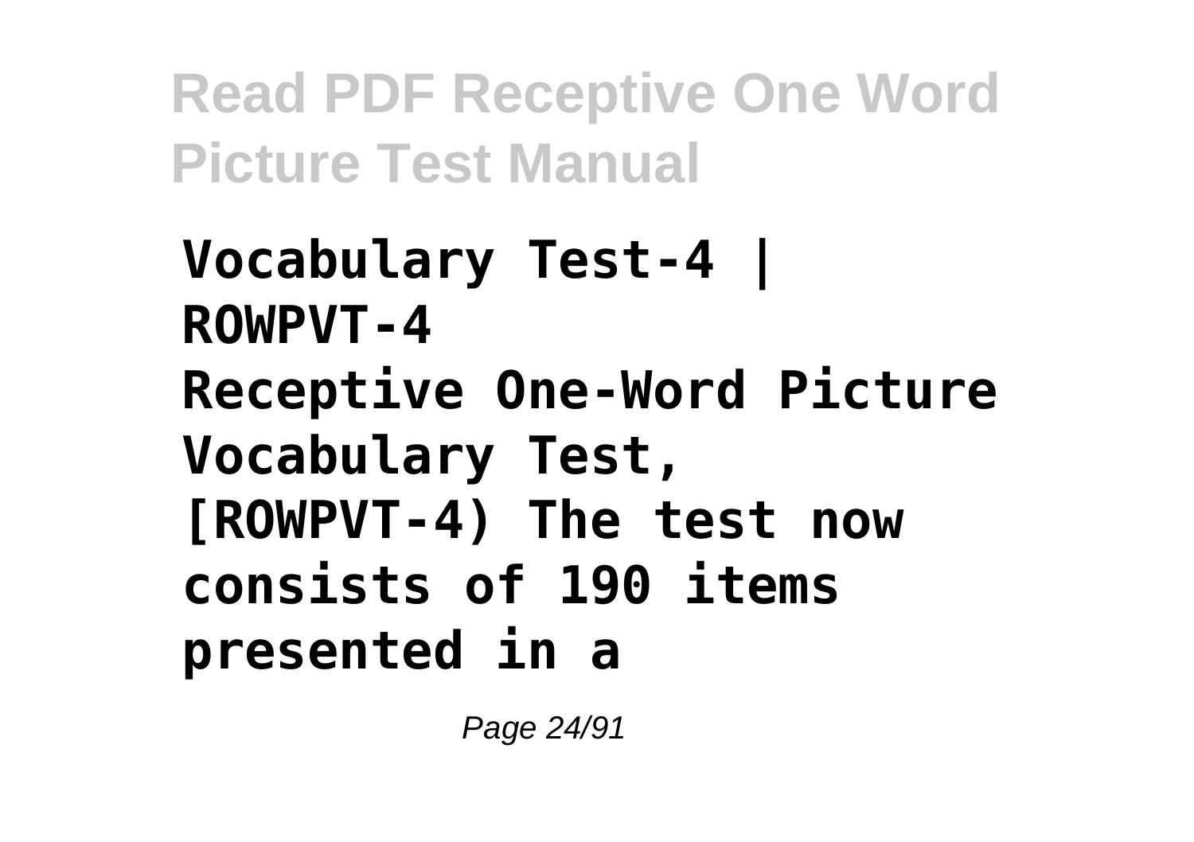**Vocabulary Test-4 | ROWPVT-4**

**Receptive One-Word Picture Vocabulary Test, [ROWPVT-4) The test now consists of 190 items presented in a**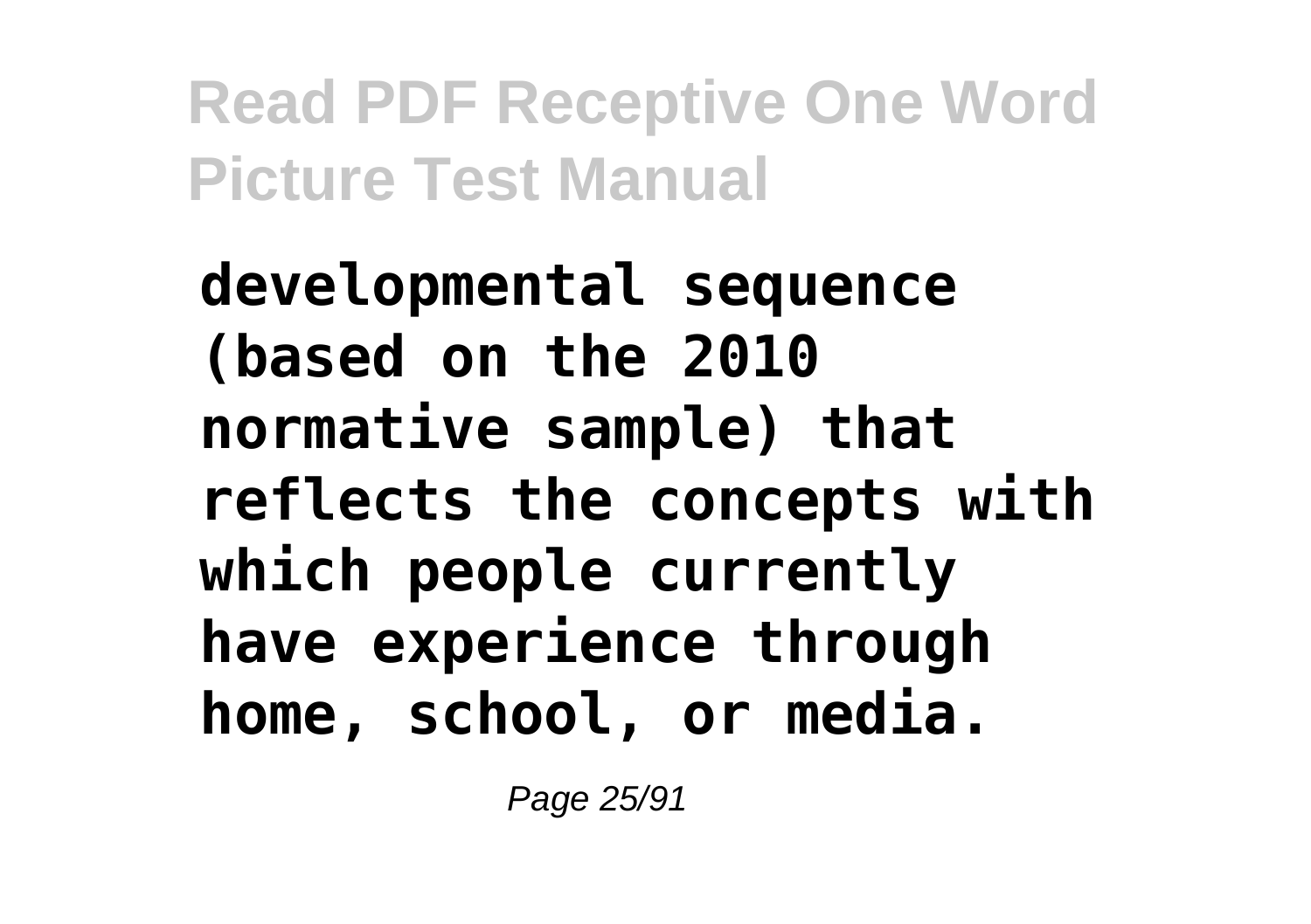**developmental sequence (based on the 2010 normative sample) that reflects the concepts with which people currently have experience through home, school, or media.**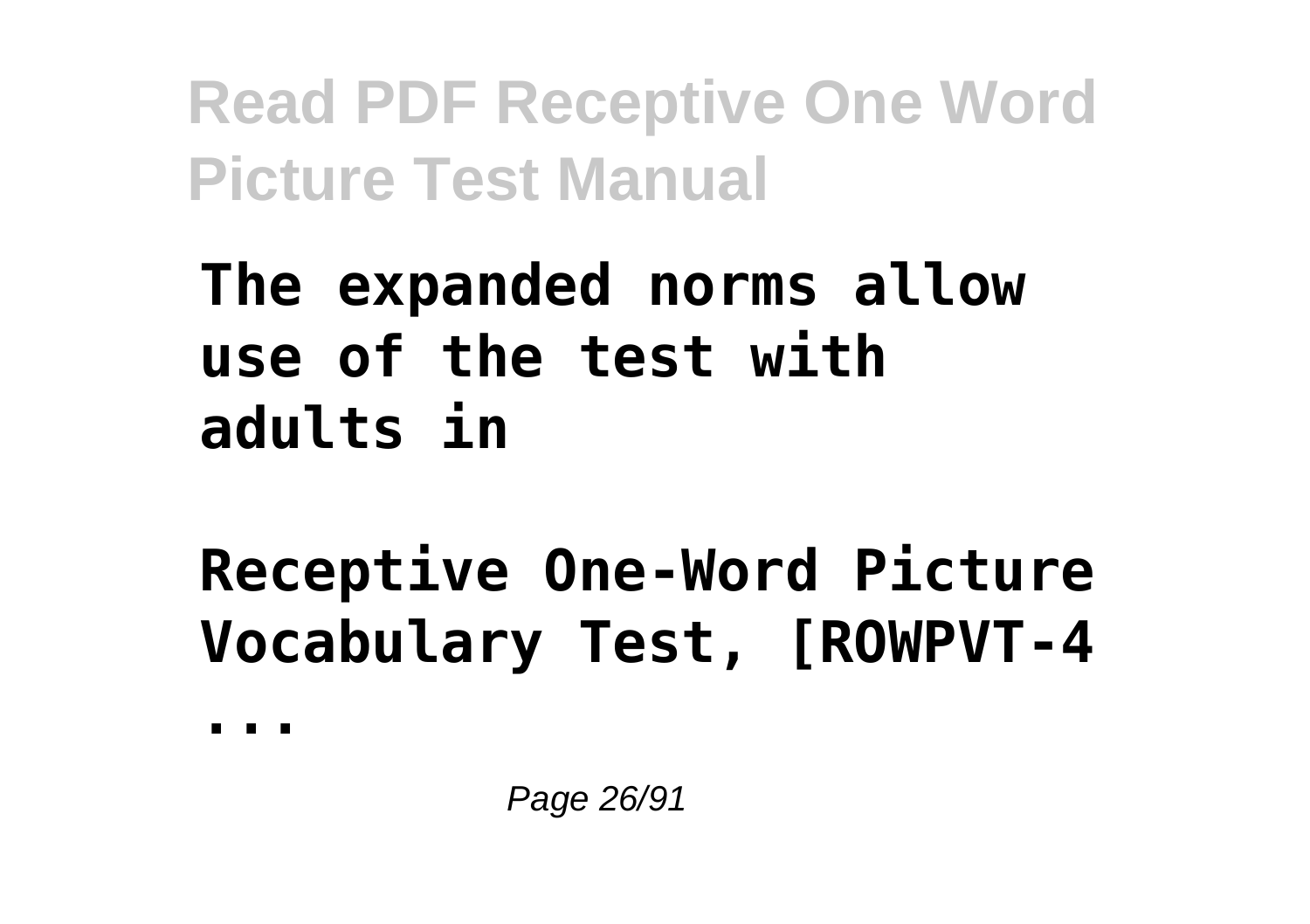**The expanded norms allow use of the test with adults in**

**Receptive One-Word Picture Vocabulary Test, [ROWPVT-4 ...**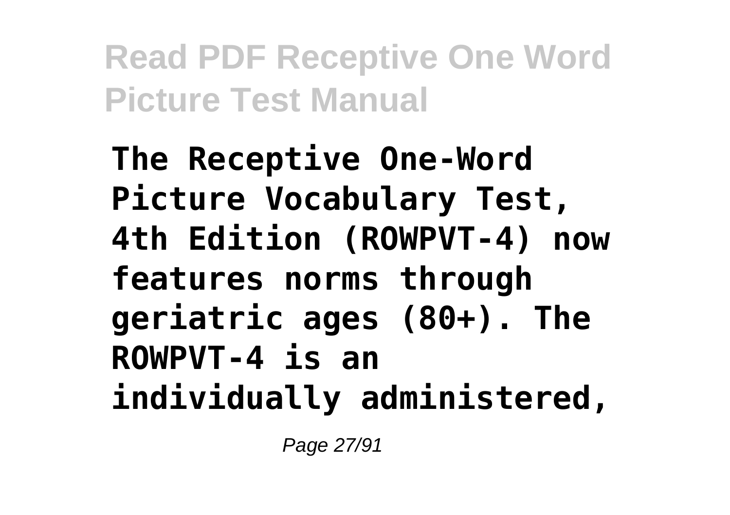**The Receptive One-Word Picture Vocabulary Test, 4th Edition (ROWPVT-4) now features norms through geriatric ages (80+). The ROWPVT-4 is an individually administered,**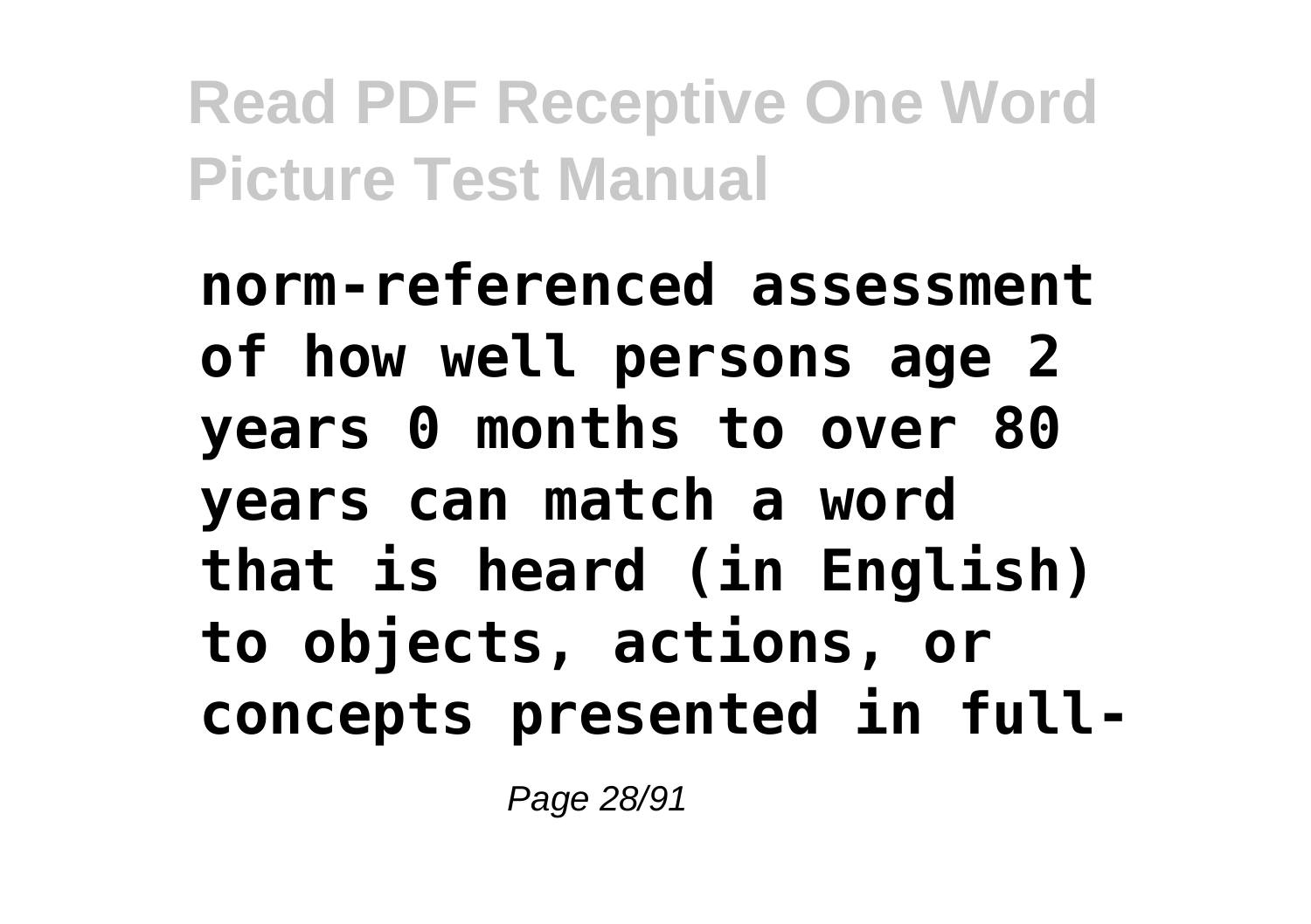**norm-referenced assessment of how well persons age 2 years 0 months to over 80 years can match a word that is heard (in English) to objects, actions, or concepts presented in full-**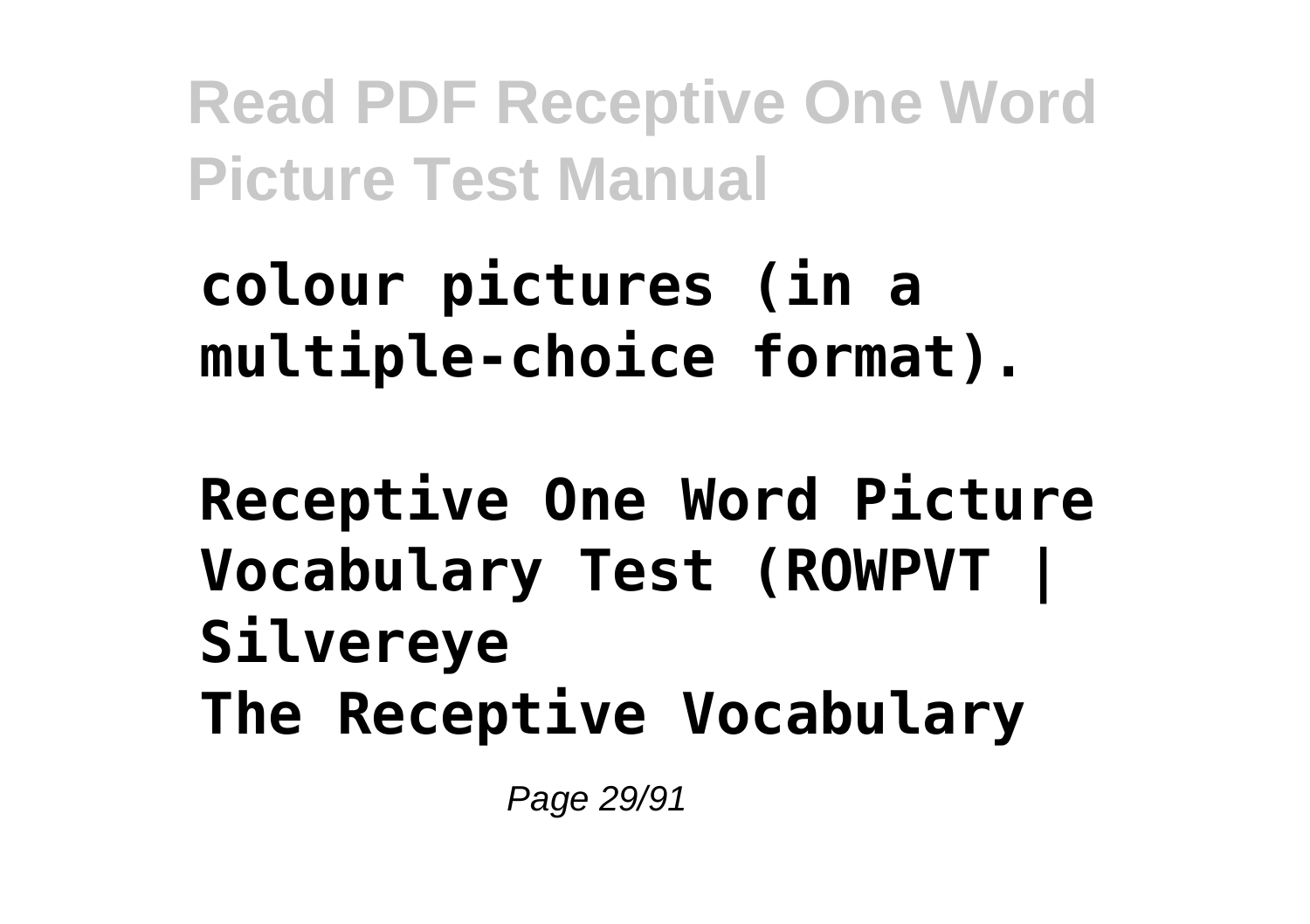**colour pictures (in a multiple-choice format).**

**Receptive One Word Picture Vocabulary Test (ROWPVT | Silvereye**

**The Receptive Vocabulary**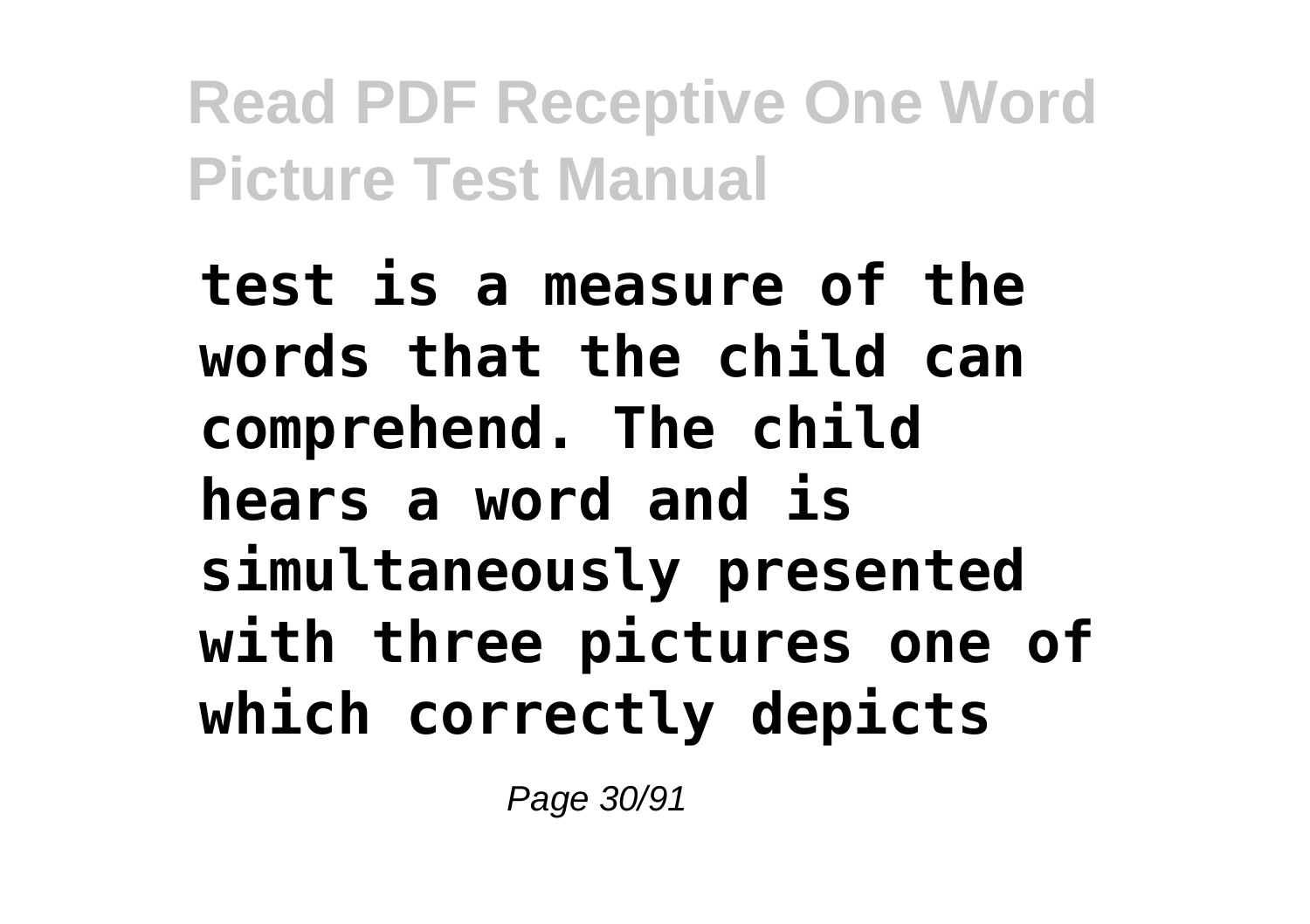**test is a measure of the words that the child can comprehend. The child hears a word and is simultaneously presented with three pictures one of which correctly depicts**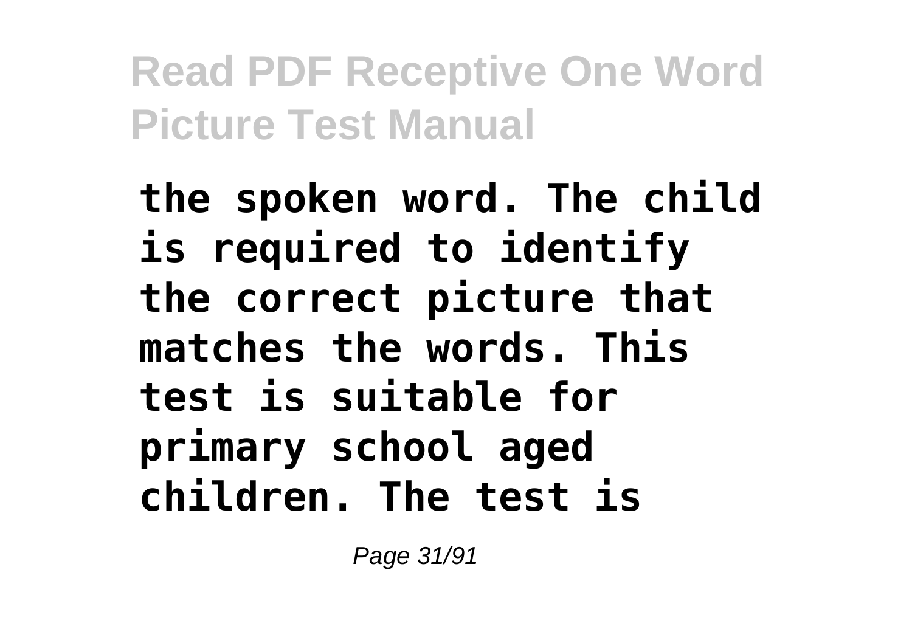**the spoken word. The child is required to identify the correct picture that matches the words. This test is suitable for primary school aged children. The test is**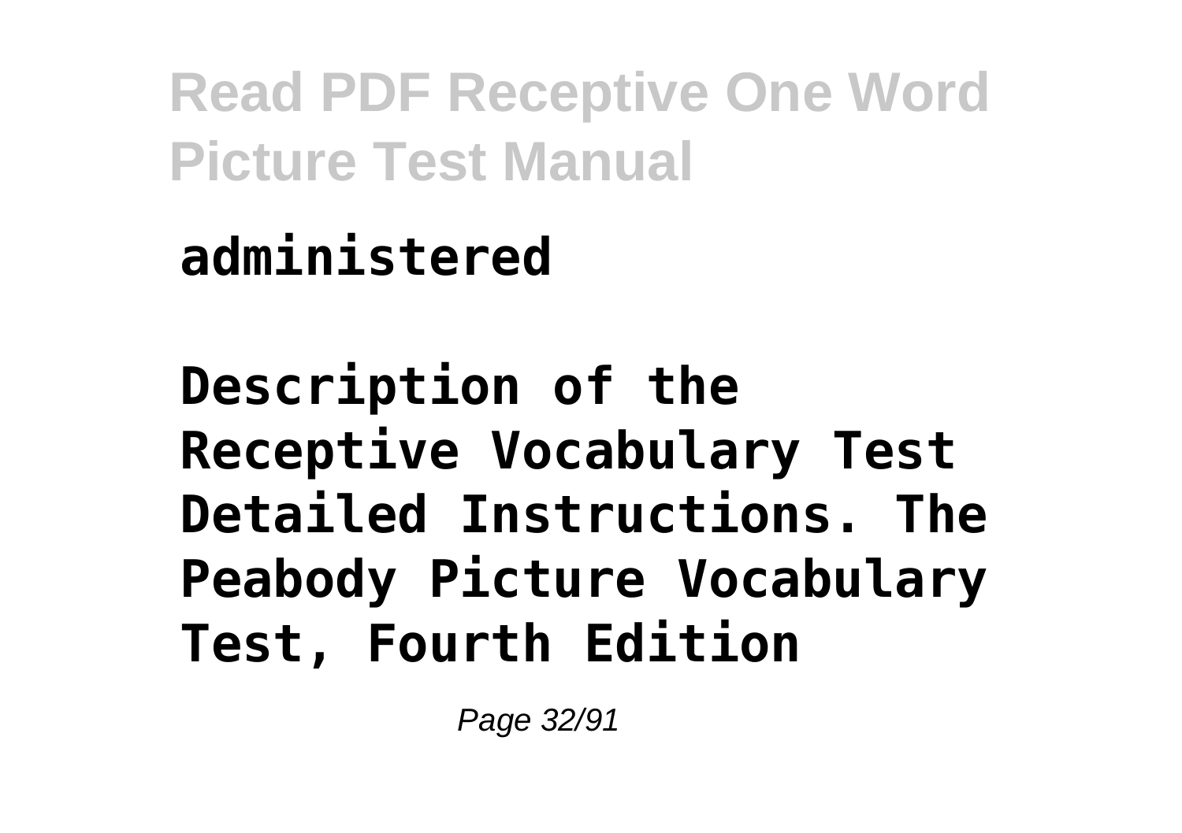**administered**

**Description of the Receptive Vocabulary Test Detailed Instructions. The Peabody Picture Vocabulary Test, Fourth Edition**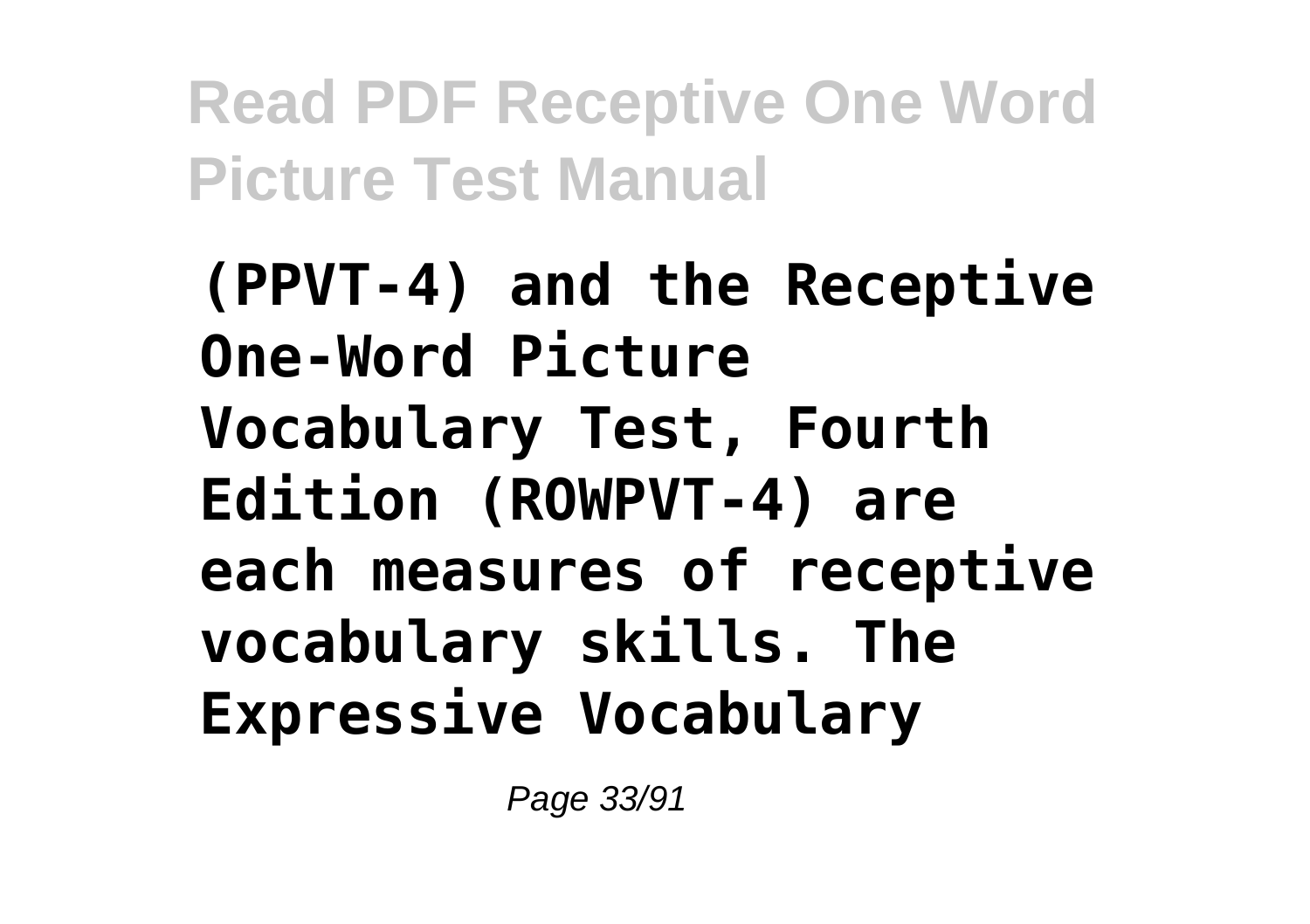**(PPVT-4) and the Receptive One-Word Picture Vocabulary Test, Fourth Edition (ROWPVT-4) are each measures of receptive vocabulary skills. The Expressive Vocabulary**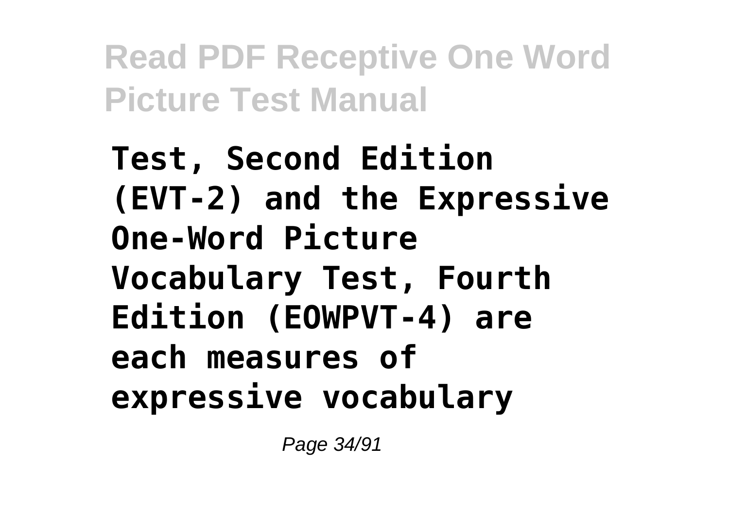**Test, Second Edition (EVT-2) and the Expressive One-Word Picture Vocabulary Test, Fourth Edition (EOWPVT-4) are each measures of expressive vocabulary**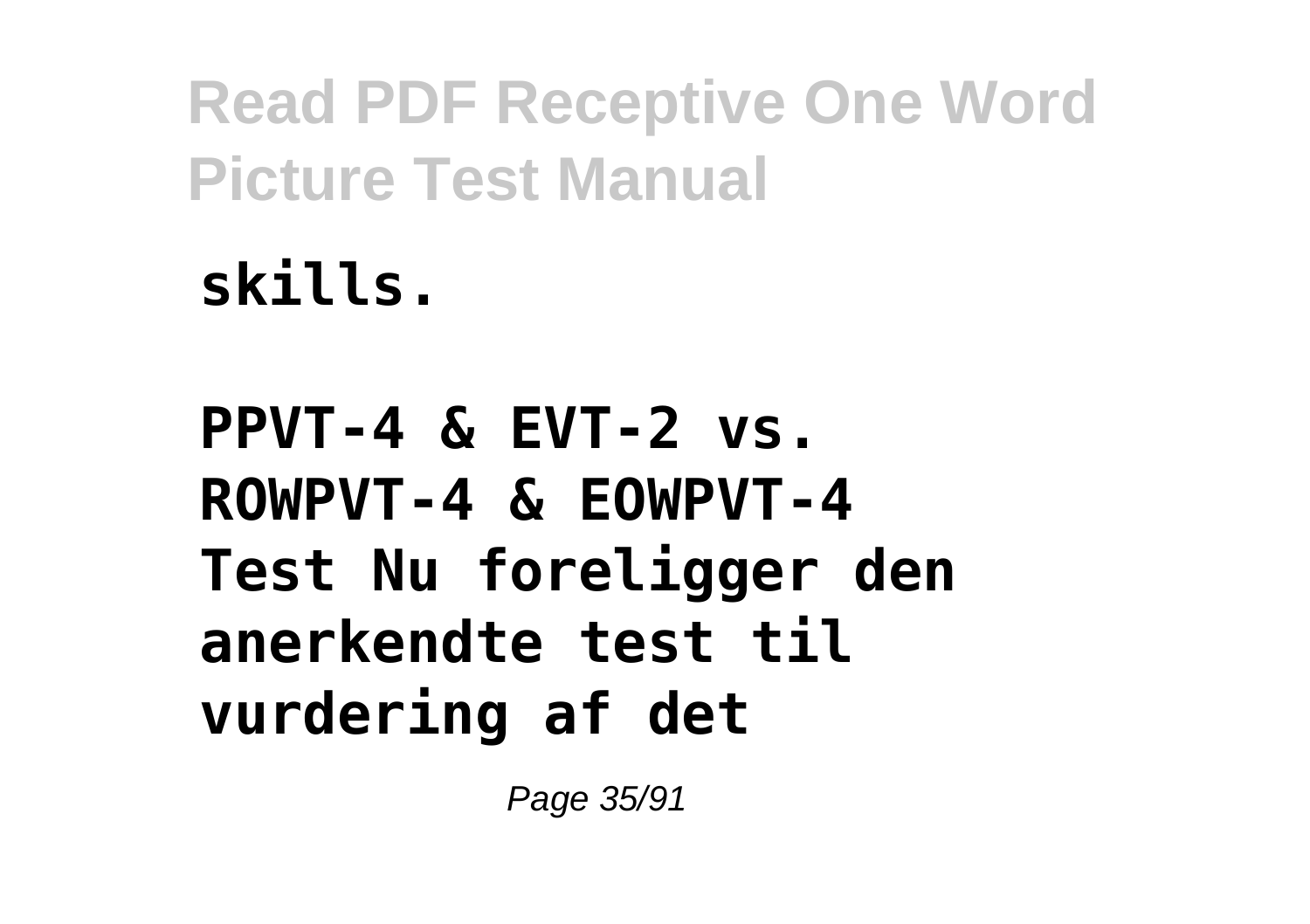**skills.**

**PPVT-4 & EVT-2 vs. ROWPVT-4 & EOWPVT-4 Test Nu foreligger den anerkendte test til vurdering af det**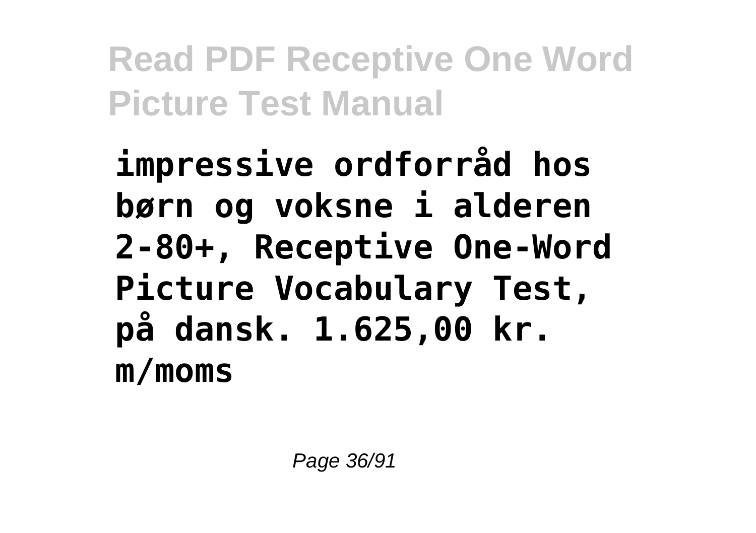**impressive ordforråd hos børn og voksne i alderen 2-80+, Receptive One-Word Picture Vocabulary Test, på dansk. 1.625,00 kr. m/moms**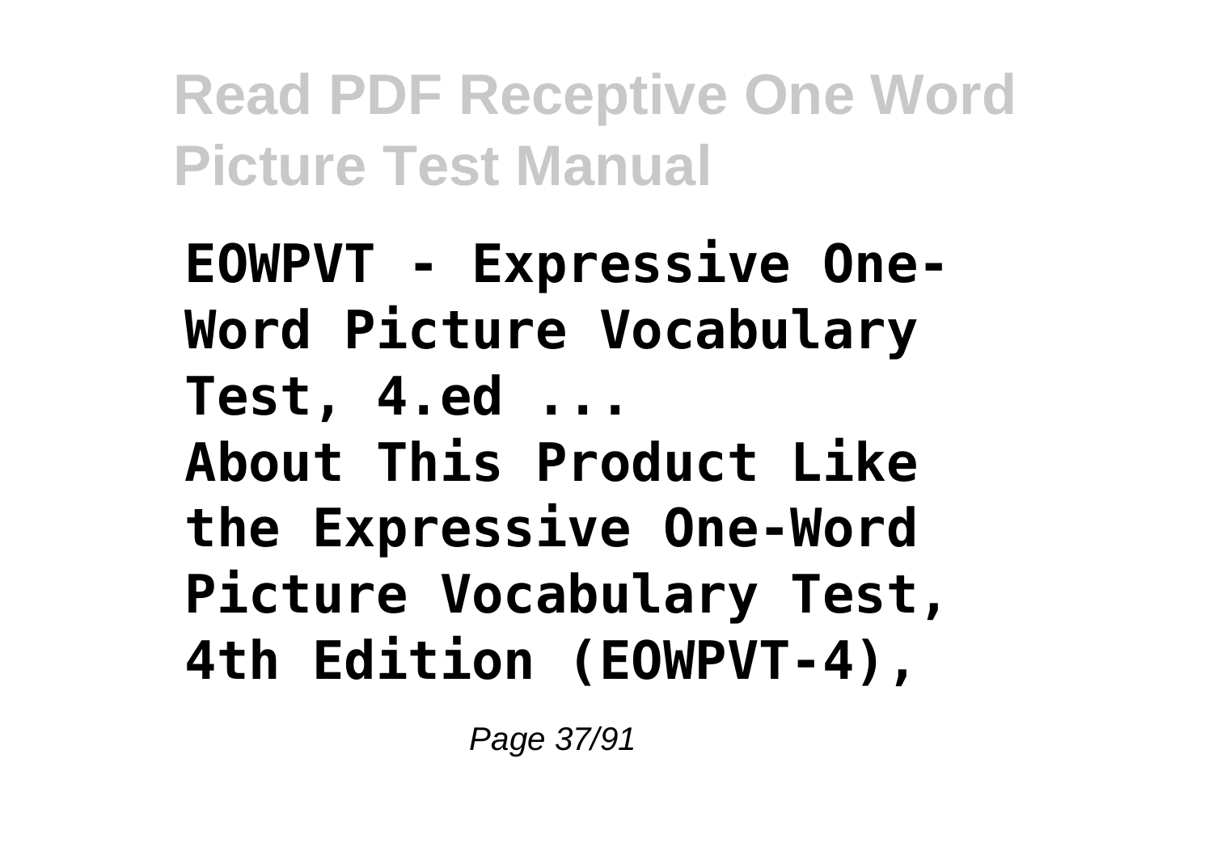**EOWPVT - Expressive One-Word Picture Vocabulary Test, 4.ed ...**
**About This Product Like the Expressive One-Word Picture Vocabulary Test, 4th Edition (EOWPVT-4),**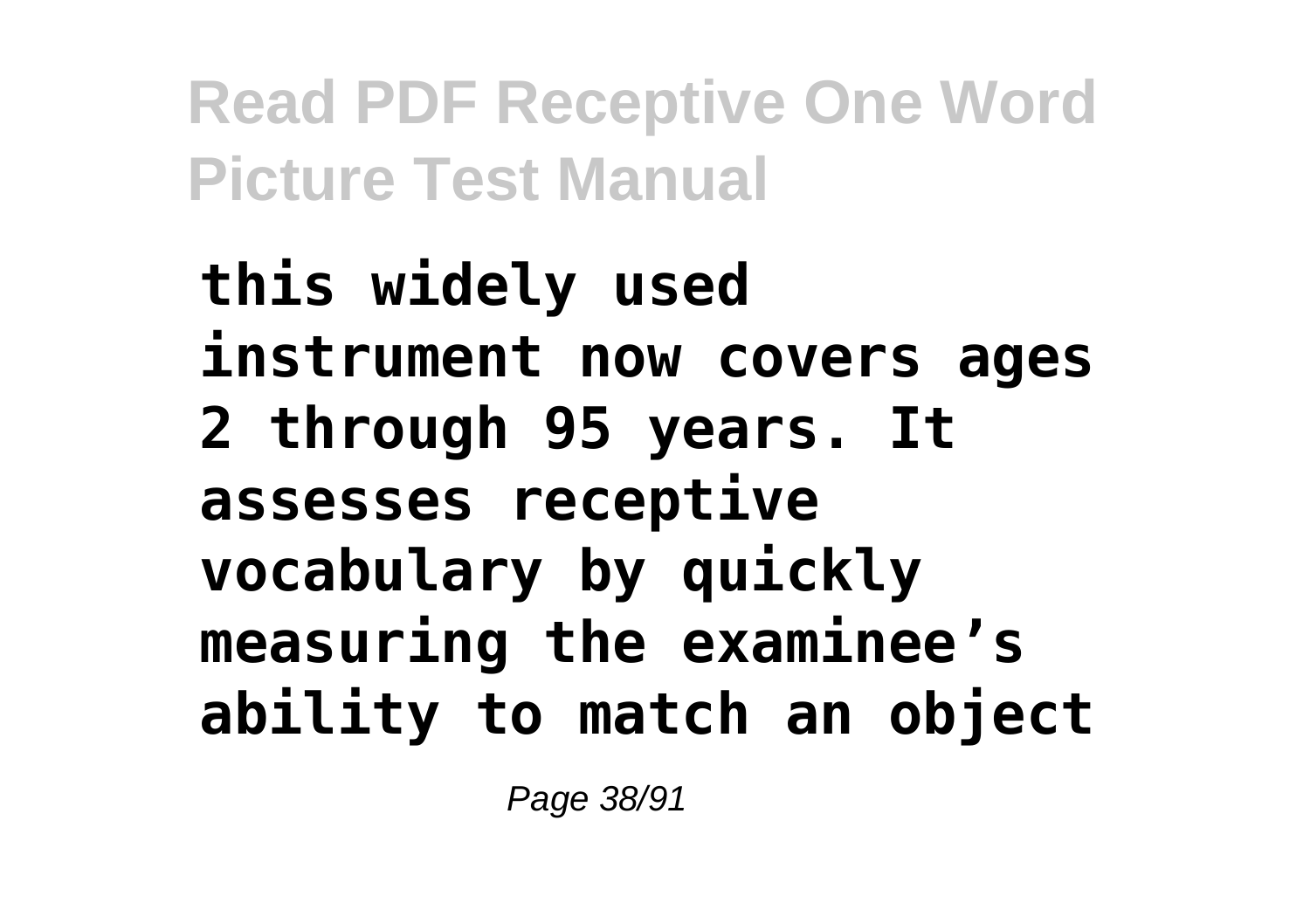**this widely used instrument now covers ages 2 through 95 years. It assesses receptive vocabulary by quickly measuring the examinee's ability to match an object**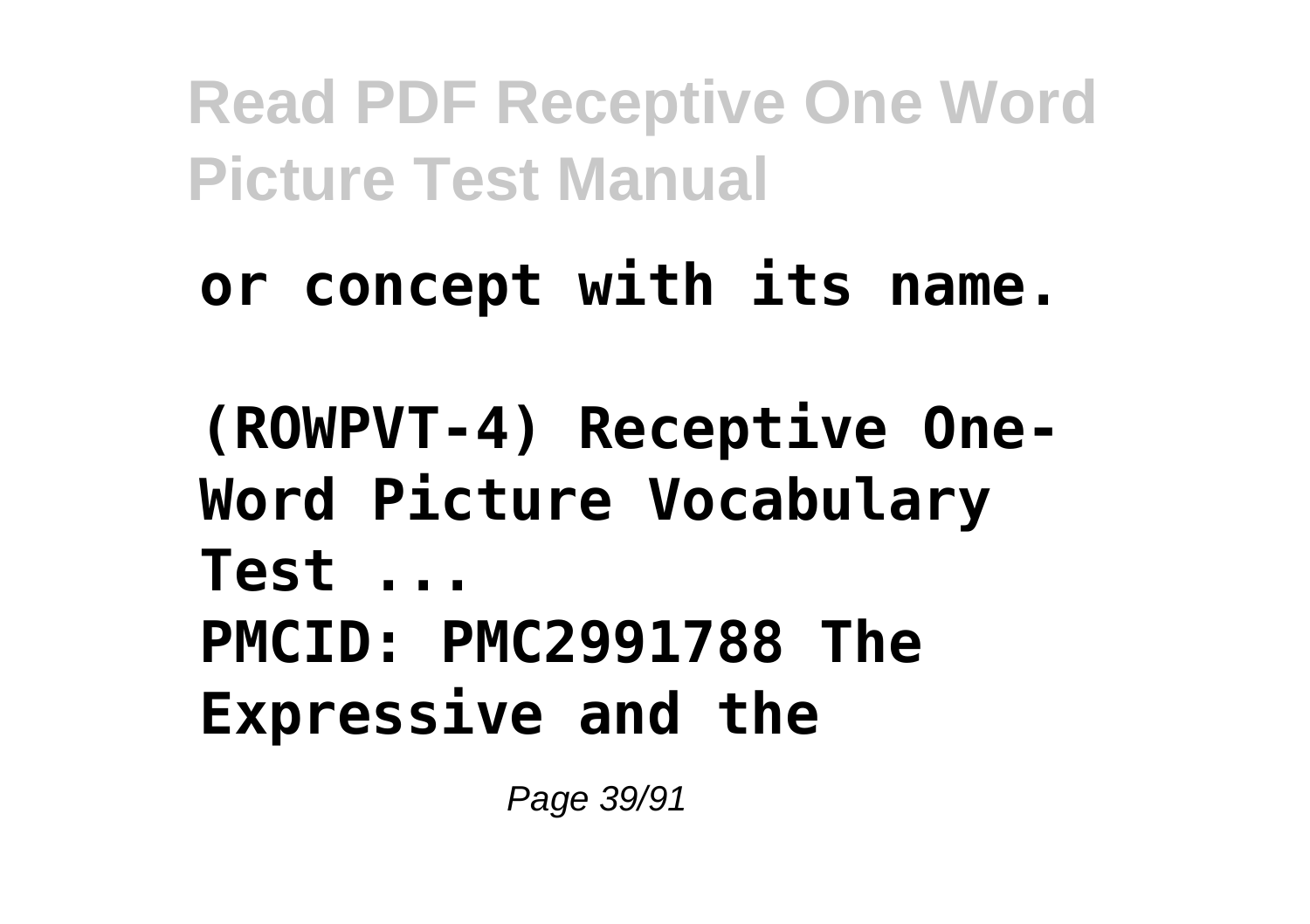**or concept with its name.**

**(ROWPVT-4) Receptive One-Word Picture Vocabulary Test ...**
**PMCID: PMC2991788 The Expressive and the**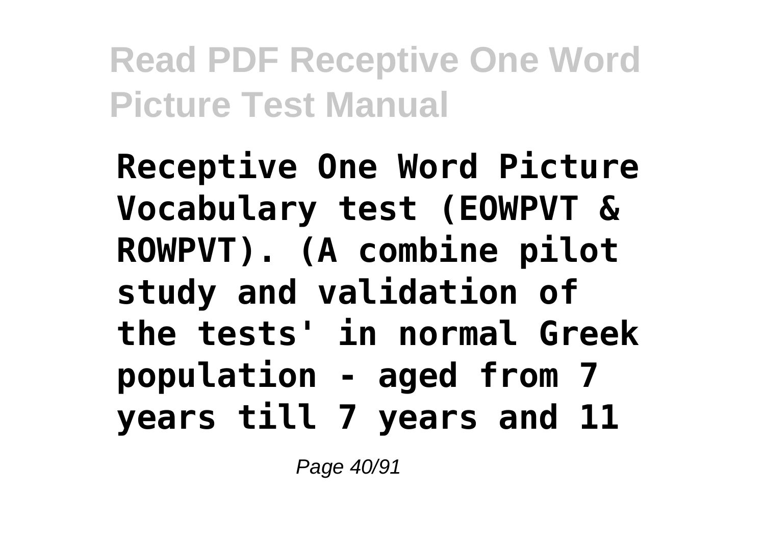**Receptive One Word Picture Vocabulary test (EOWPVT & ROWPVT). (A combine pilot study and validation of the tests' in normal Greek population - aged from 7 years till 7 years and 11**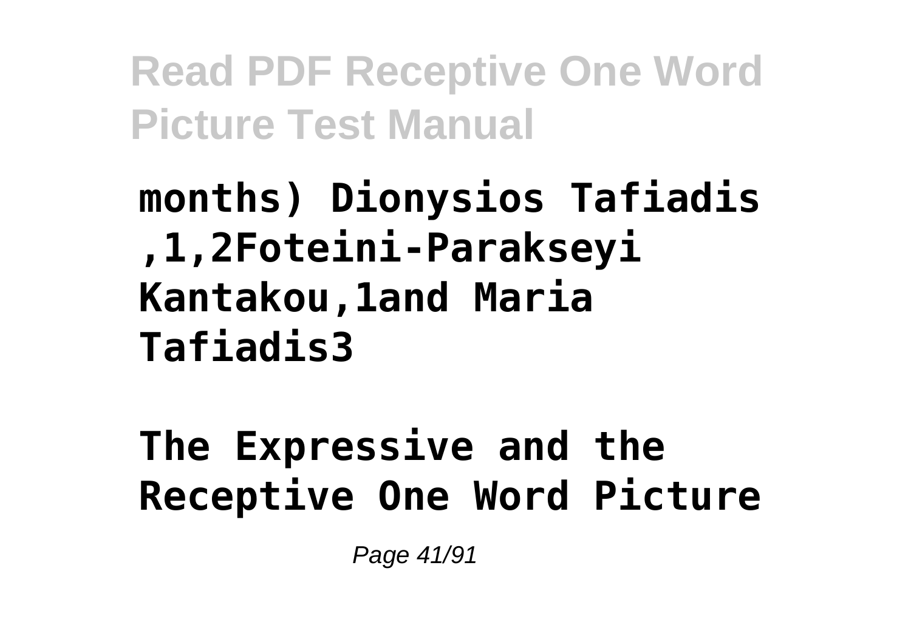**months) Dionysios Tafiadis ,1,2Foteini-Parakseyi Kantakou,1and Maria Tafiadis3**

**The Expressive and the Receptive One Word Picture**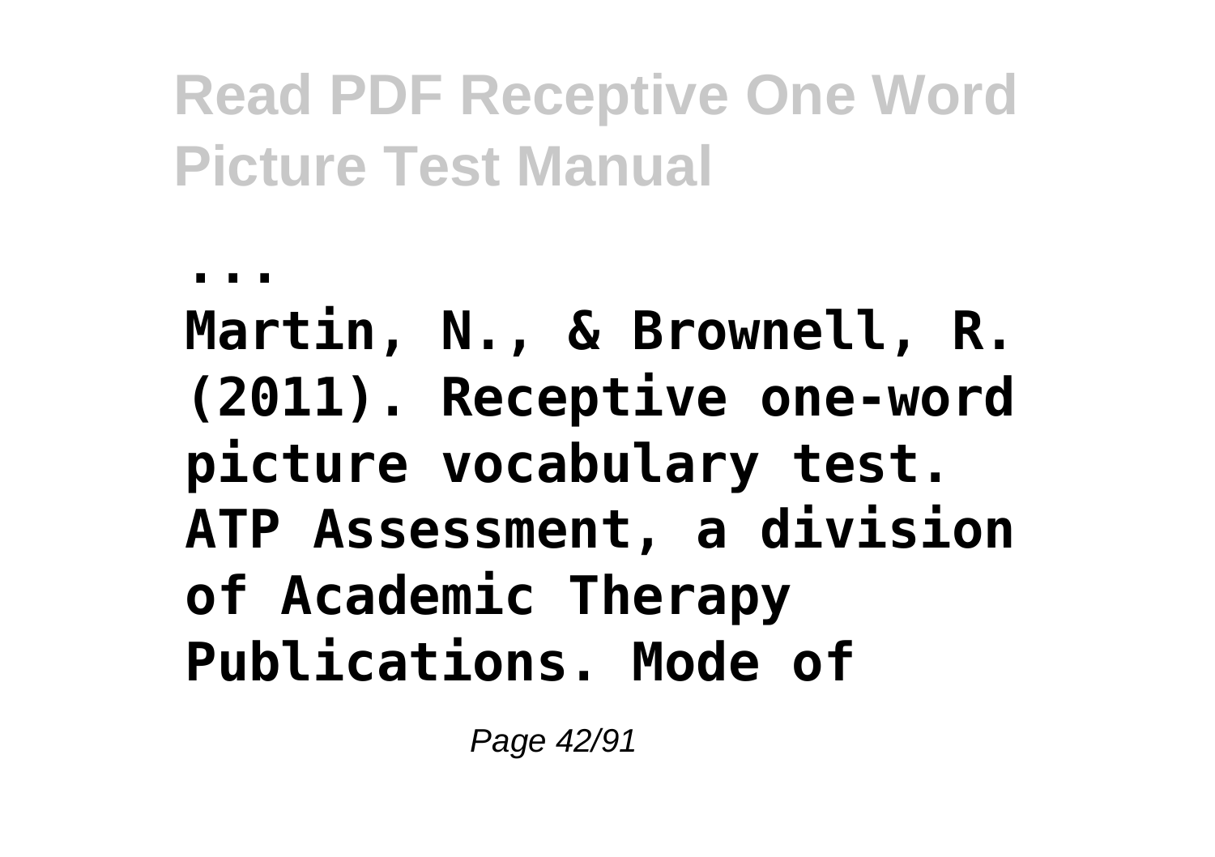**...**

**Martin, N., & Brownell, R. (2011). Receptive one-word picture vocabulary test. ATP Assessment, a division of Academic Therapy Publications. Mode of**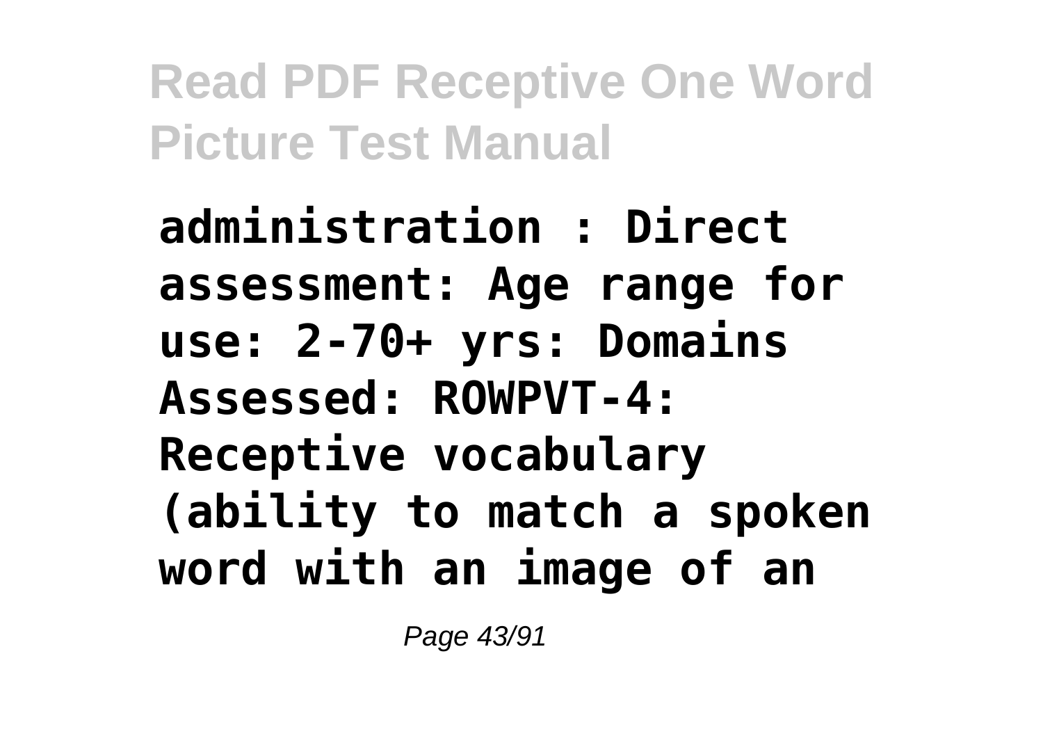**administration : Direct assessment: Age range for use: 2-70+ yrs: Domains Assessed: ROWPVT-4: Receptive vocabulary (ability to match a spoken word with an image of an**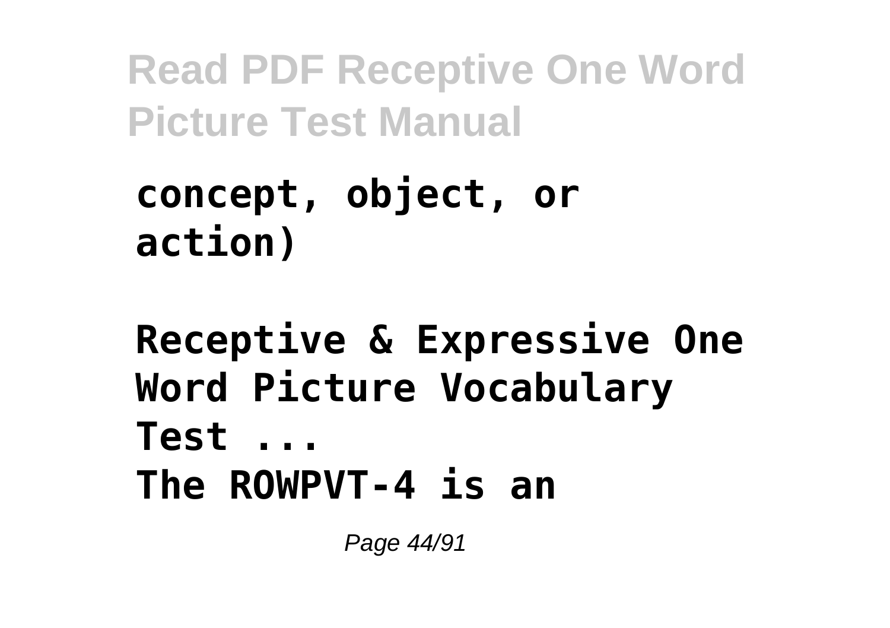**concept, object, or action)**

**Receptive & Expressive One Word Picture Vocabulary Test ...**

**The ROWPVT-4 is an**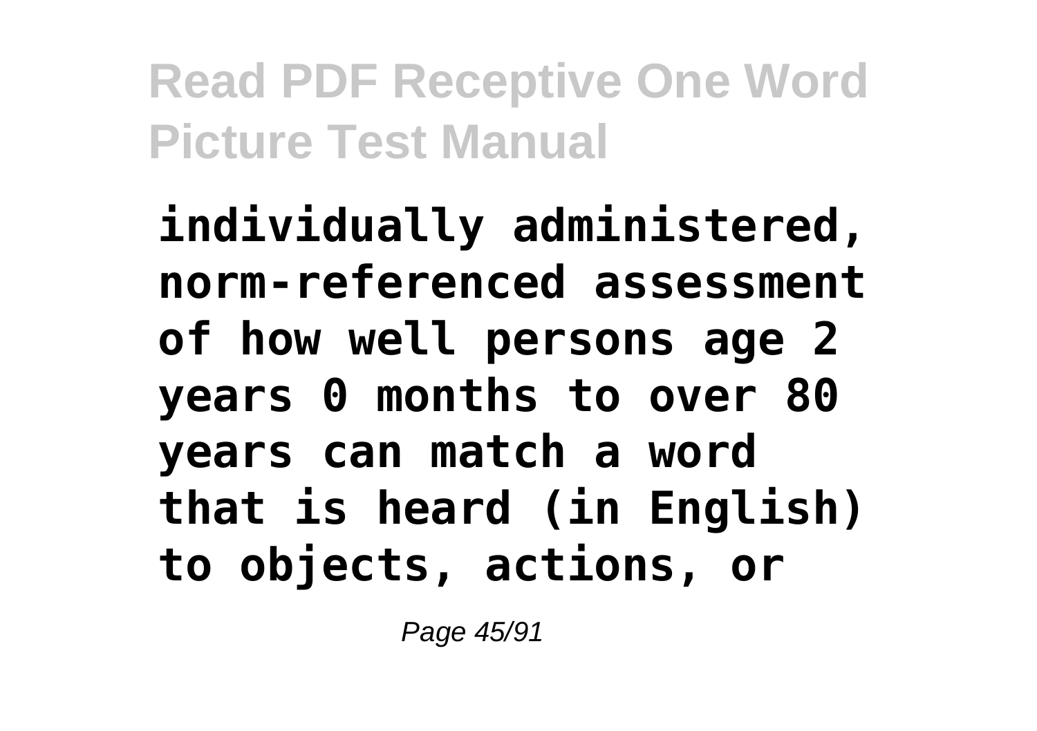**individually administered, norm-referenced assessment of how well persons age 2 years 0 months to over 80 years can match a word that is heard (in English) to objects, actions, or**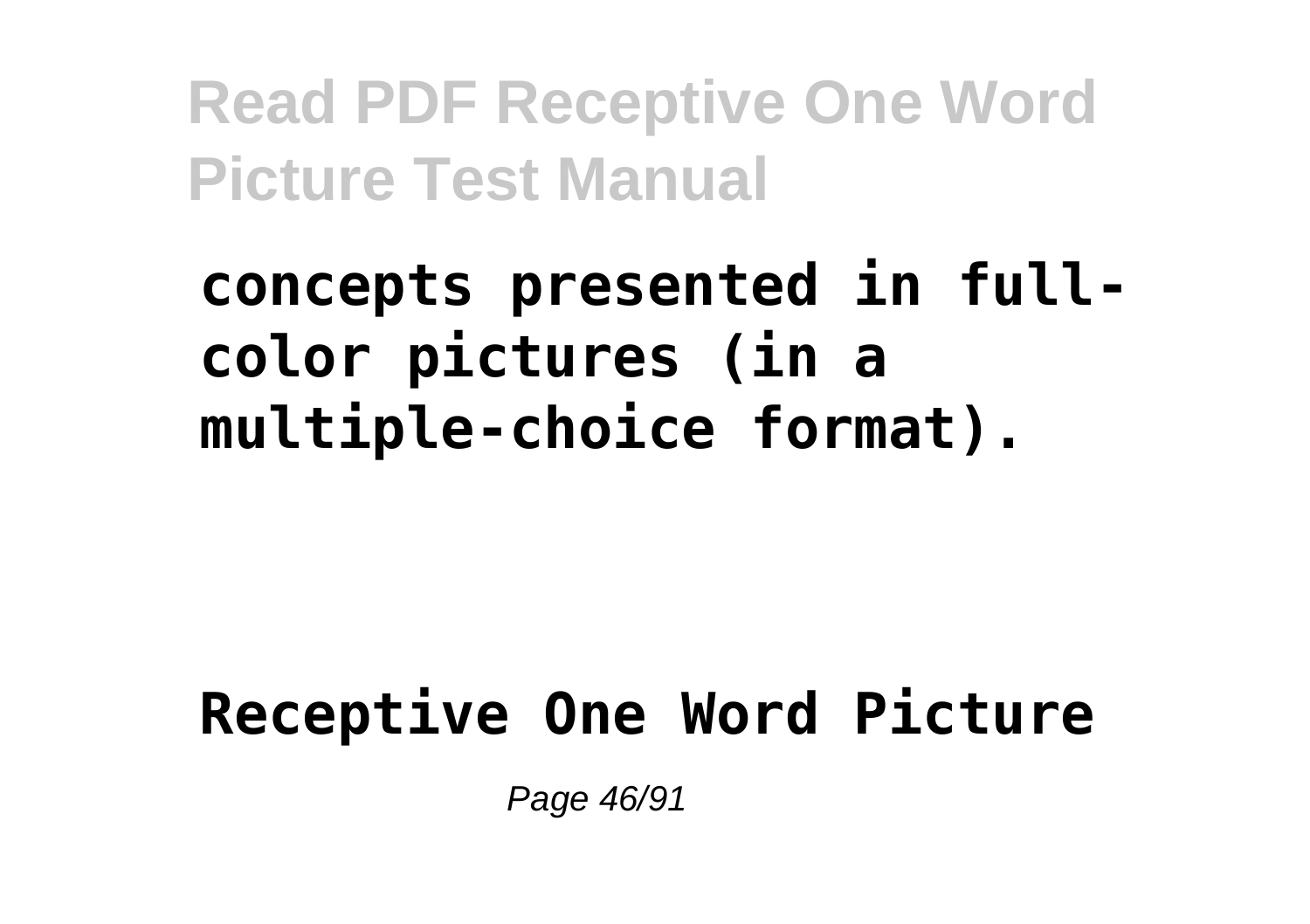**concepts presented in full-color pictures (in a multiple-choice format).**

**Receptive One Word Picture**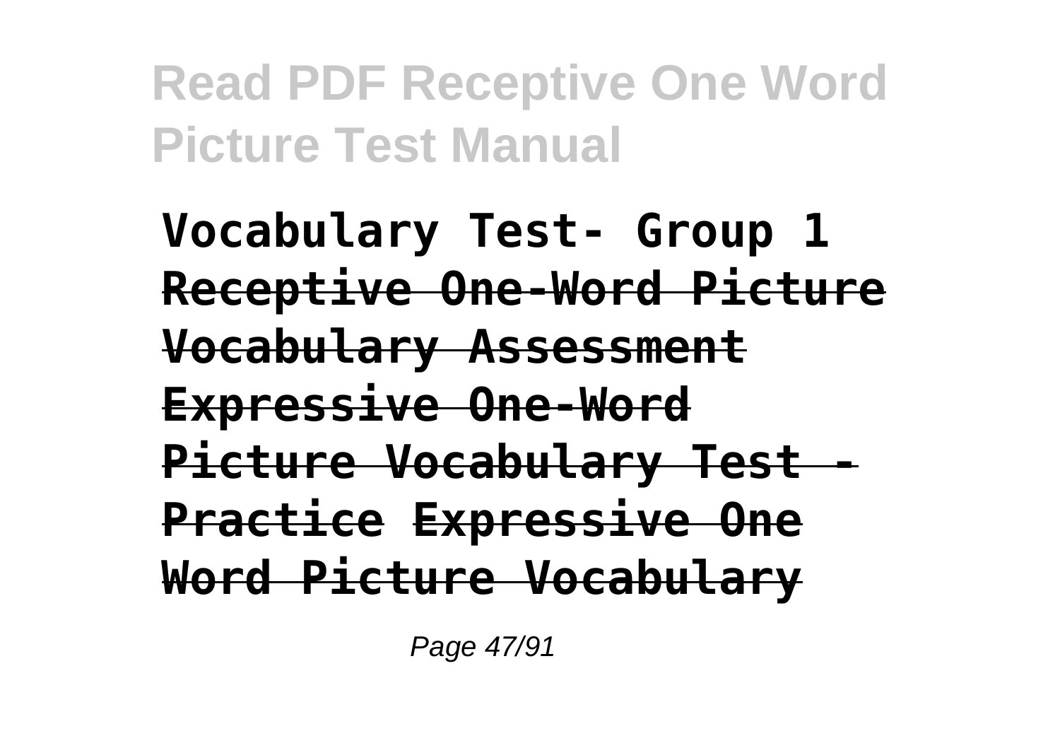**Vocabulary Test- Group 1 Receptive One-Word Picture Vocabulary Assessment Expressive One-Word Picture Vocabulary Test - Practice Expressive One Word Picture Vocabulary**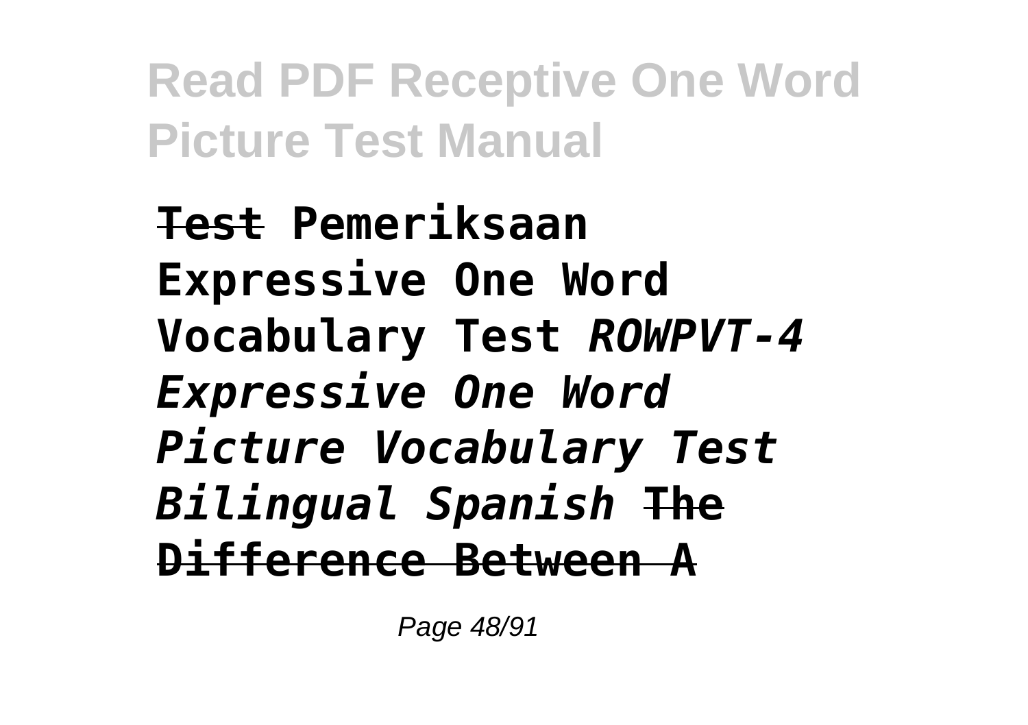~~**Test**~~ **Pemeriksaan Expressive One Word Vocabulary Test** ***ROWPVT-4 Expressive One Word Picture Vocabulary Test Bilingual Spanish*** ~~**The Difference Between A**~~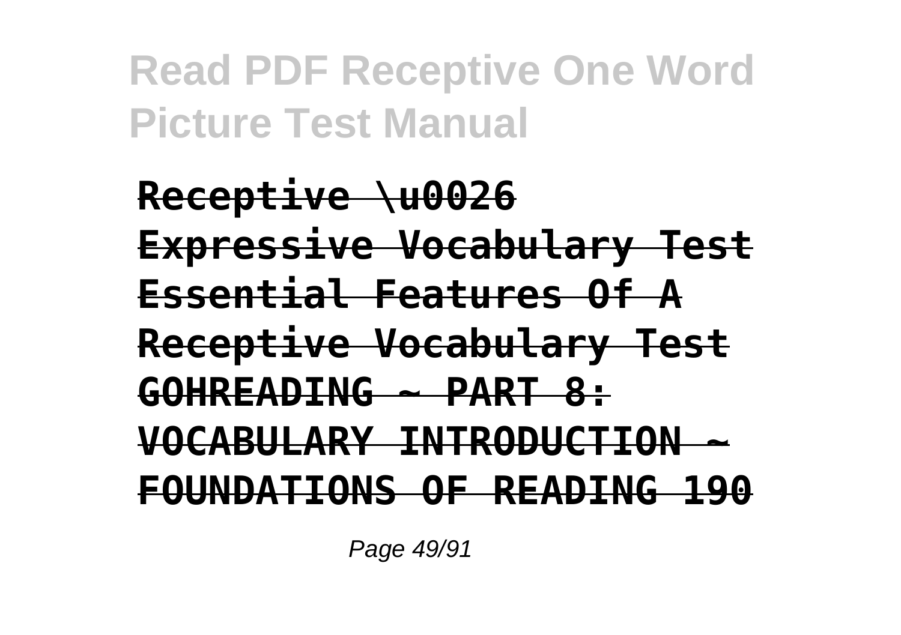**Receptive \u0026 Expressive Vocabulary Test Essential Features Of A Receptive Vocabulary Test GOHREADING ~ PART 8: VOCABULARY INTRODUCTION ~ FOUNDATIONS OF READING 190**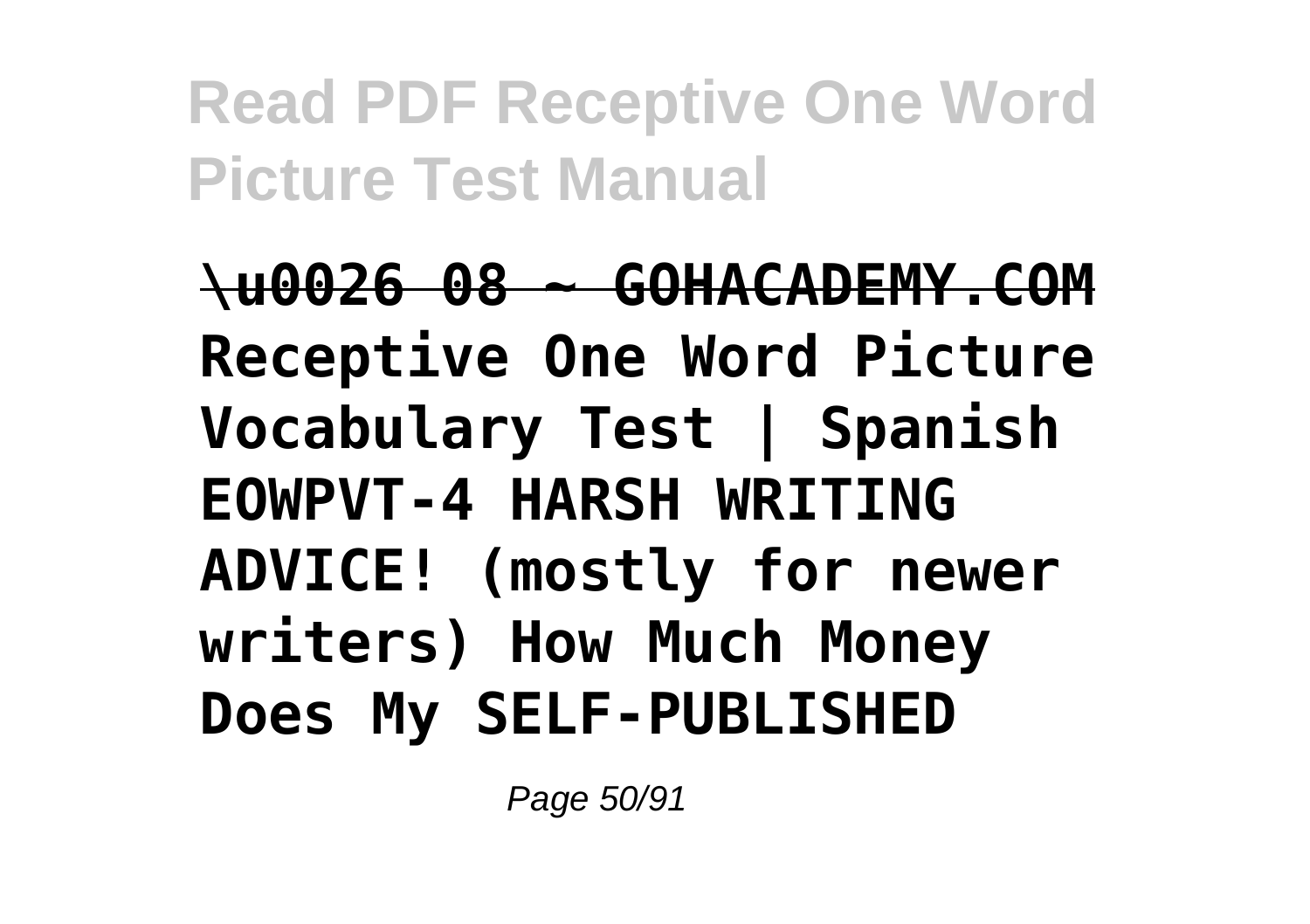**\u0026 08 ~ GOHACADEMY.COM Receptive One Word Picture Vocabulary Test | Spanish EOWPVT-4 HARSH WRITING ADVICE! (mostly for newer writers) How Much Money Does My SELF-PUBLISHED**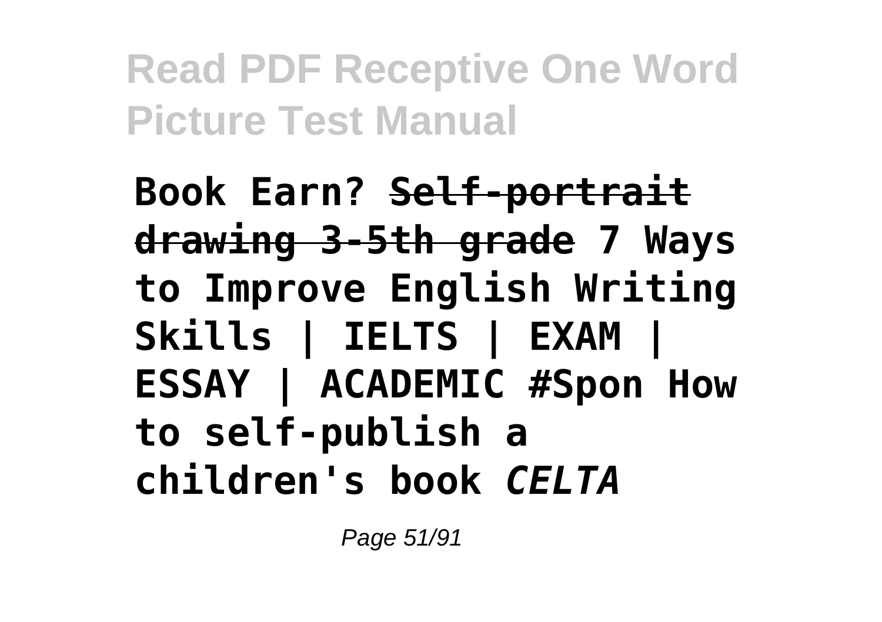**Book Earn?** ~~**Self-portrait drawing 3-5th grade**~~ **7 Ways to Improve English Writing Skills | IELTS | EXAM | ESSAY | ACADEMIC #Spon How to self-publish a children's book** ***CELTA***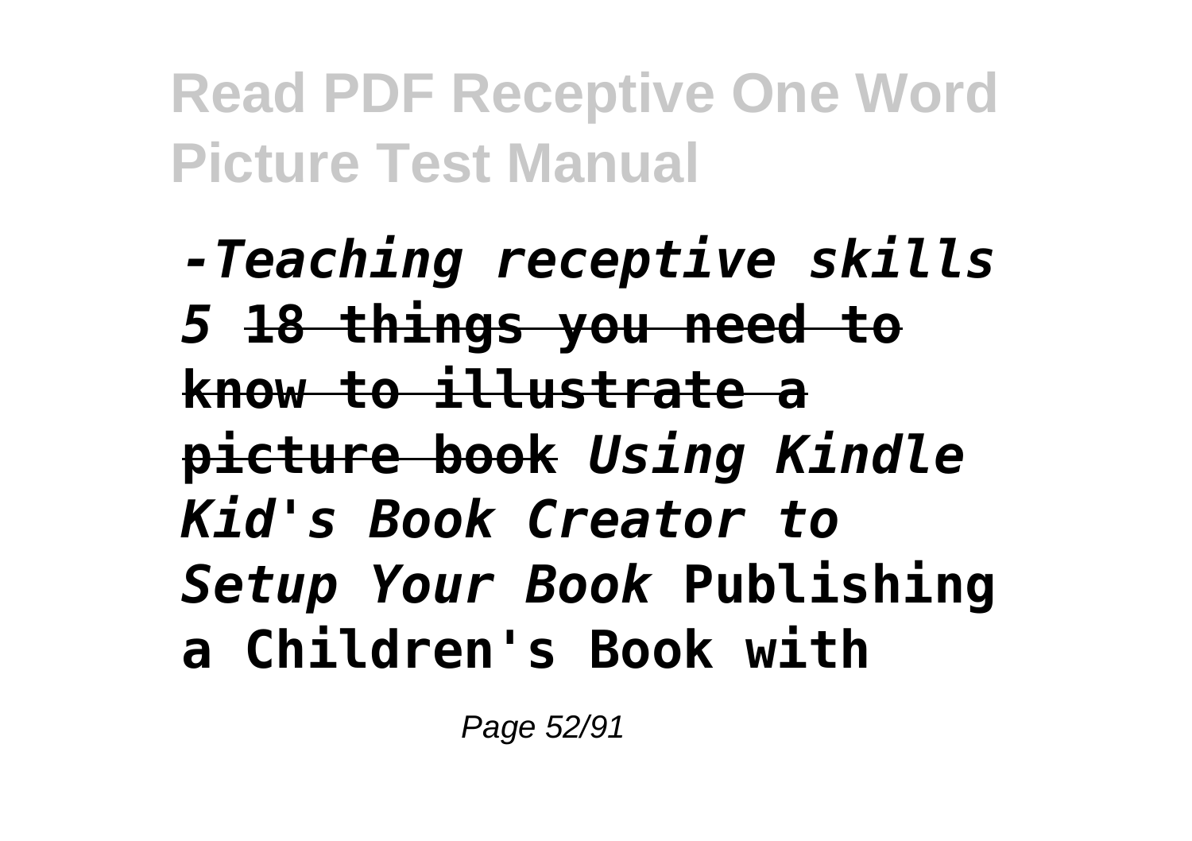*-Teaching receptive skills 5* **18 things you need to know to illustrate a picture book** *Using Kindle Kid's Book Creator to Setup Your Book* **Publishing a Children's Book with**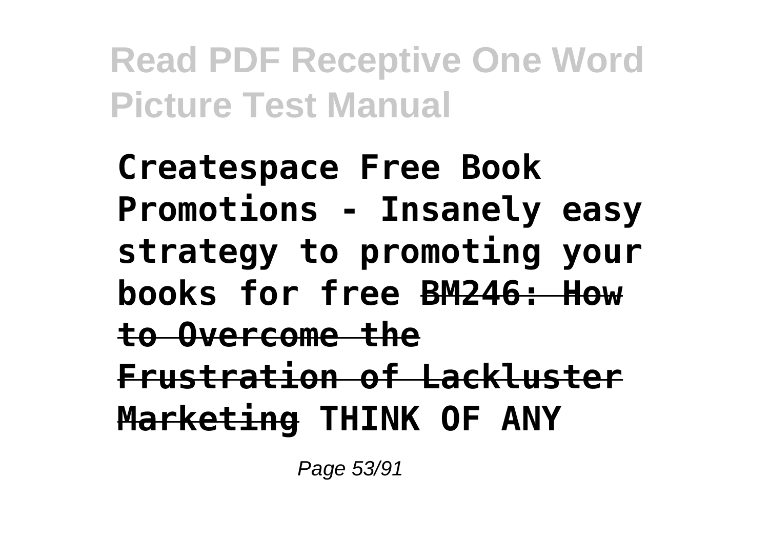**Createspace Free Book Promotions - Insanely easy strategy to promoting your books for free** ~~**BM246: How to Overcome the Frustration of Lackluster Marketing**~~ **THINK OF ANY**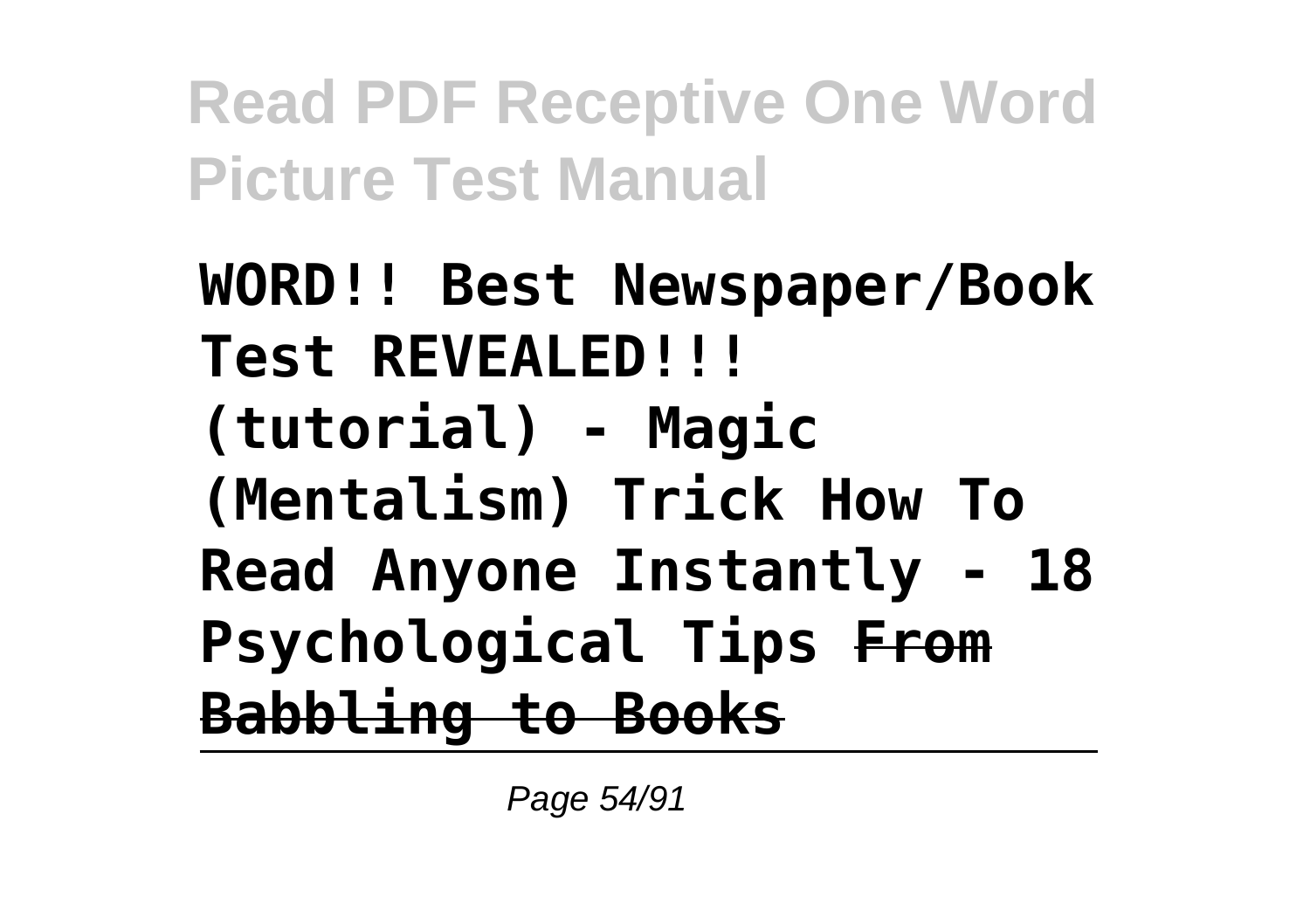**WORD!! Best Newspaper/Book Test REVEALED!!! (tutorial) - Magic (Mentalism) Trick How To Read Anyone Instantly - 18 Psychological Tips ~~From Babbling to Books~~**

---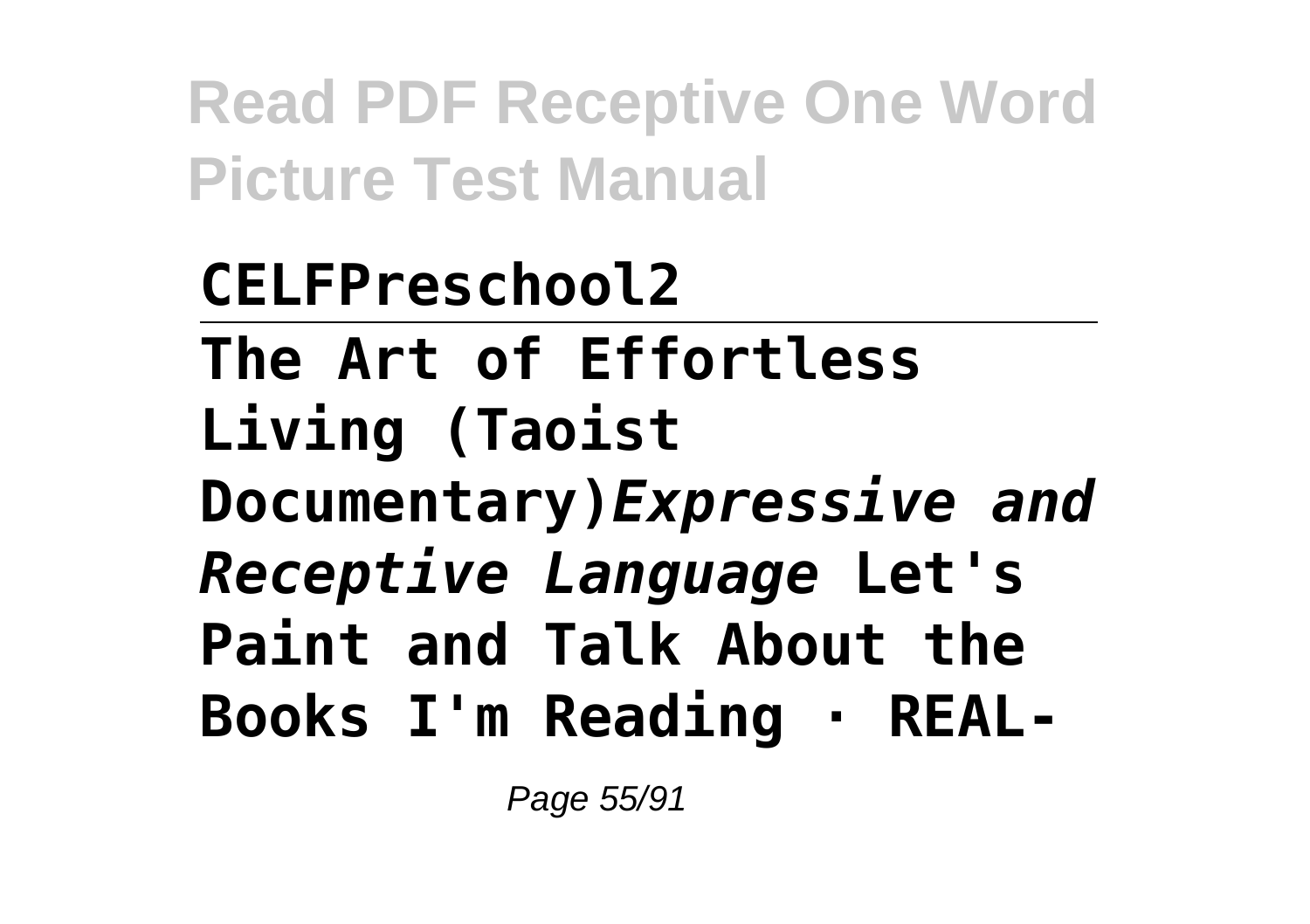**CELFPreschool2**

---

**The Art of Effortless Living (Taoist Documentary)***Expressive and Receptive Language* **Let's Paint and Talk About the Books I'm Reading · REAL-**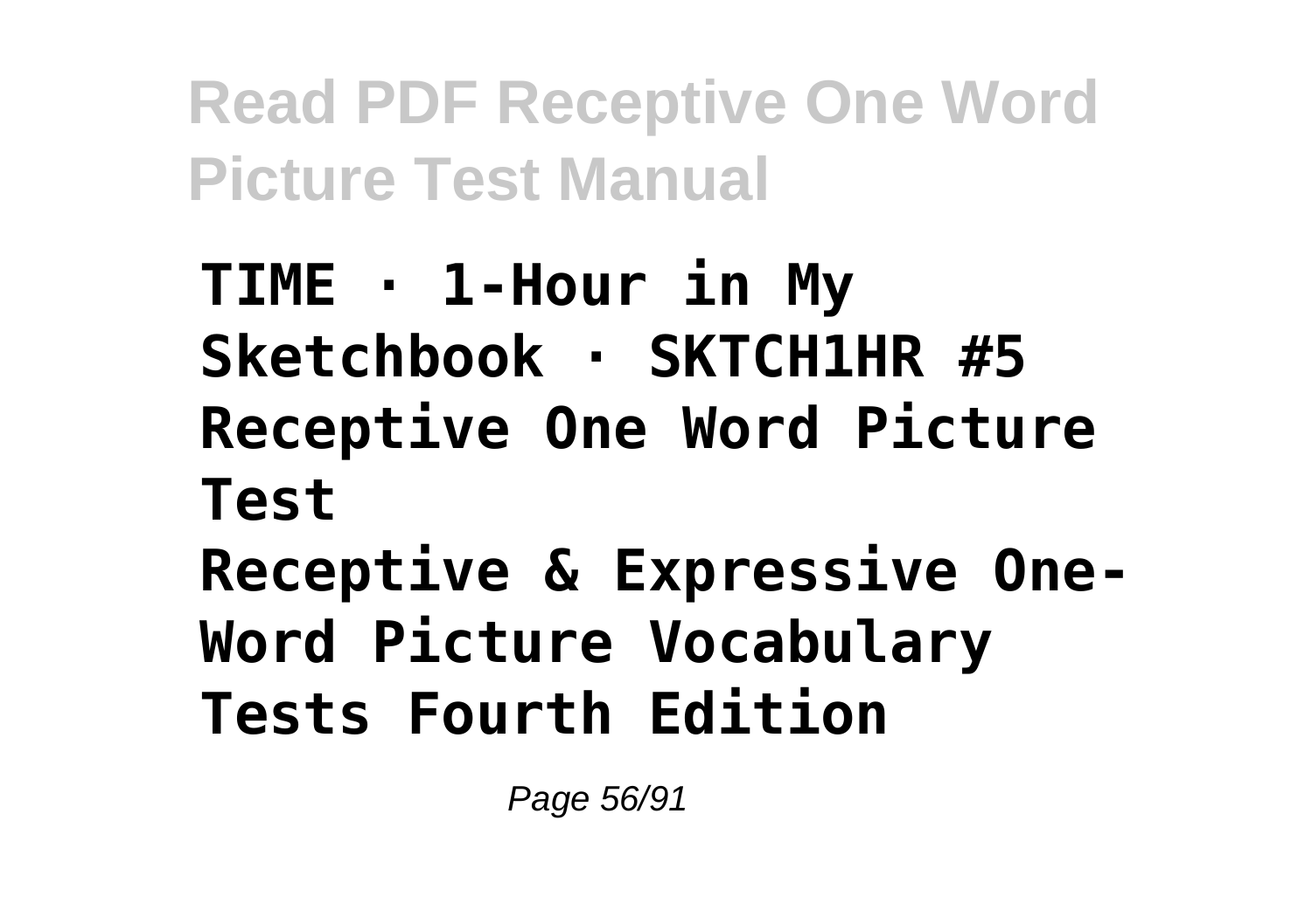**TIME · 1-Hour in My Sketchbook · SKTCH1HR #5 Receptive One Word Picture Test**

**Receptive & Expressive One-Word Picture Vocabulary Tests Fourth Edition**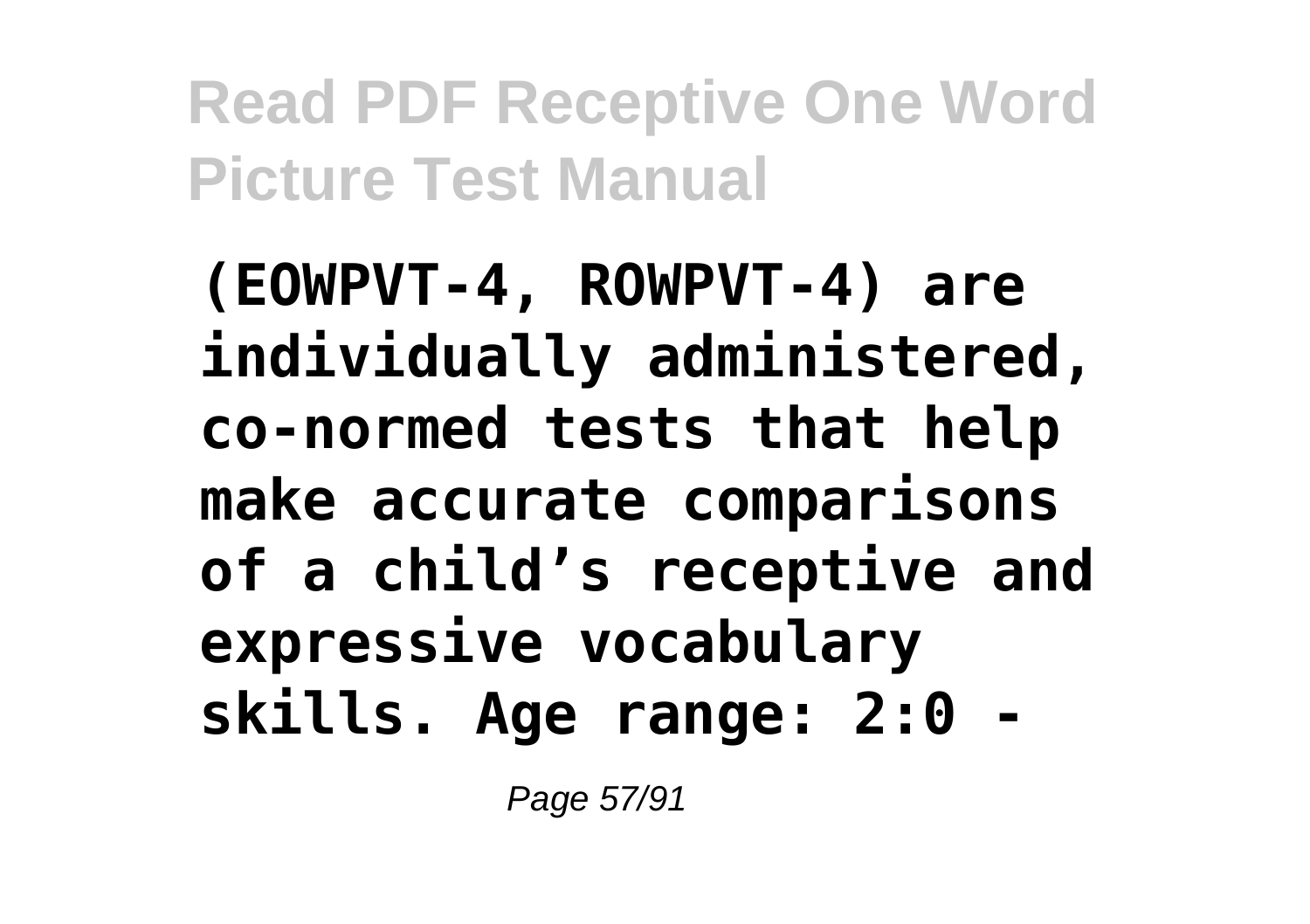**(EOWPVT-4, ROWPVT-4) are individually administered, co-normed tests that help make accurate comparisons of a child's receptive and expressive vocabulary skills. Age range: 2:0 -**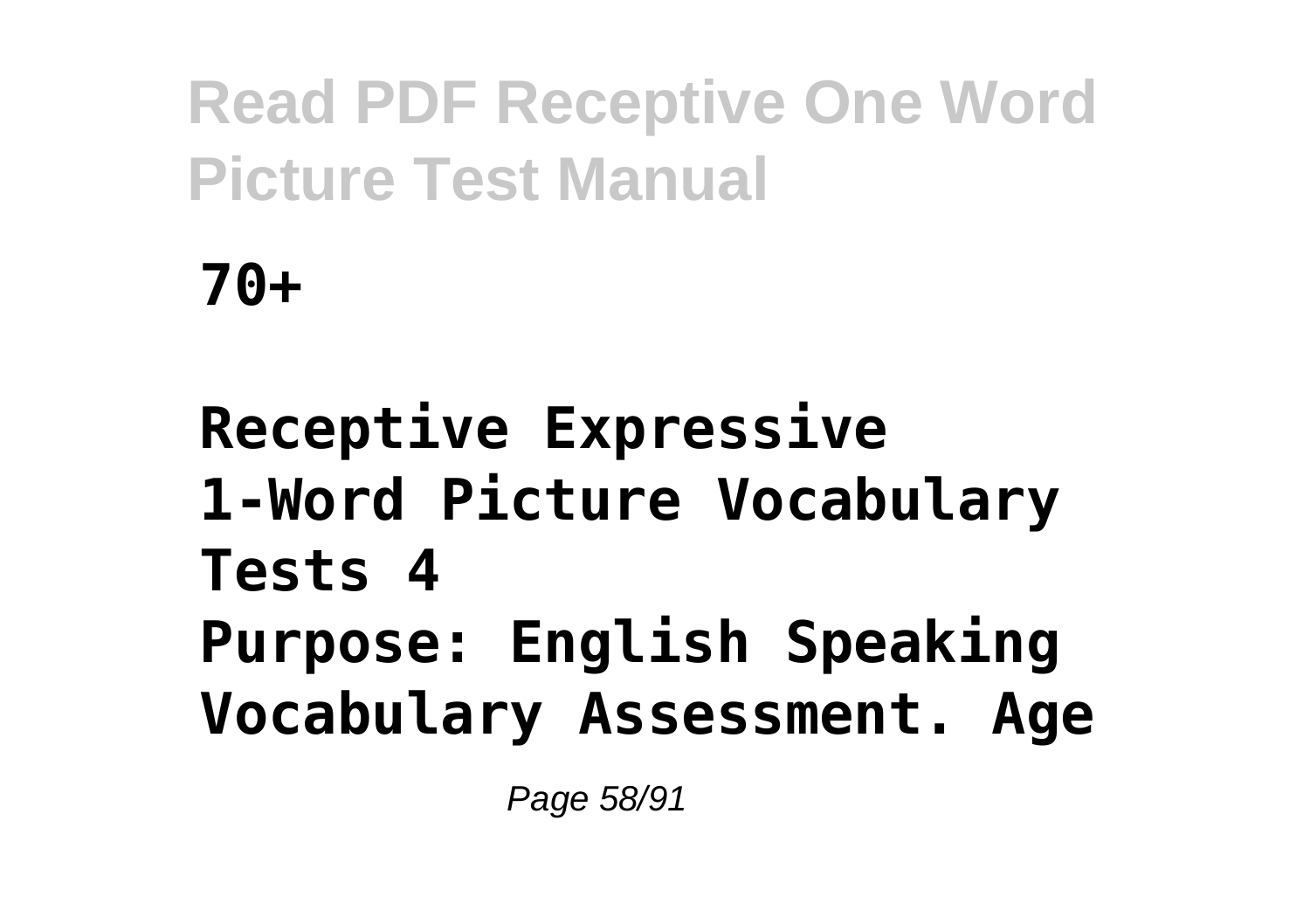**70+**

**Receptive Expressive 1-Word Picture Vocabulary Tests 4**

**Purpose: English Speaking Vocabulary Assessment. Age**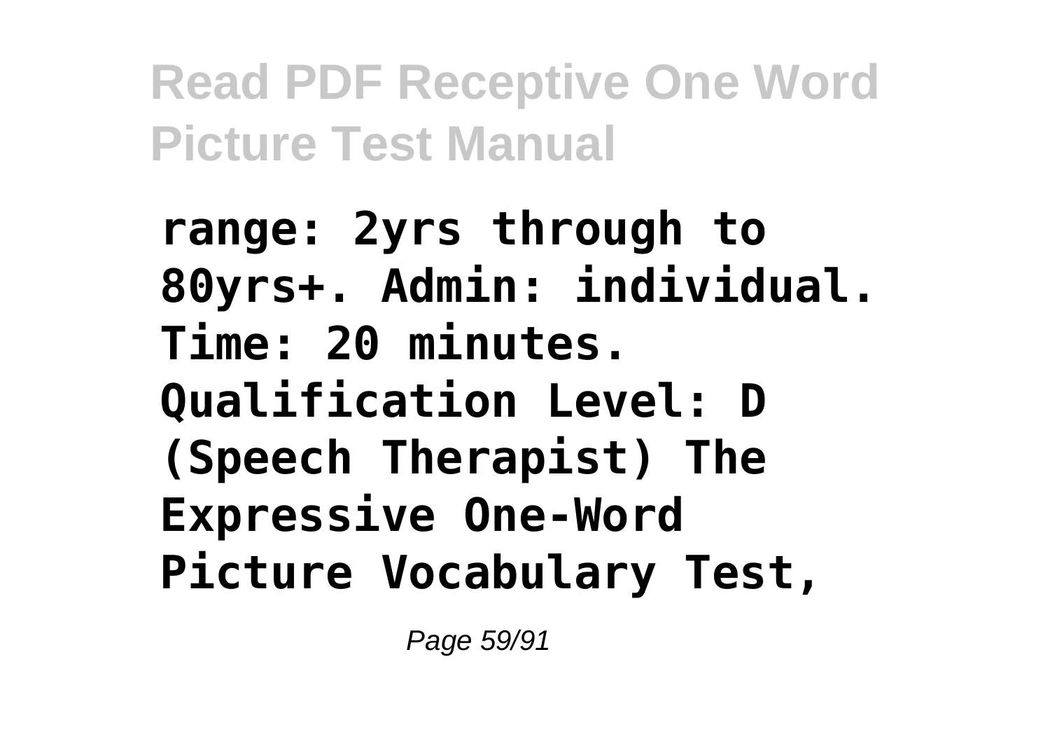**range: 2yrs through to 80yrs+. Admin: individual. Time: 20 minutes. Qualification Level: D (Speech Therapist) The Expressive One-Word Picture Vocabulary Test,**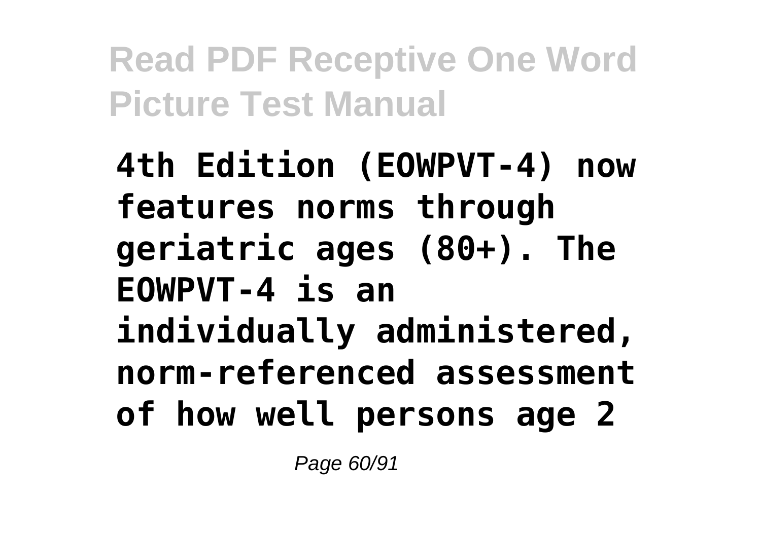**4th Edition (EOWPVT-4) now features norms through geriatric ages (80+). The EOWPVT-4 is an individually administered, norm-referenced assessment of how well persons age 2**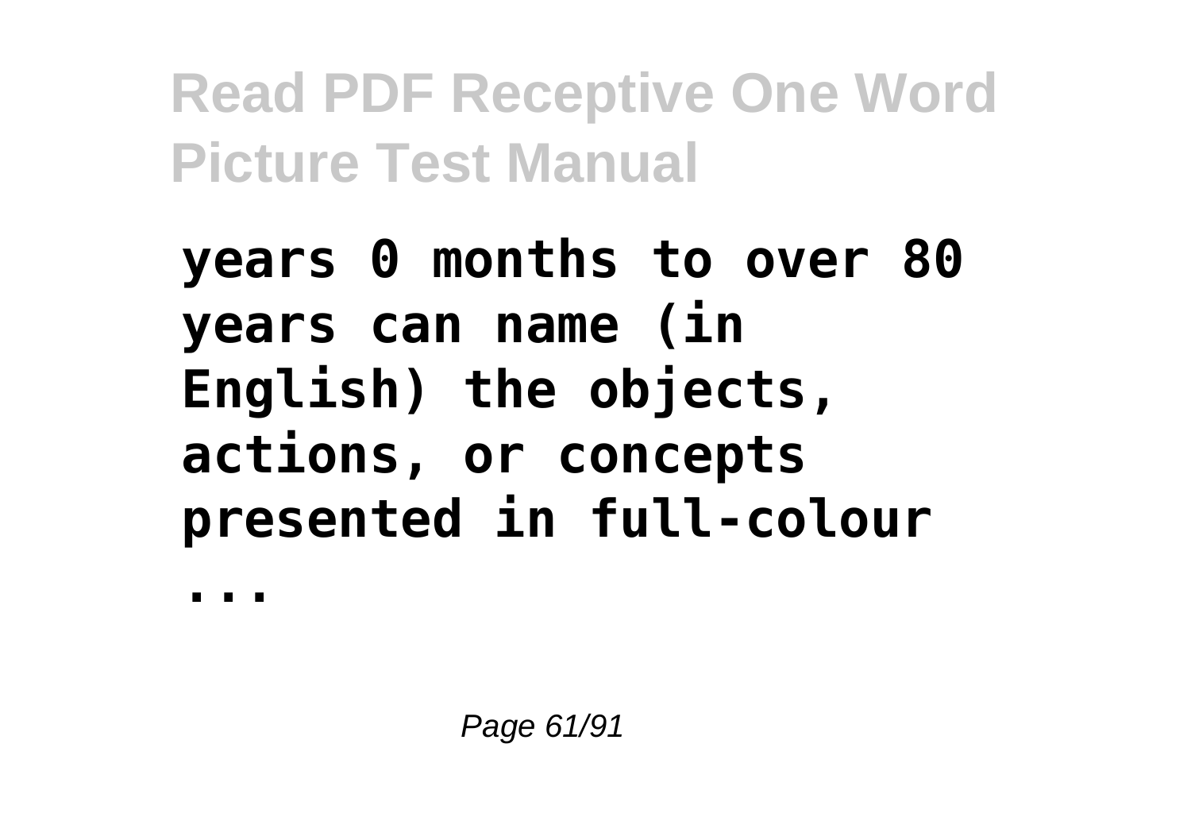**years 0 months to over 80 years can name (in English) the objects, actions, or concepts presented in full-colour ...**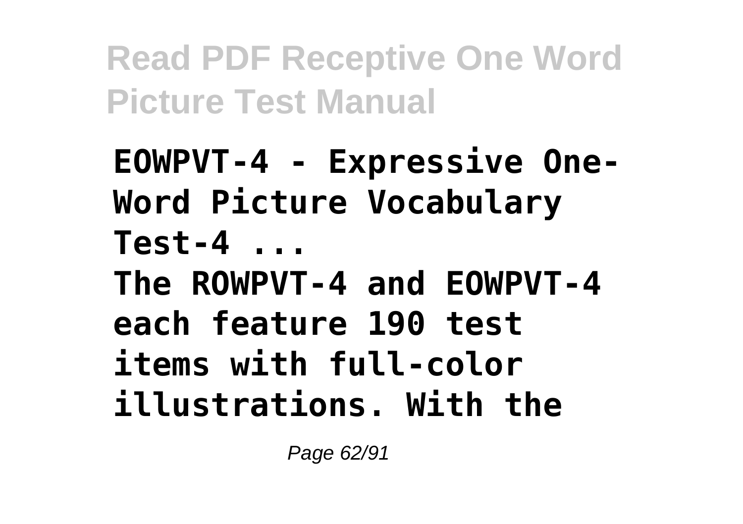**EOWPVT-4 - Expressive One-Word Picture Vocabulary Test-4 ...**

**The ROWPVT-4 and EOWPVT-4 each feature 190 test items with full-color illustrations. With the**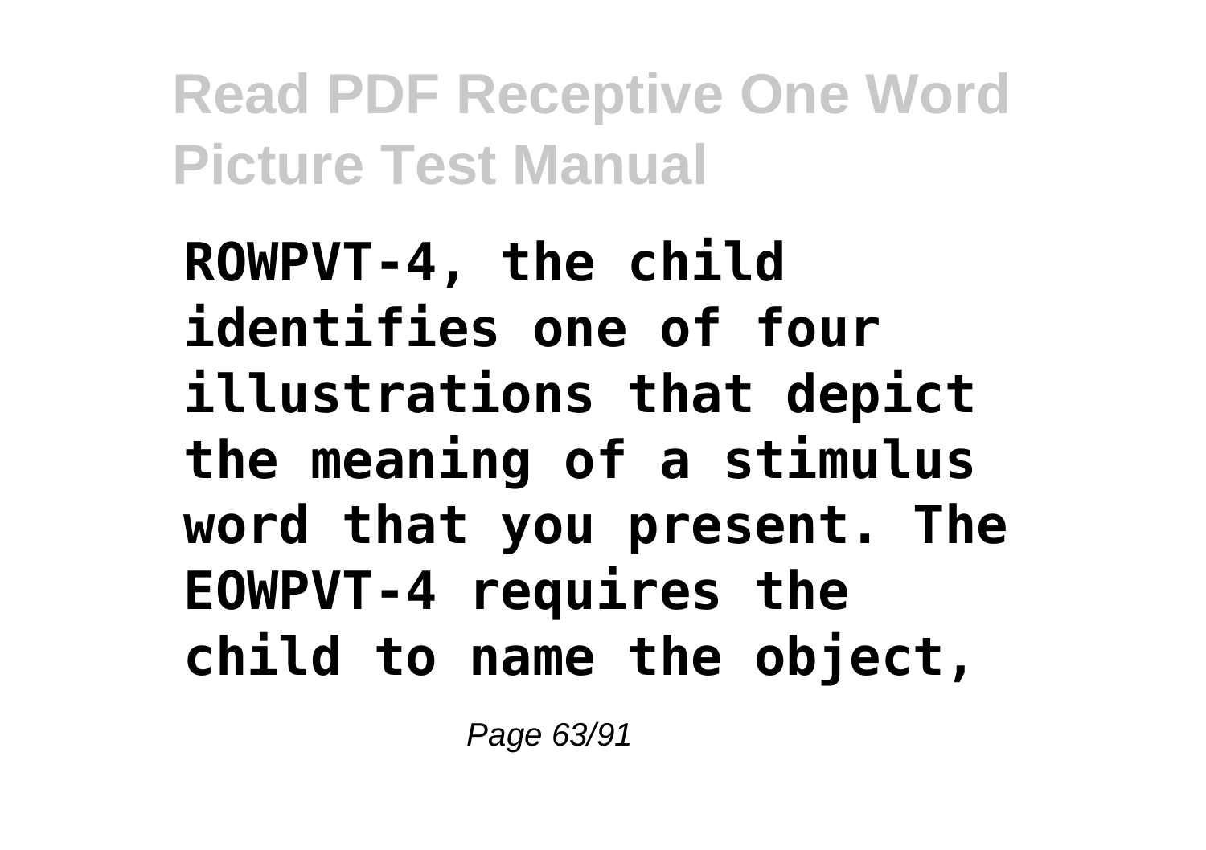**ROWPVT-4, the child identifies one of four illustrations that depict the meaning of a stimulus word that you present. The EOWPVT-4 requires the child to name the object,**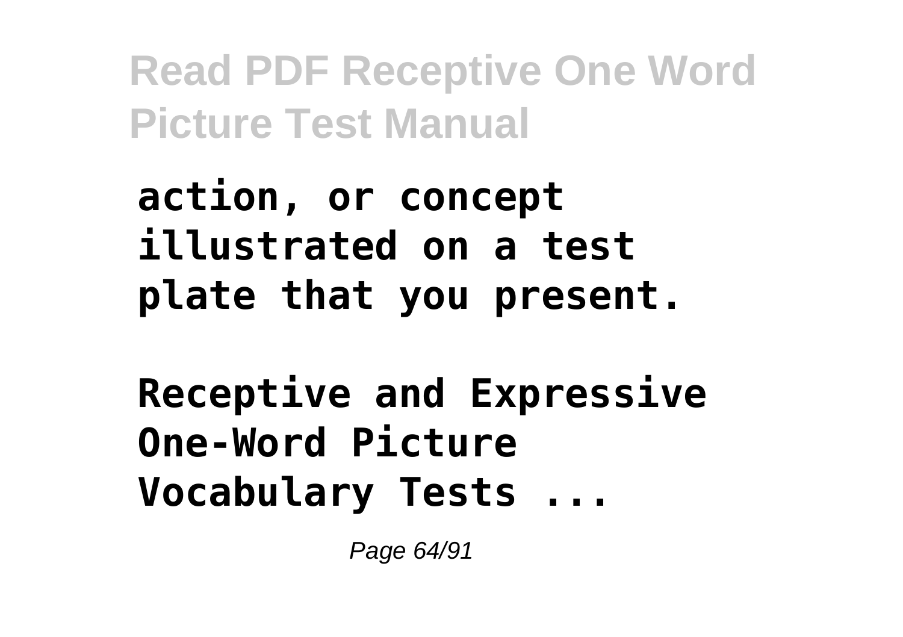**action, or concept illustrated on a test plate that you present.**

**Receptive and Expressive One-Word Picture Vocabulary Tests ...**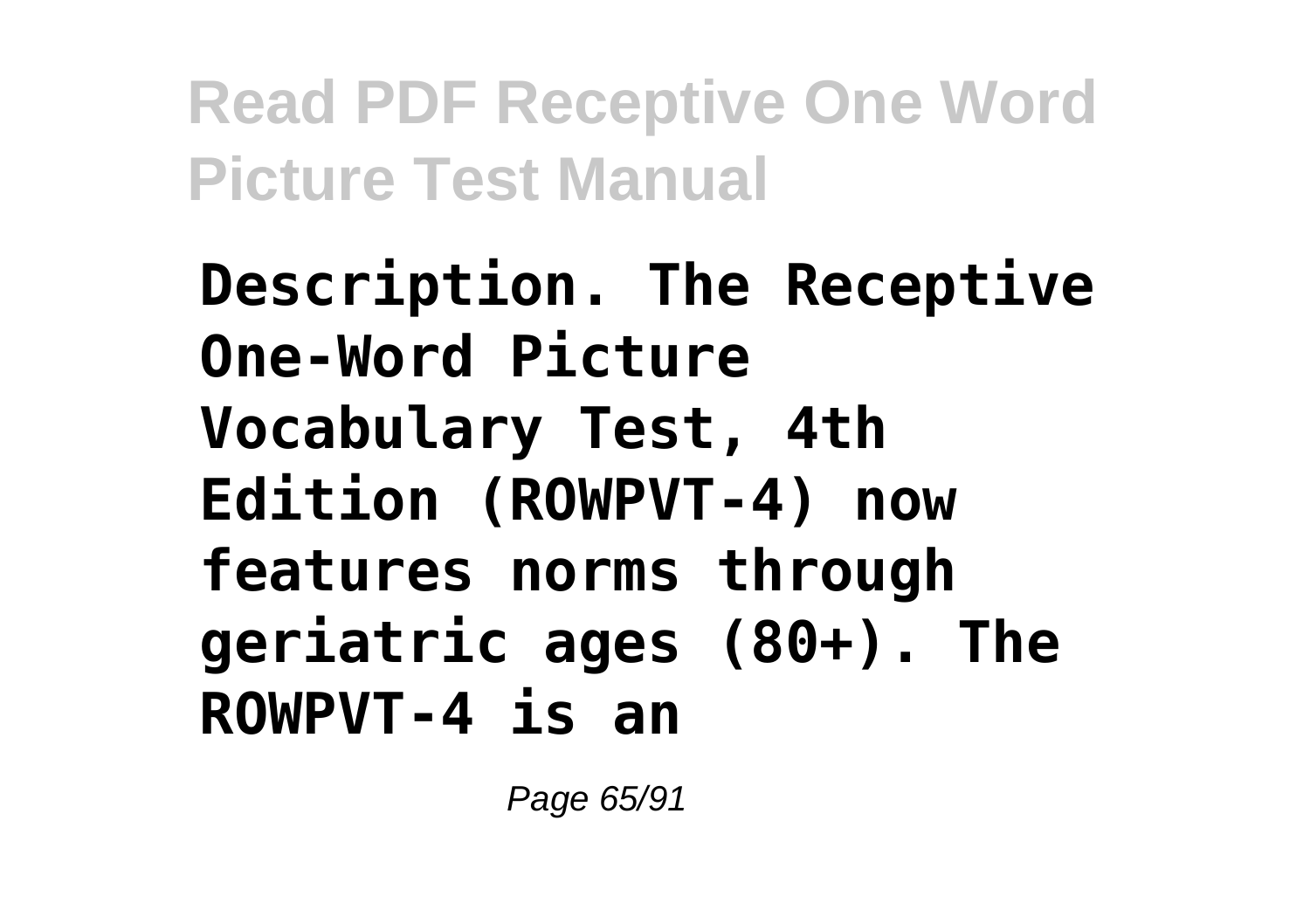**Description. The Receptive One-Word Picture Vocabulary Test, 4th Edition (ROWPVT-4) now features norms through geriatric ages (80+). The ROWPVT-4 is an**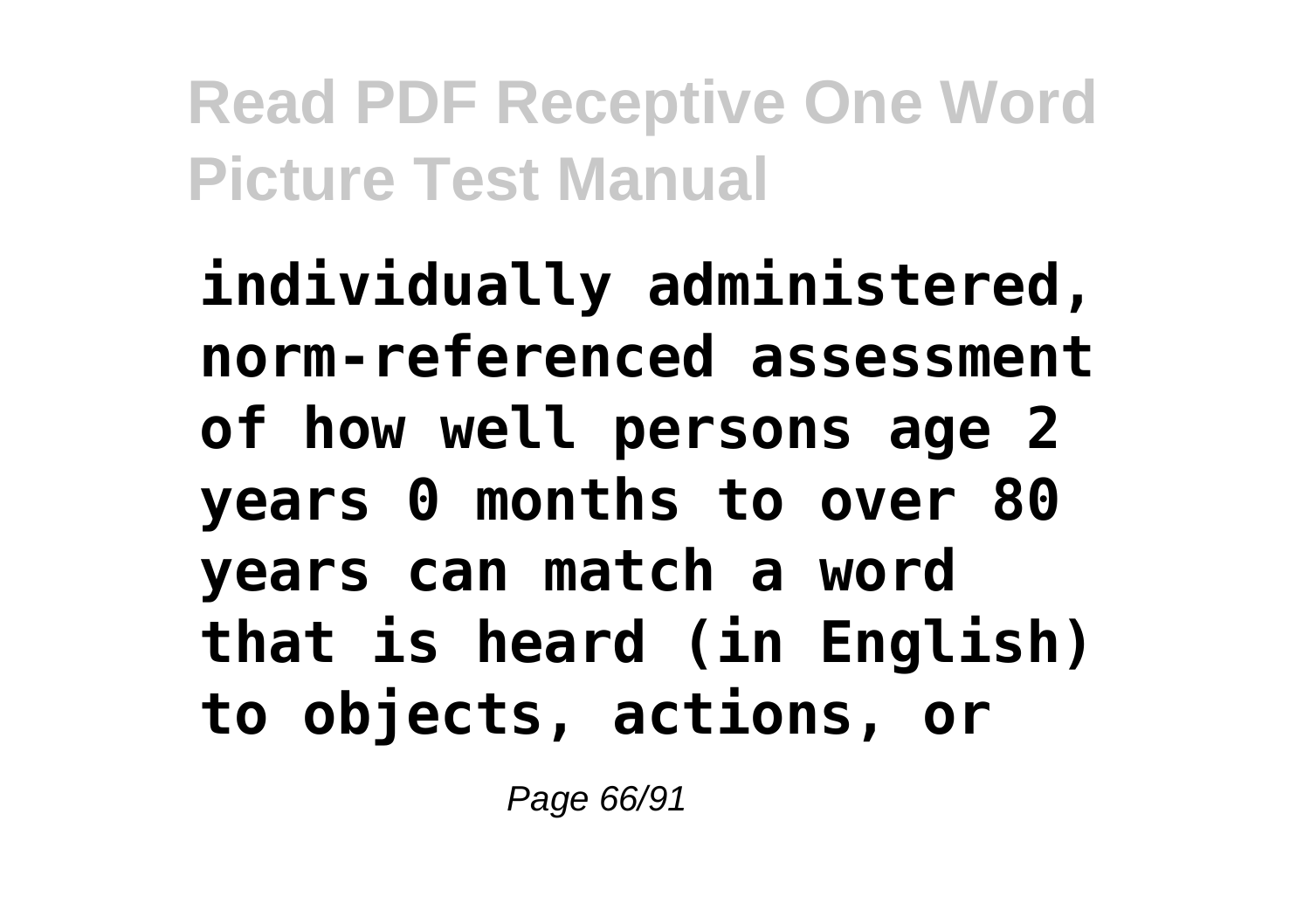**individually administered, norm-referenced assessment of how well persons age 2 years 0 months to over 80 years can match a word that is heard (in English) to objects, actions, or**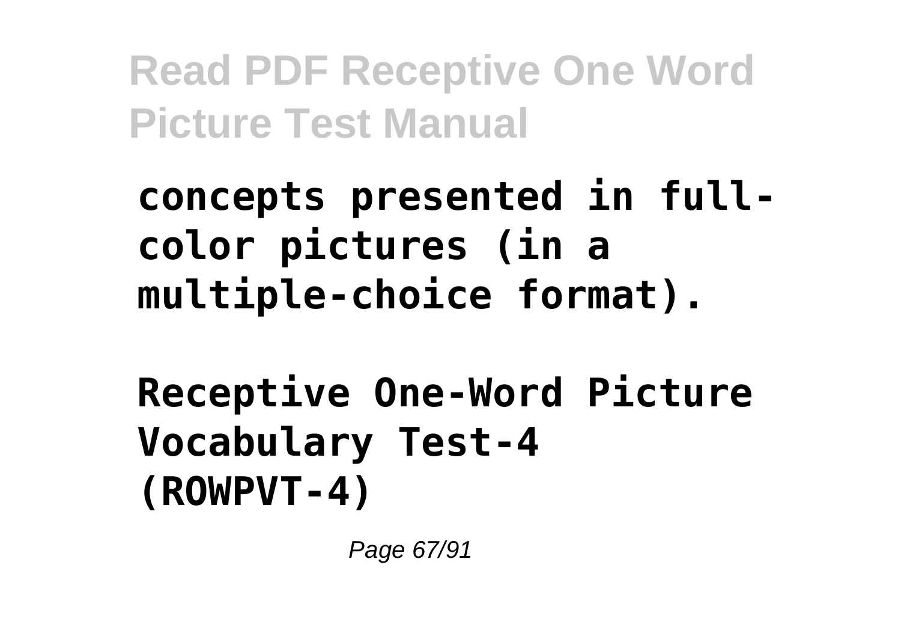**concepts presented in full-color pictures (in a multiple-choice format).**

**Receptive One-Word Picture Vocabulary Test-4 (ROWPVT-4)**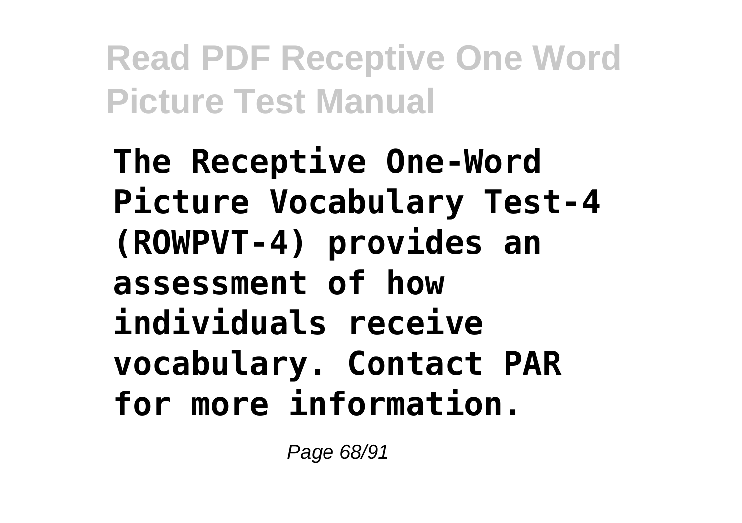**The Receptive One-Word Picture Vocabulary Test-4 (ROWPVT-4) provides an assessment of how individuals receive vocabulary. Contact PAR for more information.**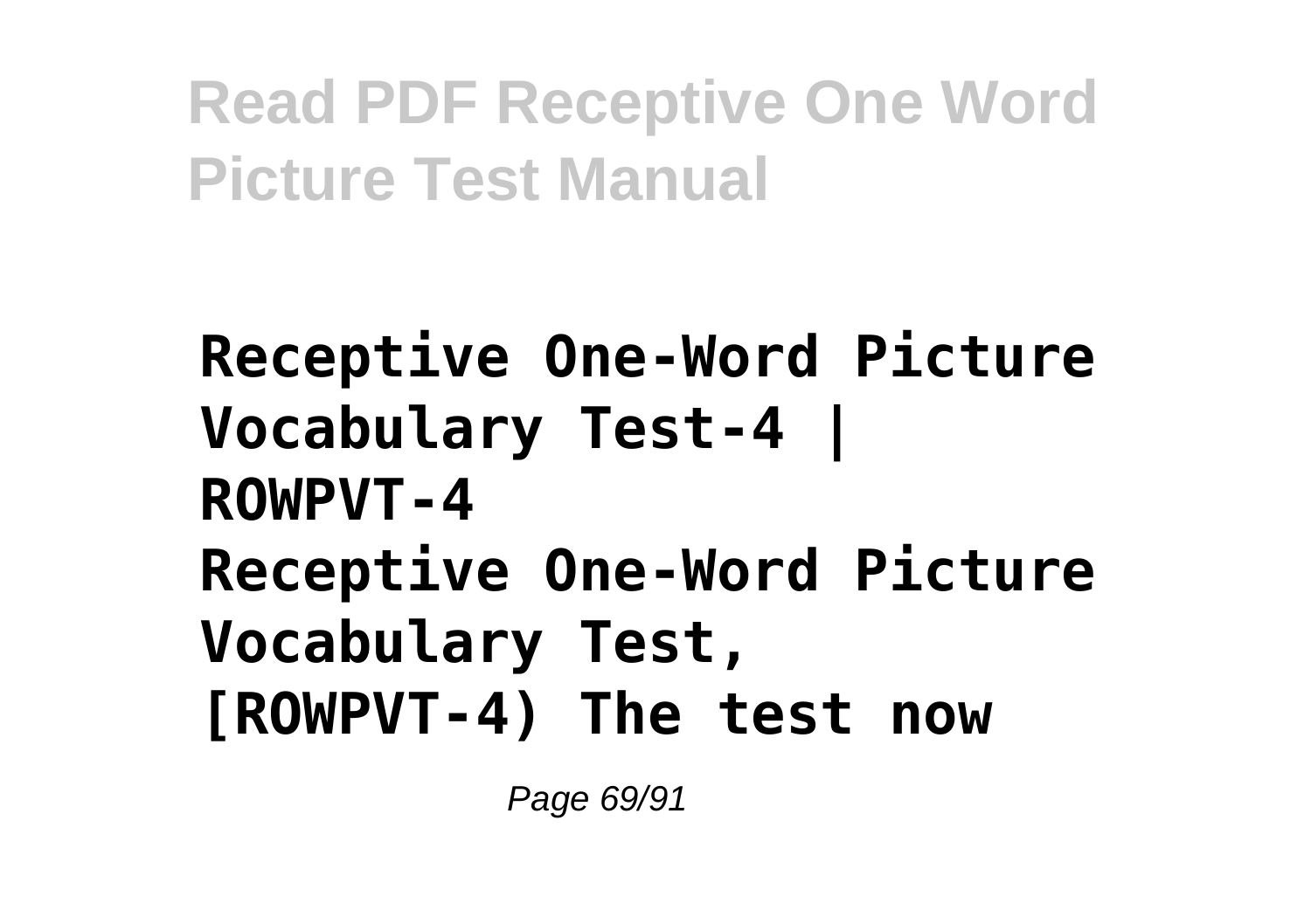**Receptive One-Word Picture Vocabulary Test-4 | ROWPVT-4**

**Receptive One-Word Picture Vocabulary Test, [ROWPVT-4) The test now**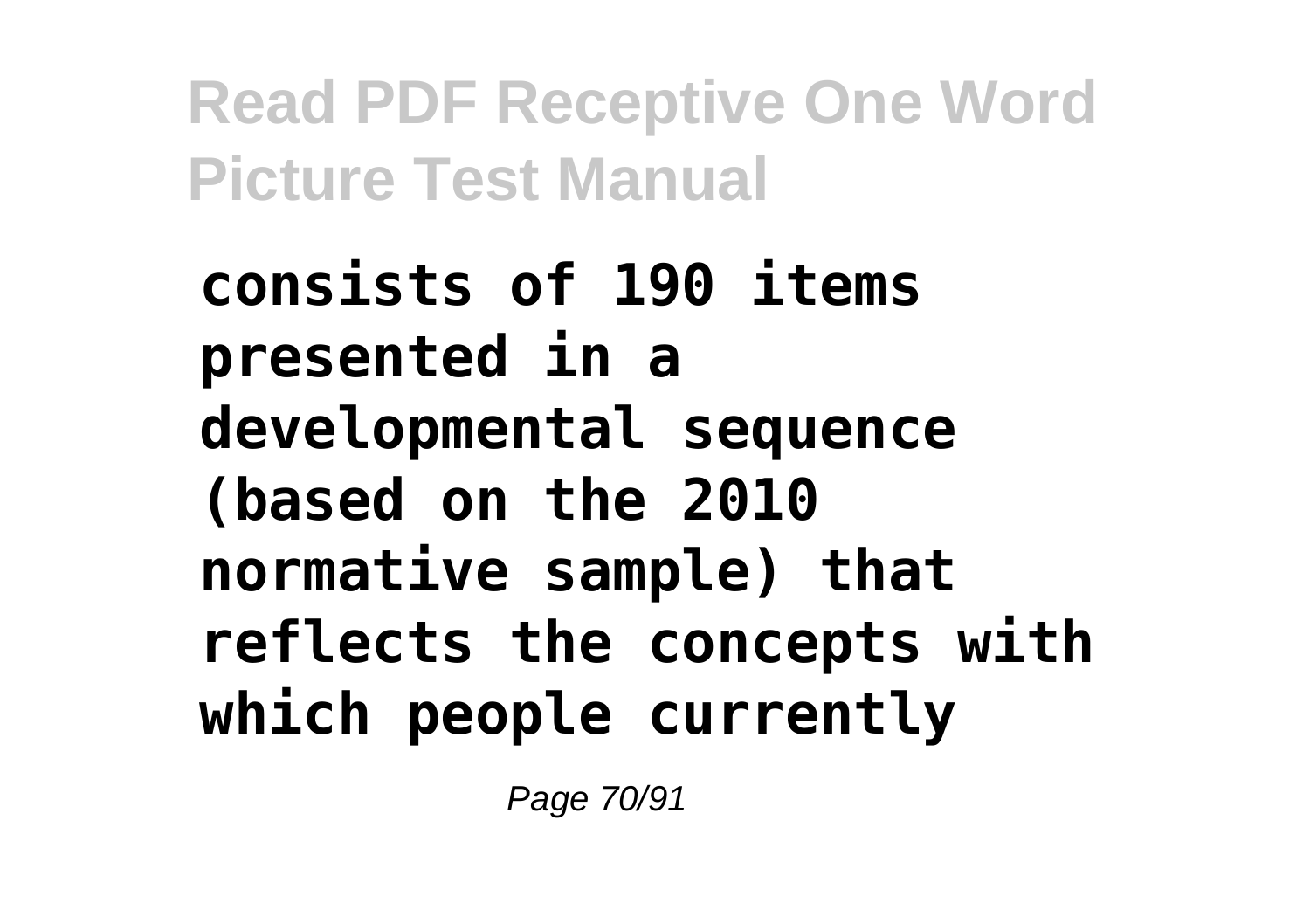**consists of 190 items presented in a developmental sequence (based on the 2010 normative sample) that reflects the concepts with which people currently**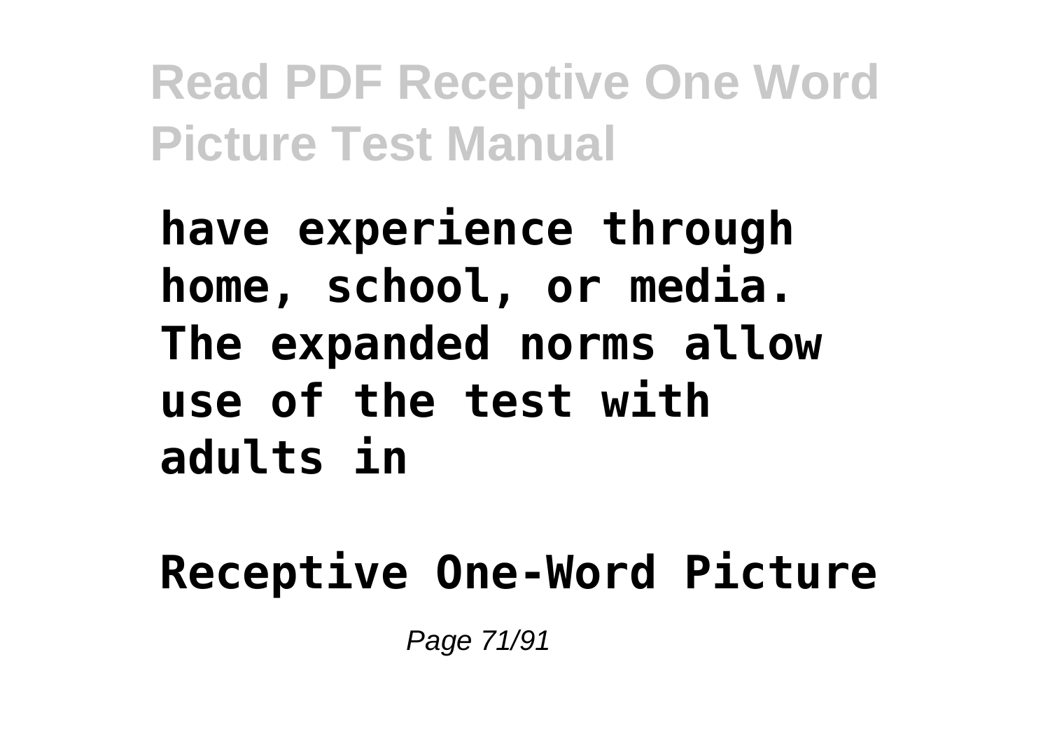**have experience through home, school, or media. The expanded norms allow use of the test with adults in**

**Receptive One-Word Picture**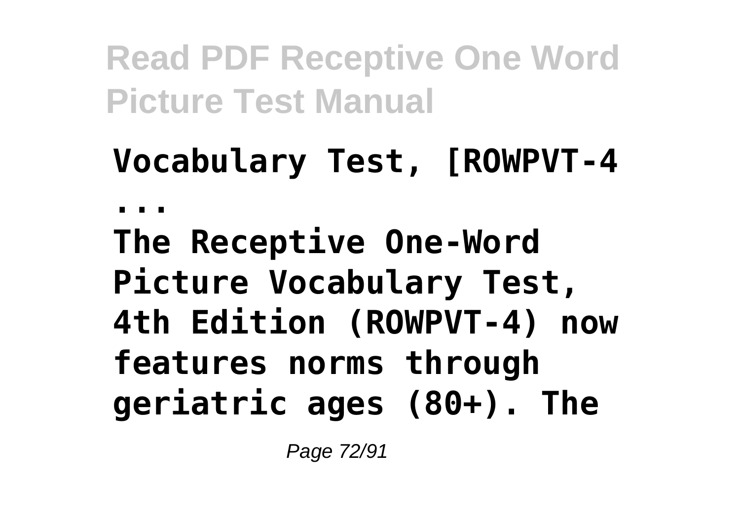**Vocabulary Test, [ROWPVT-4 ...**

**The Receptive One-Word Picture Vocabulary Test, 4th Edition (ROWPVT-4) now features norms through geriatric ages (80+). The**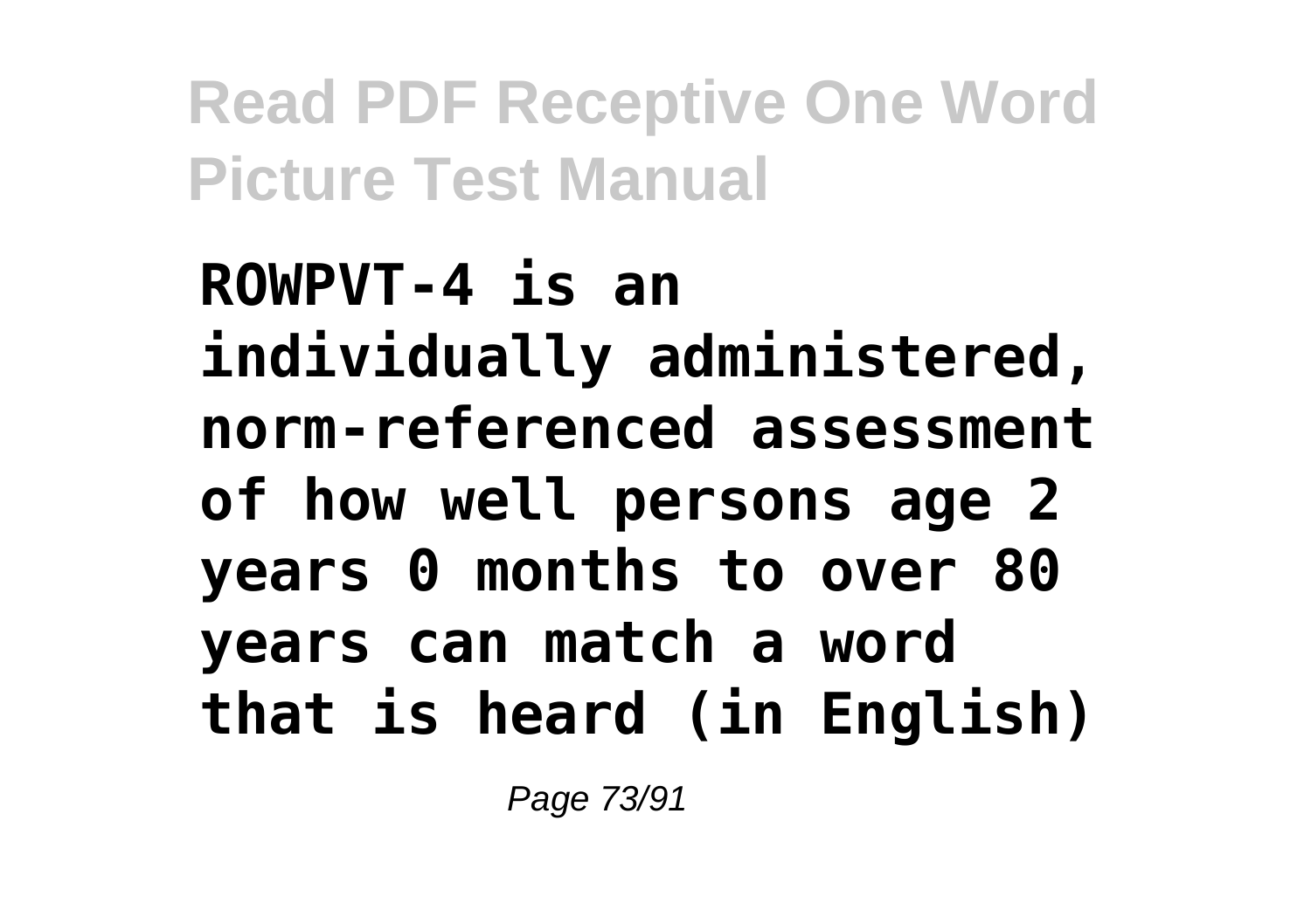**ROWPVT-4 is an individually administered, norm-referenced assessment of how well persons age 2 years 0 months to over 80 years can match a word that is heard (in English)**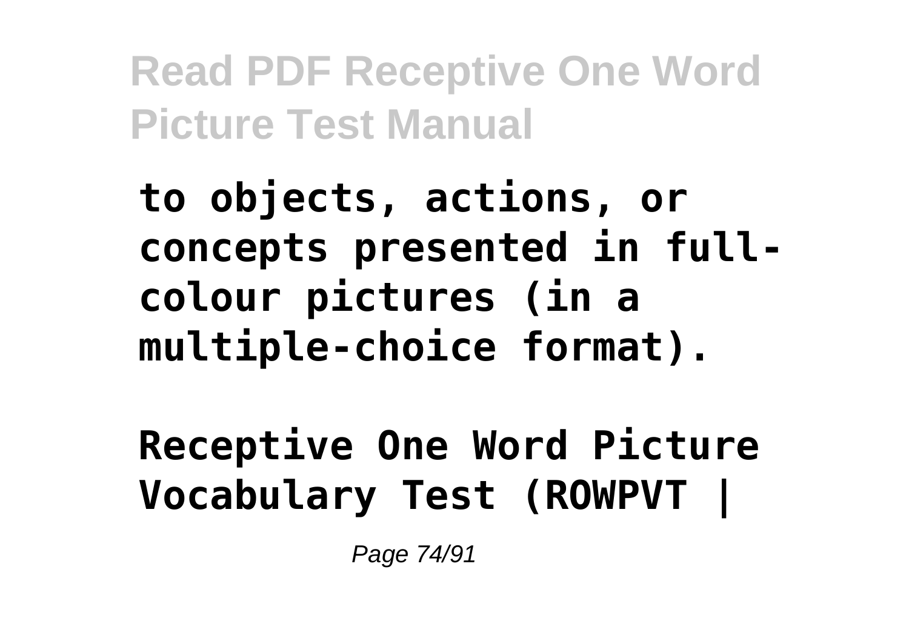**to objects, actions, or concepts presented in full-colour pictures (in a multiple-choice format).**

**Receptive One Word Picture Vocabulary Test (ROWPVT |**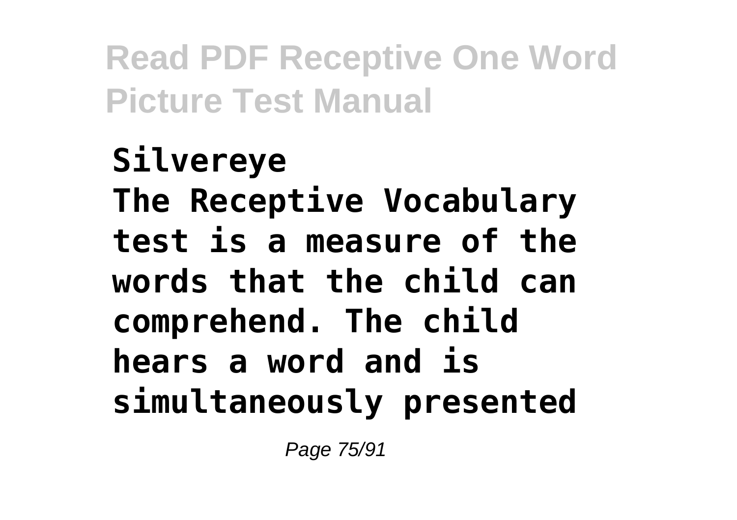**Silvereye**
**The Receptive Vocabulary test is a measure of the words that the child can comprehend. The child hears a word and is simultaneously presented**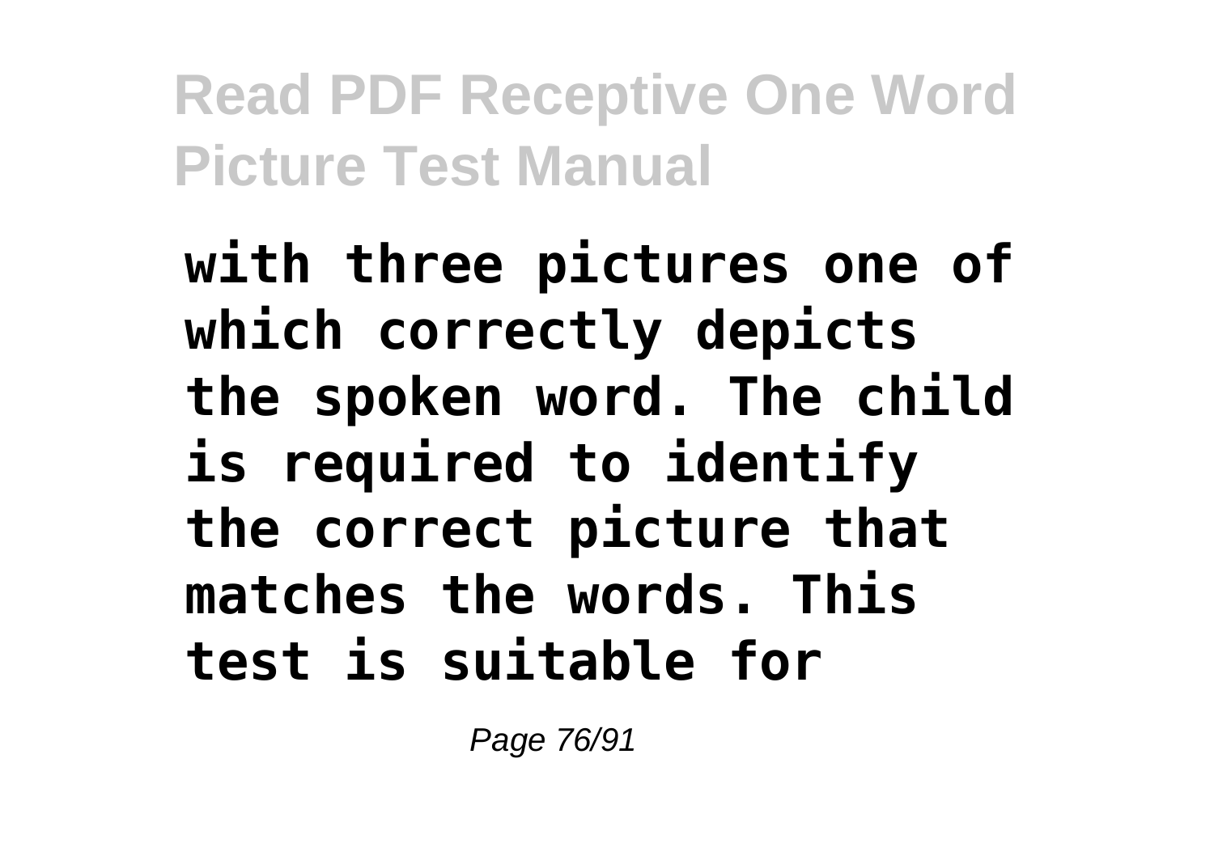**with three pictures one of which correctly depicts the spoken word. The child is required to identify the correct picture that matches the words. This test is suitable for**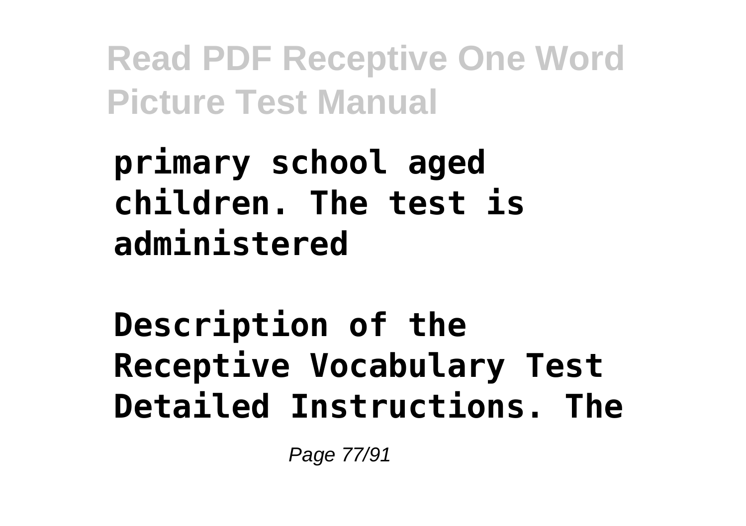**primary school aged children. The test is administered**

**Description of the Receptive Vocabulary Test Detailed Instructions. The**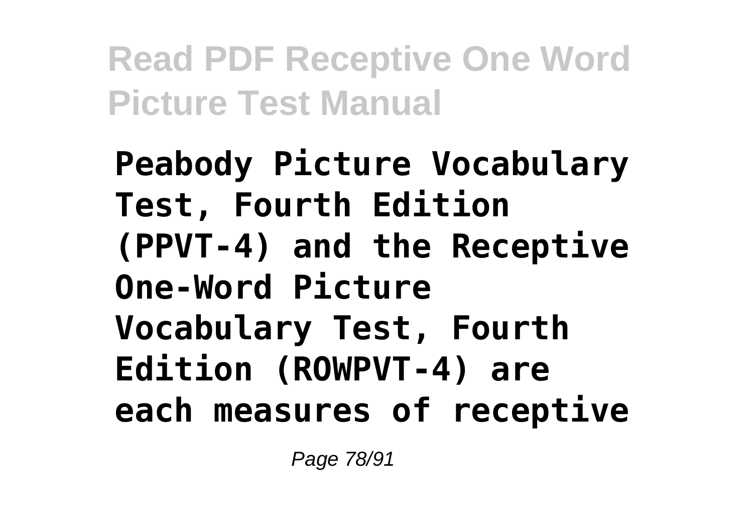**Peabody Picture Vocabulary Test, Fourth Edition (PPVT-4) and the Receptive One-Word Picture Vocabulary Test, Fourth Edition (ROWPVT-4) are each measures of receptive**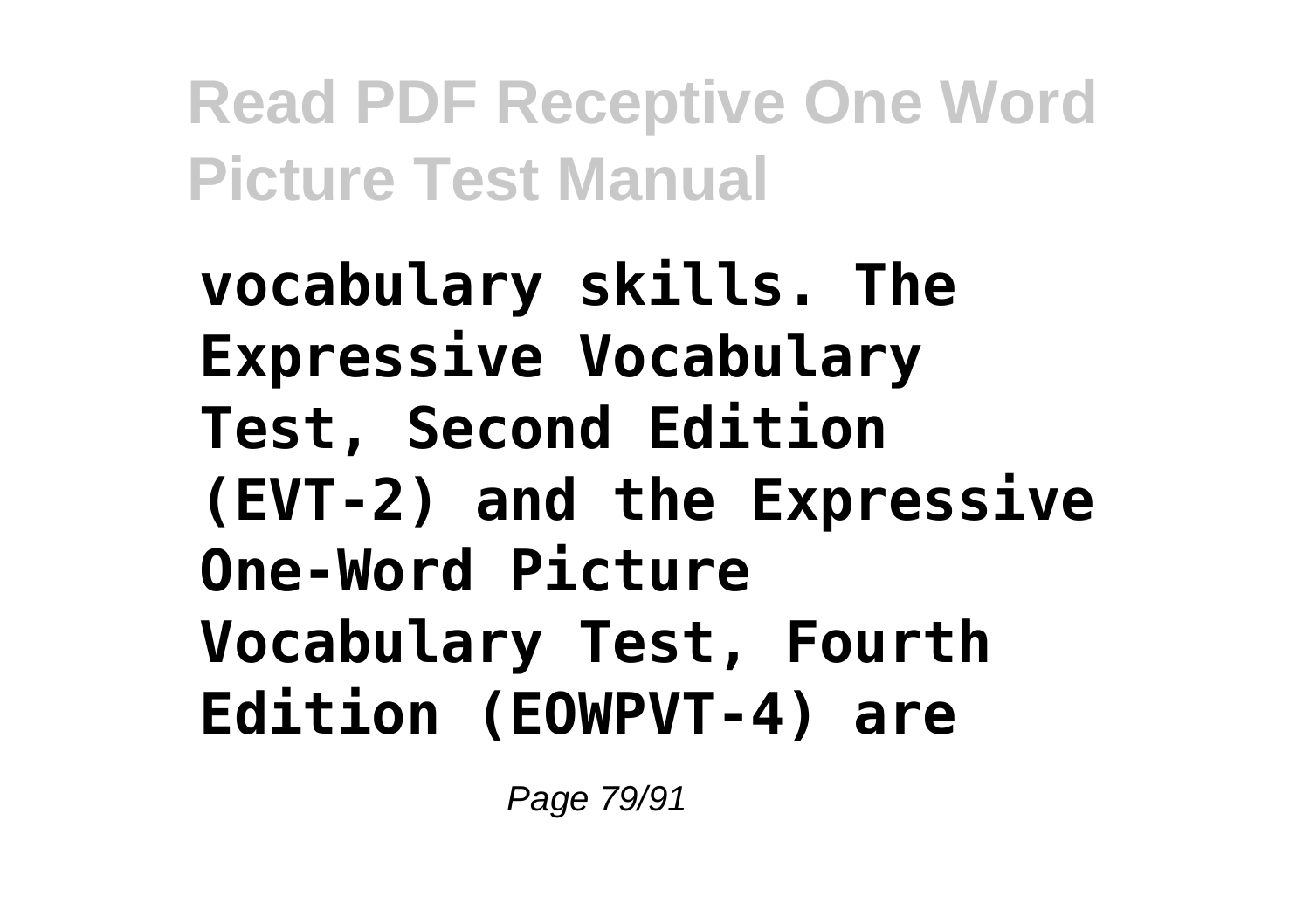**vocabulary skills. The Expressive Vocabulary Test, Second Edition (EVT-2) and the Expressive One-Word Picture Vocabulary Test, Fourth Edition (EOWPVT-4) are**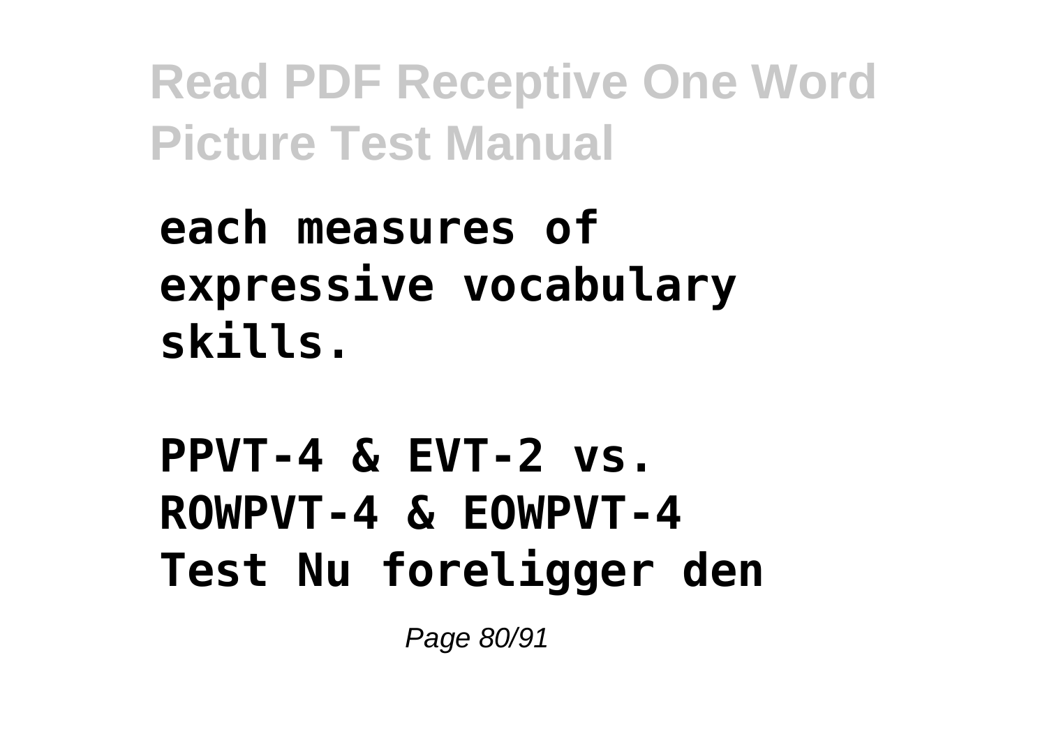each measures of expressive vocabulary skills.

PPVT-4 & EVT-2 vs. ROWPVT-4 & EOWPVT-4 Test Nu foreligger den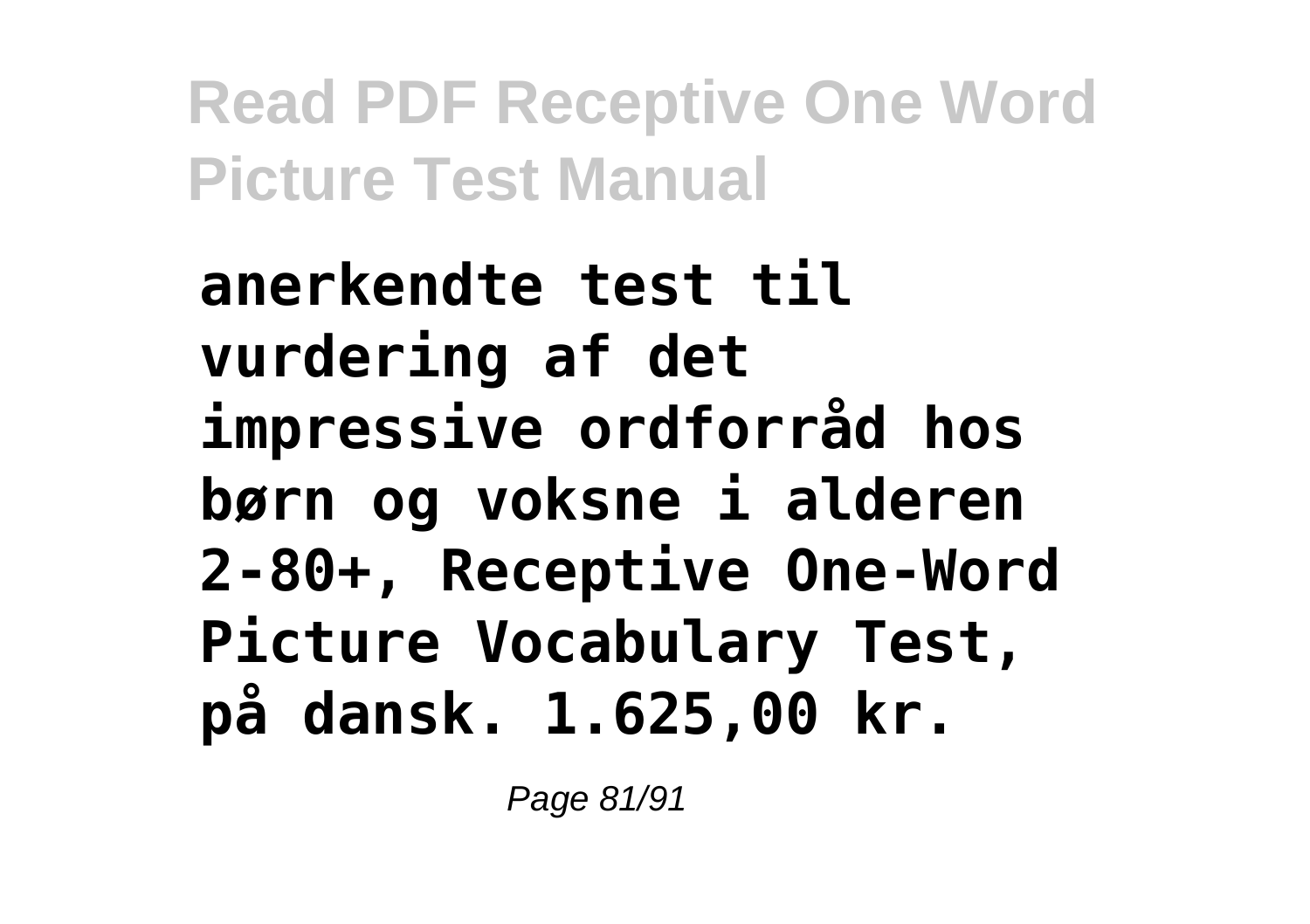**anerkendte test til vurdering af det impressive ordforråd hos børn og voksne i alderen 2-80+, Receptive One-Word Picture Vocabulary Test, på dansk. 1.625,00 kr.**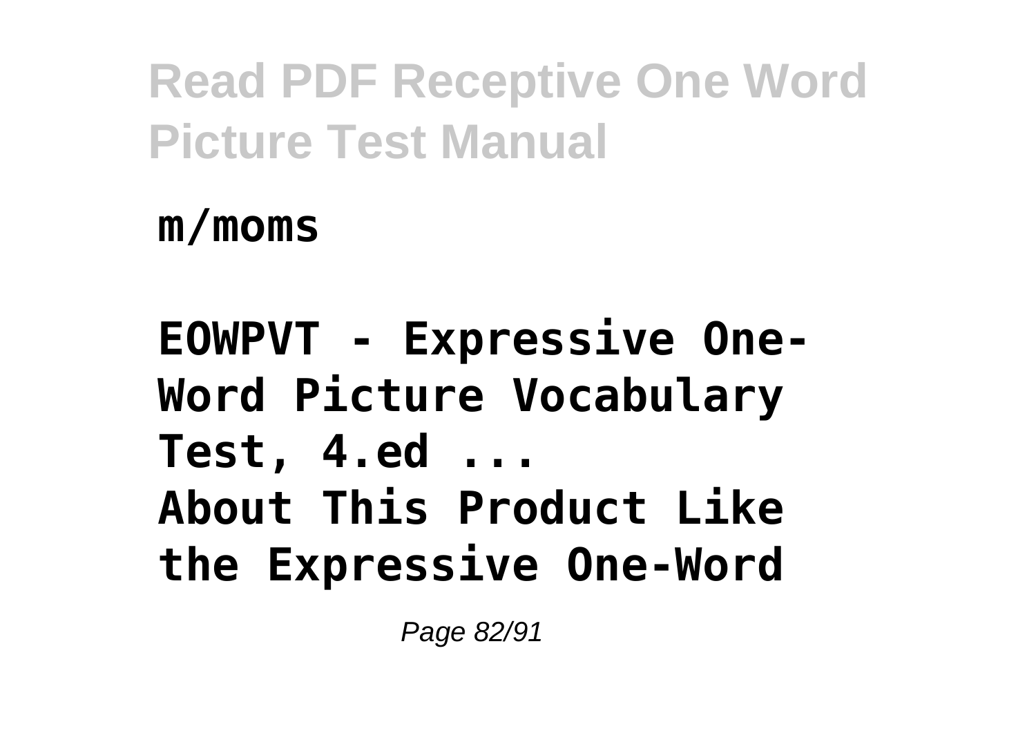m/moms

**EOWPVT - Expressive One-Word Picture Vocabulary Test, 4.ed ...**

**About This Product Like the Expressive One-Word**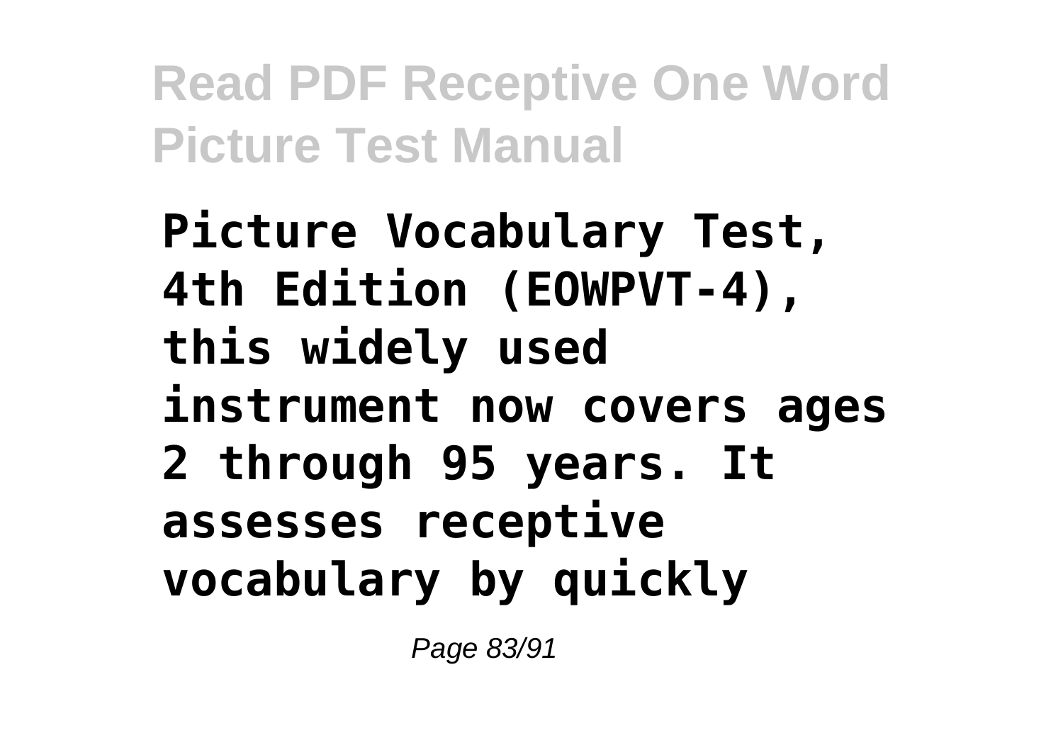**Picture Vocabulary Test, 4th Edition (EOWPVT-4), this widely used instrument now covers ages 2 through 95 years. It assesses receptive vocabulary by quickly**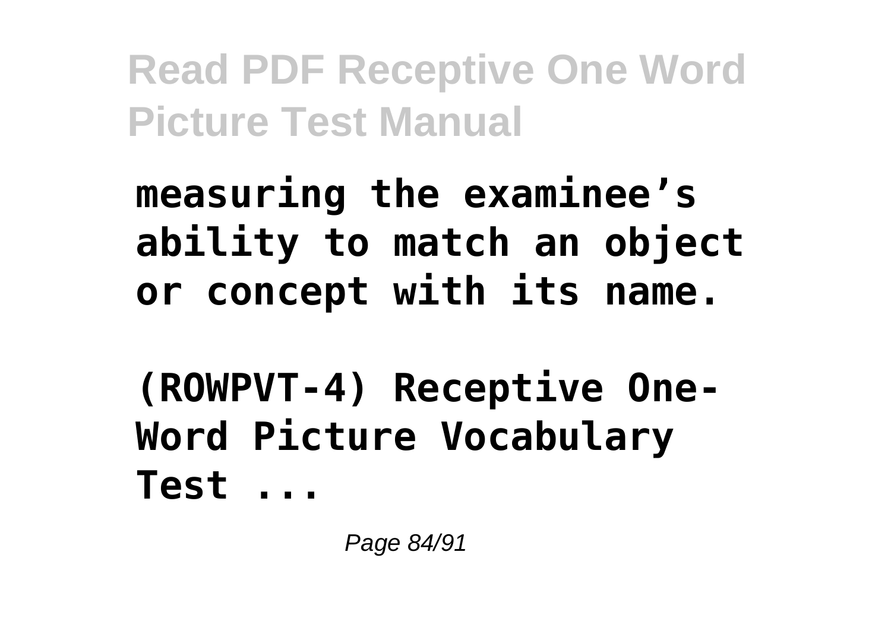**measuring the examinee's ability to match an object or concept with its name.**

**(ROWPVT-4) Receptive One-Word Picture Vocabulary Test ...**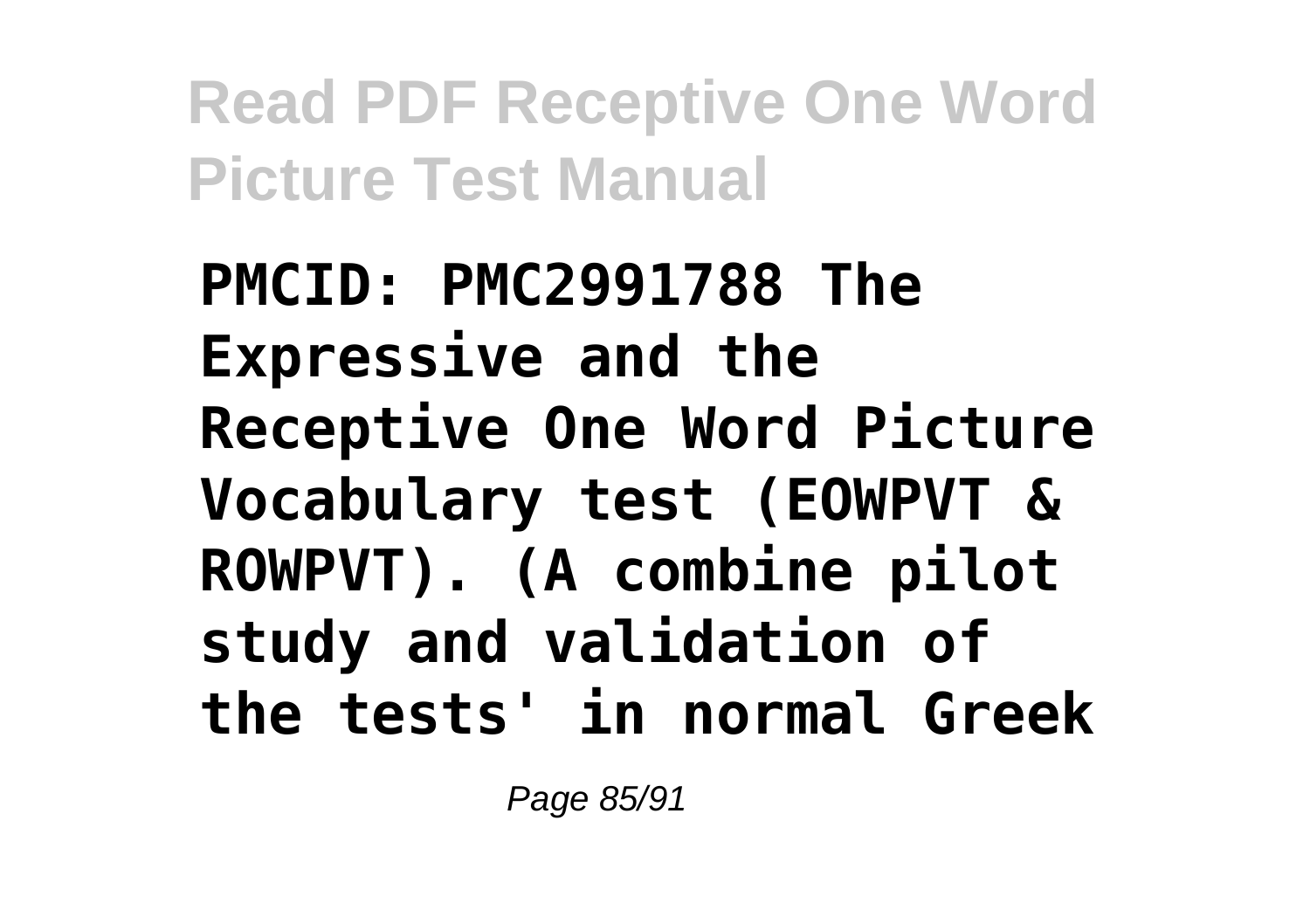**PMCID: PMC2991788 The Expressive and the Receptive One Word Picture Vocabulary test (EOWPVT & ROWPVT). (A combine pilot study and validation of the tests' in normal Greek**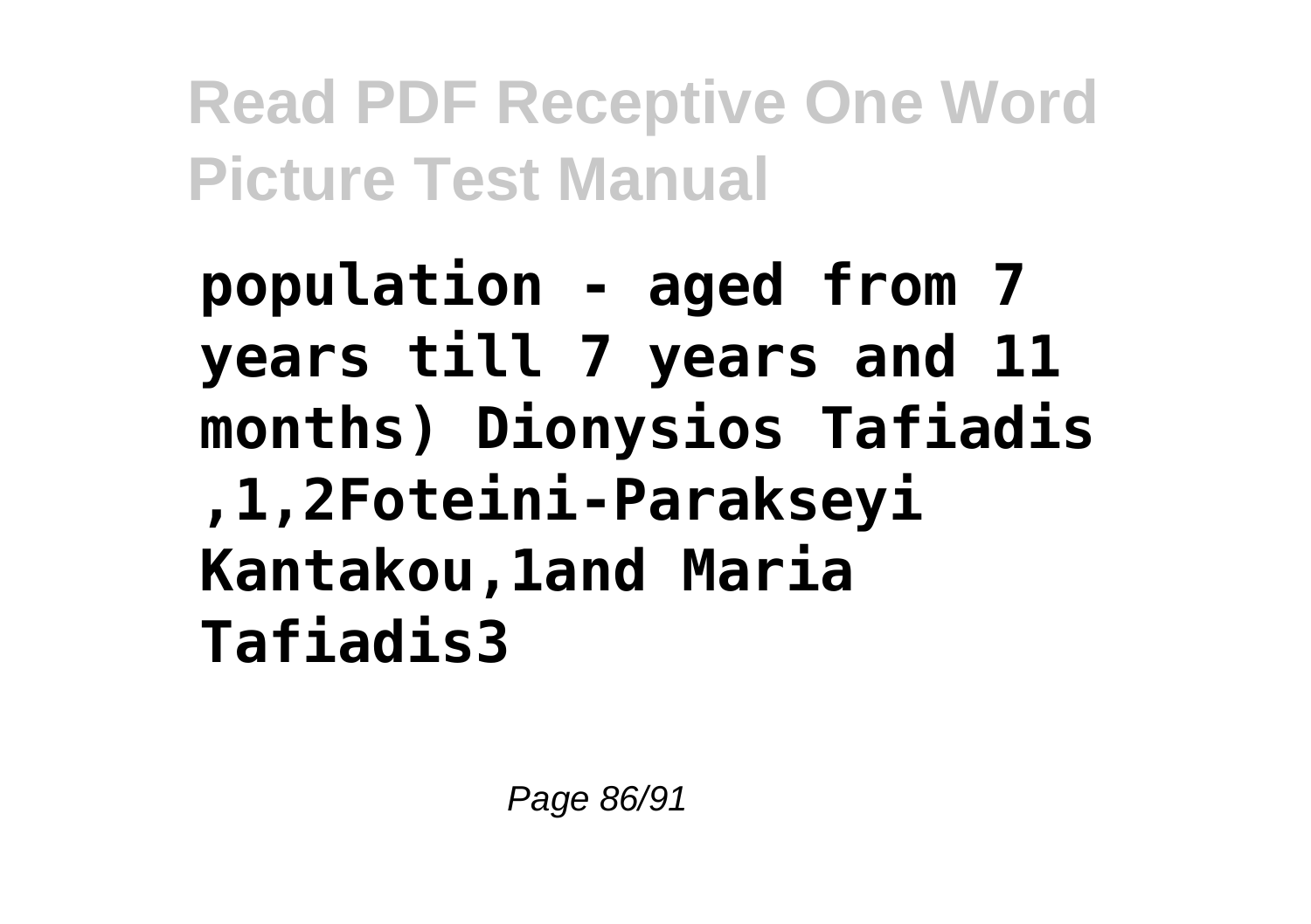**population - aged from 7 years till 7 years and 11 months) Dionysios Tafiadis ,1,2Foteini-Parakseyi Kantakou,1and Maria Tafiadis3**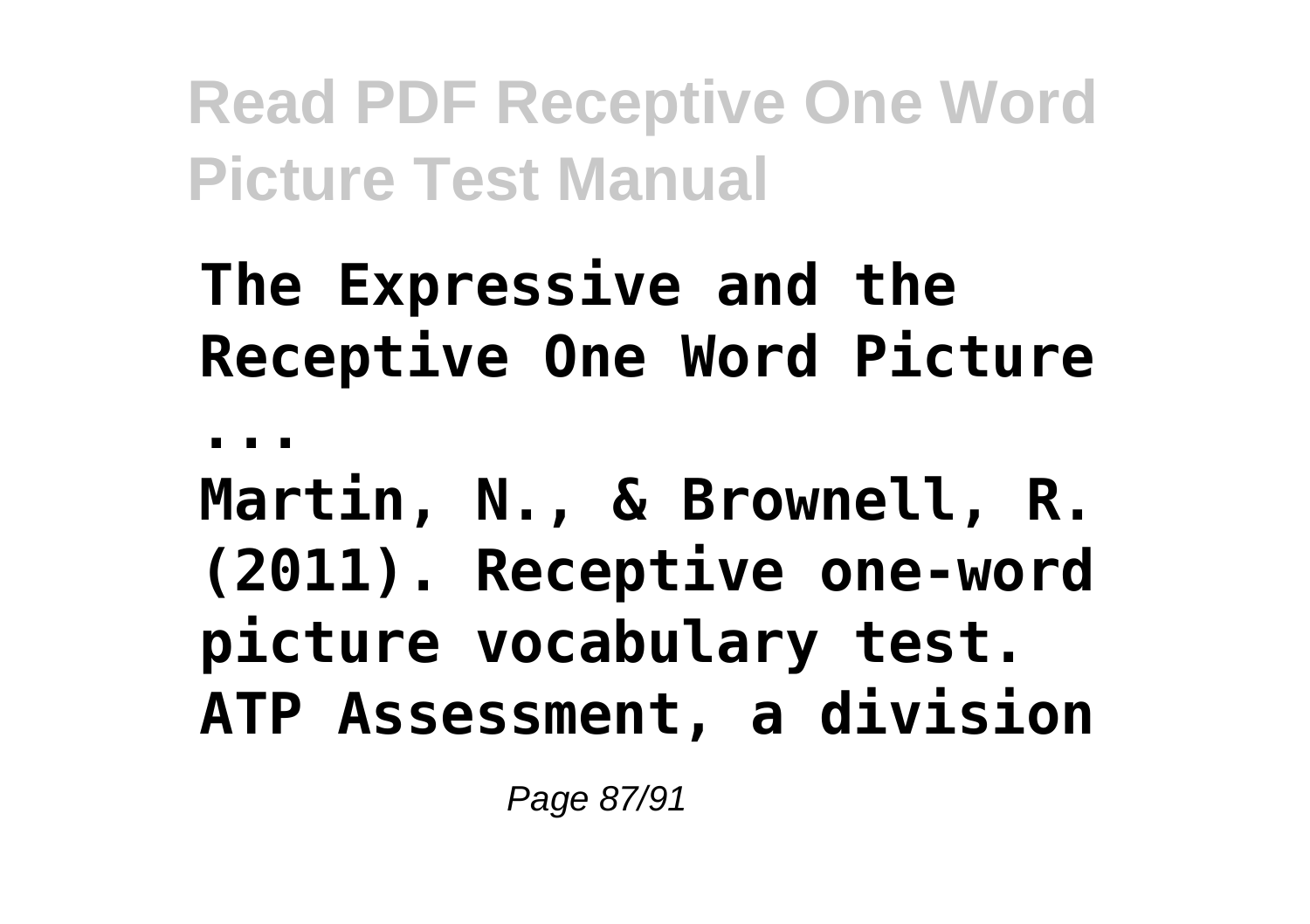**The Expressive and the Receptive One Word Picture ...**

**Martin, N., & Brownell, R. (2011). Receptive one-word picture vocabulary test. ATP Assessment, a division**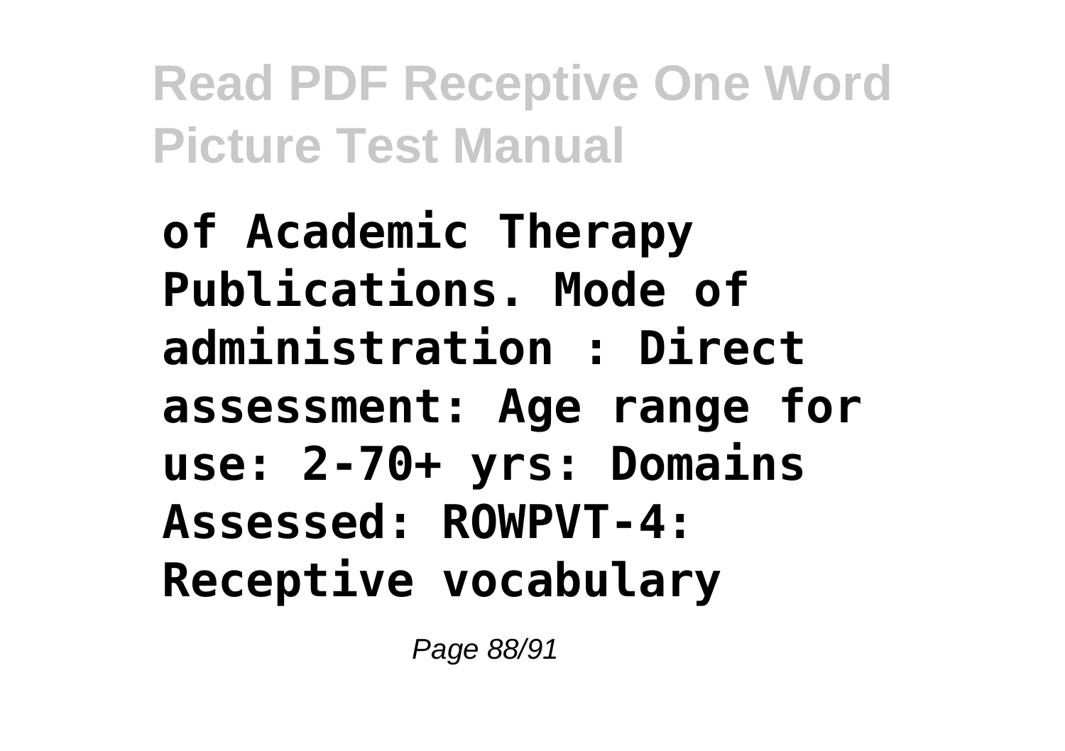**of Academic Therapy Publications. Mode of administration : Direct assessment: Age range for use: 2-70+ yrs: Domains Assessed: ROWPVT-4: Receptive vocabulary**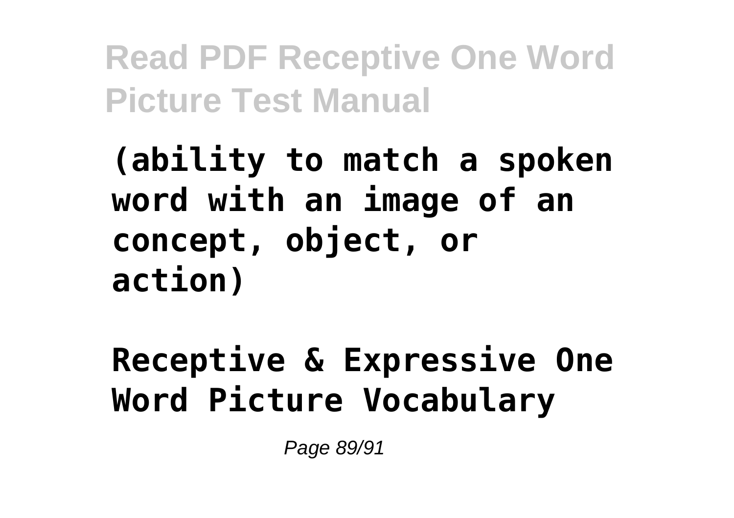**(ability to match a spoken word with an image of an concept, object, or action)**

**Receptive & Expressive One Word Picture Vocabulary**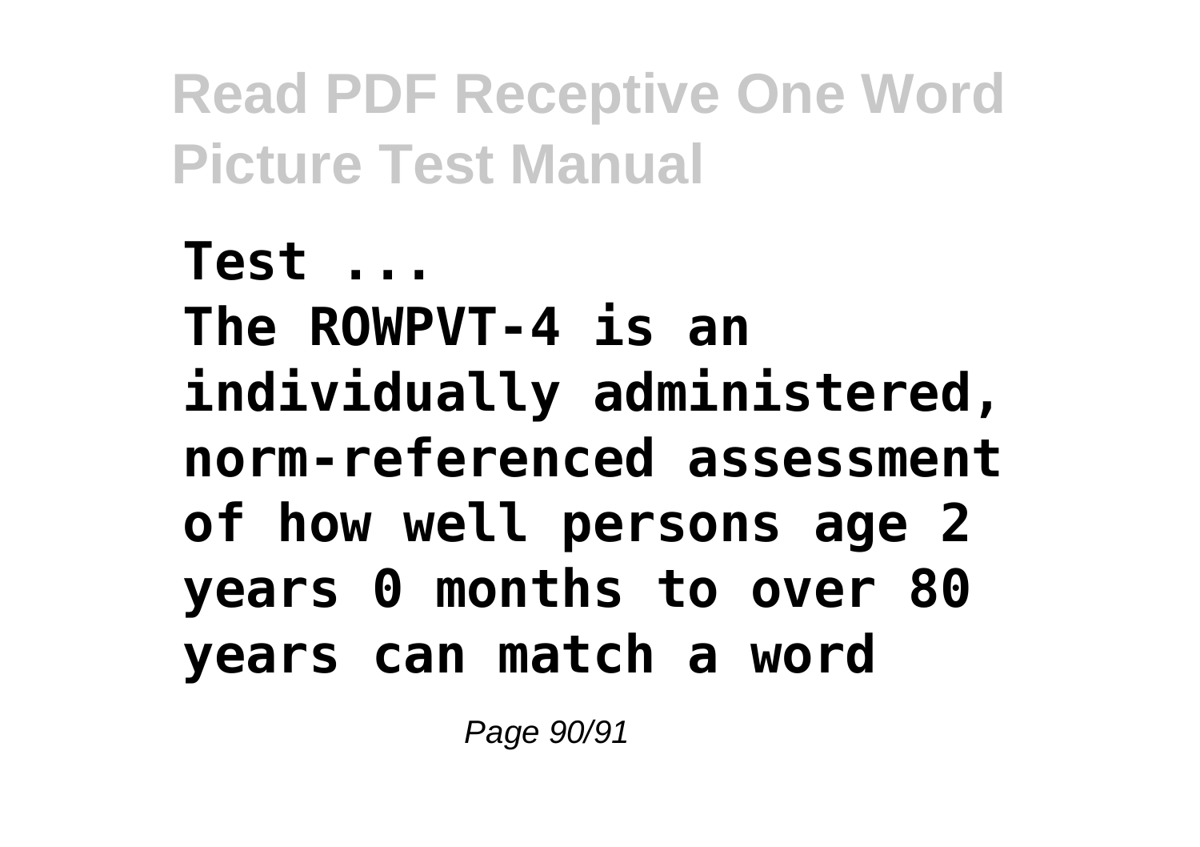**Test ...**
**The ROWPVT-4 is an individually administered, norm-referenced assessment of how well persons age 2 years 0 months to over 80 years can match a word**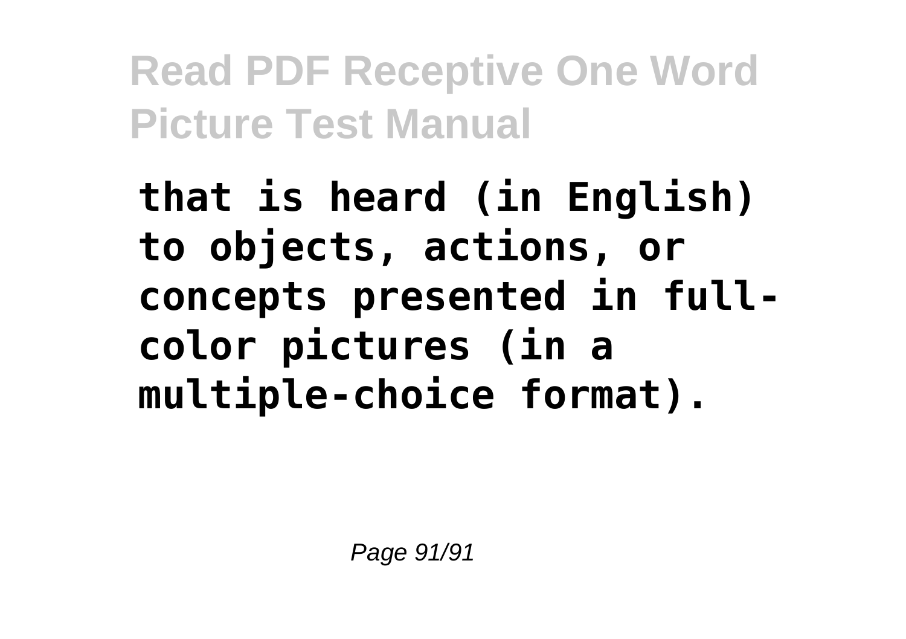**that is heard (in English) to objects, actions, or concepts presented in full-color pictures (in a multiple-choice format).**